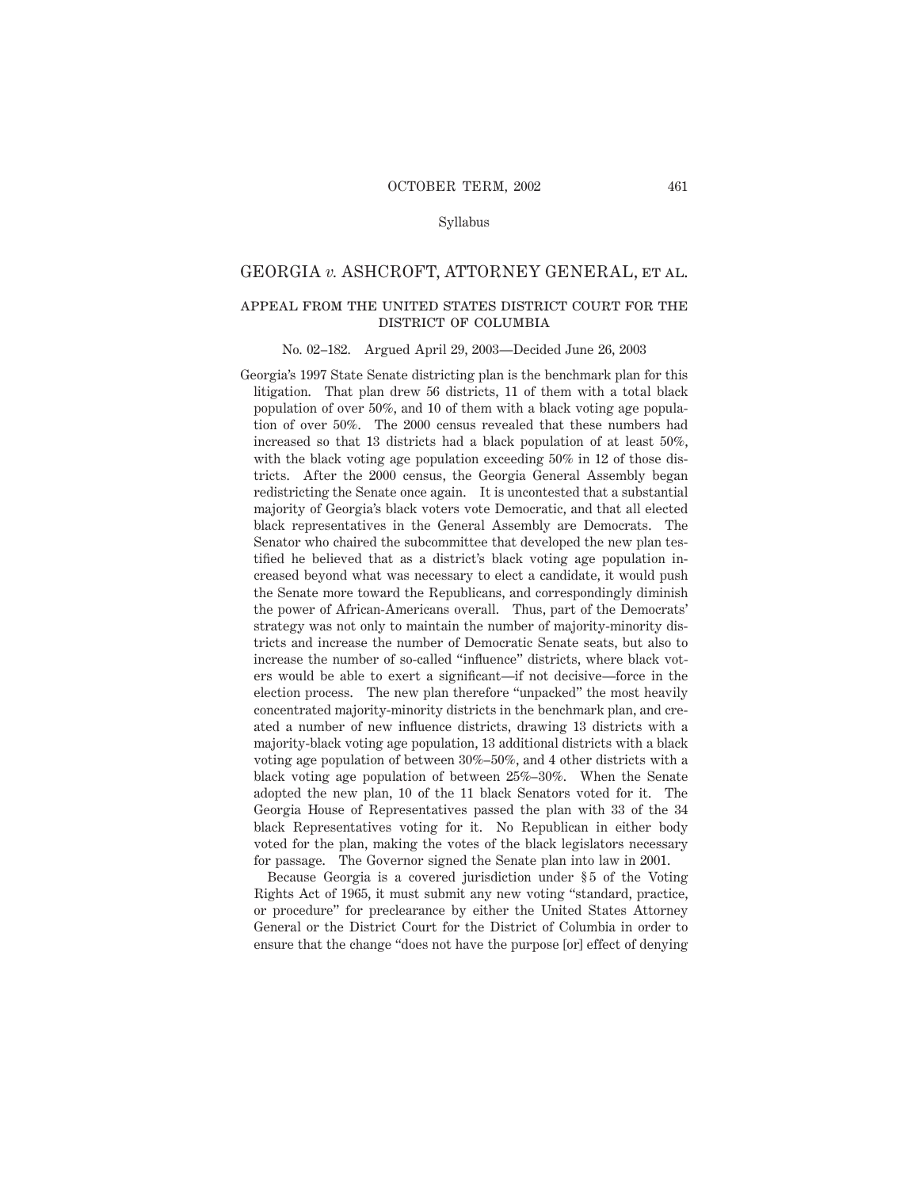## GEORGIA *v.* ASHCROFT, ATTORNEY GENERAL, ET AL.

### APPEAL FROM THE UNITED STATES DISTRICT COURT FOR THE DISTRICT OF COLUMBIA

No. 02–182. Argued April 29, 2003—Decided June 26, 2003

Georgia's 1997 State Senate districting plan is the benchmark plan for this litigation. That plan drew 56 districts, 11 of them with a total black population of over 50%, and 10 of them with a black voting age population of over 50%. The 2000 census revealed that these numbers had increased so that 13 districts had a black population of at least 50%, with the black voting age population exceeding 50% in 12 of those districts. After the 2000 census, the Georgia General Assembly began redistricting the Senate once again. It is uncontested that a substantial majority of Georgia's black voters vote Democratic, and that all elected black representatives in the General Assembly are Democrats. The Senator who chaired the subcommittee that developed the new plan testified he believed that as a district's black voting age population increased beyond what was necessary to elect a candidate, it would push the Senate more toward the Republicans, and correspondingly diminish the power of African-Americans overall. Thus, part of the Democrats' strategy was not only to maintain the number of majority-minority districts and increase the number of Democratic Senate seats, but also to increase the number of so-called "influence" districts, where black voters would be able to exert a significant—if not decisive—force in the election process. The new plan therefore "unpacked" the most heavily concentrated majority-minority districts in the benchmark plan, and created a number of new influence districts, drawing 13 districts with a majority-black voting age population, 13 additional districts with a black voting age population of between 30%–50%, and 4 other districts with a black voting age population of between 25%–30%. When the Senate adopted the new plan, 10 of the 11 black Senators voted for it. The Georgia House of Representatives passed the plan with 33 of the 34 black Representatives voting for it. No Republican in either body voted for the plan, making the votes of the black legislators necessary for passage. The Governor signed the Senate plan into law in 2001.

Because Georgia is a covered jurisdiction under § 5 of the Voting Rights Act of 1965, it must submit any new voting "standard, practice, or procedure" for preclearance by either the United States Attorney General or the District Court for the District of Columbia in order to ensure that the change "does not have the purpose [or] effect of denying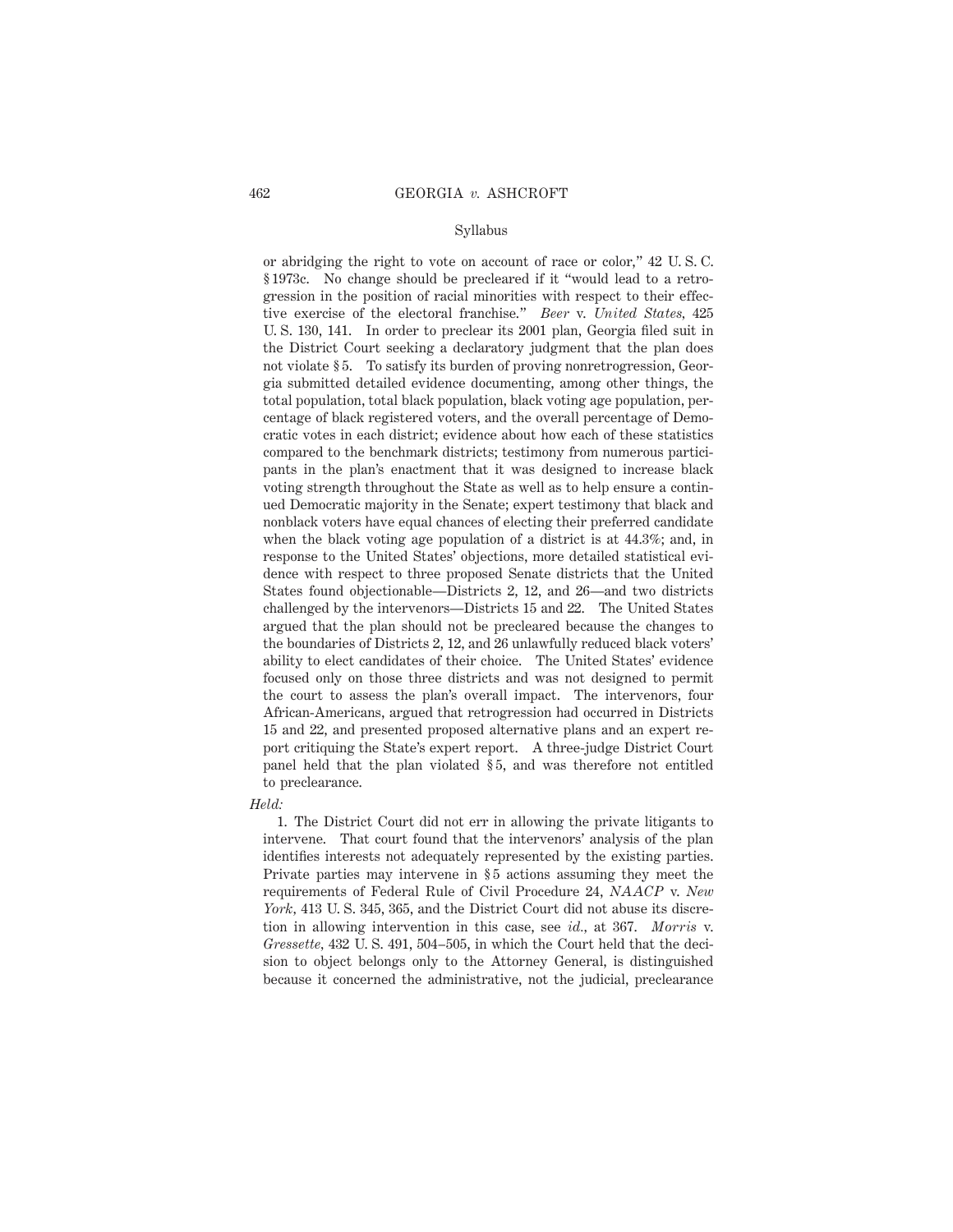or abridging the right to vote on account of race or color," 42 U. S. C. § 1973c. No change should be precleared if it "would lead to a retrogression in the position of racial minorities with respect to their effective exercise of the electoral franchise." *Beer* v. *United States,* 425 U. S. 130, 141. In order to preclear its 2001 plan, Georgia filed suit in the District Court seeking a declaratory judgment that the plan does not violate § 5. To satisfy its burden of proving nonretrogression, Georgia submitted detailed evidence documenting, among other things, the total population, total black population, black voting age population, percentage of black registered voters, and the overall percentage of Democratic votes in each district; evidence about how each of these statistics compared to the benchmark districts; testimony from numerous participants in the plan's enactment that it was designed to increase black voting strength throughout the State as well as to help ensure a continued Democratic majority in the Senate; expert testimony that black and nonblack voters have equal chances of electing their preferred candidate when the black voting age population of a district is at 44.3%; and, in response to the United States' objections, more detailed statistical evidence with respect to three proposed Senate districts that the United States found objectionable—Districts 2, 12, and 26—and two districts challenged by the intervenors—Districts 15 and 22. The United States argued that the plan should not be precleared because the changes to the boundaries of Districts 2, 12, and 26 unlawfully reduced black voters' ability to elect candidates of their choice. The United States' evidence focused only on those three districts and was not designed to permit the court to assess the plan's overall impact. The intervenors, four African-Americans, argued that retrogression had occurred in Districts 15 and 22, and presented proposed alternative plans and an expert report critiquing the State's expert report. A three-judge District Court panel held that the plan violated § 5, and was therefore not entitled to preclearance.

*Held:*

1. The District Court did not err in allowing the private litigants to intervene. That court found that the intervenors' analysis of the plan identifies interests not adequately represented by the existing parties. Private parties may intervene in § 5 actions assuming they meet the requirements of Federal Rule of Civil Procedure 24, *NAACP* v. *New York,* 413 U. S. 345, 365, and the District Court did not abuse its discretion in allowing intervention in this case, see *id.,* at 367. *Morris* v. *Gressette,* 432 U. S. 491, 504–505, in which the Court held that the decision to object belongs only to the Attorney General, is distinguished because it concerned the administrative, not the judicial, preclearance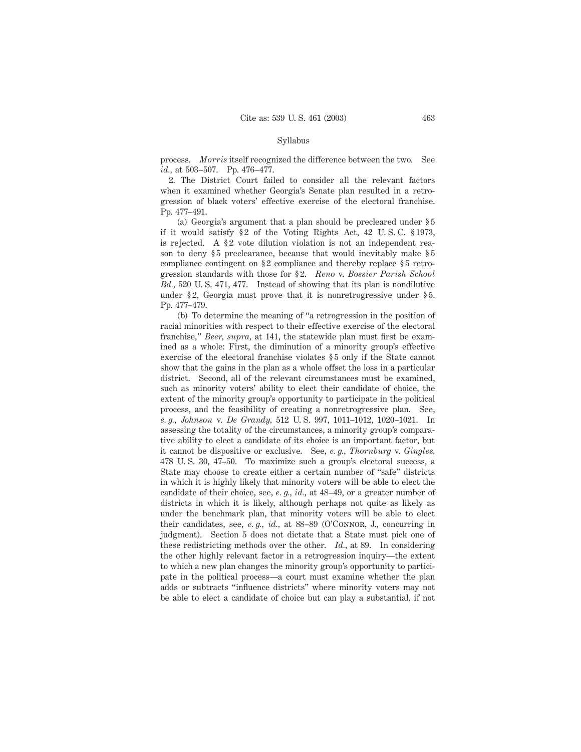process. *Morris* itself recognized the difference between the two. See *id.*, at 503–507. Pp. 476–477.

2. The District Court failed to consider all the relevant factors when it examined whether Georgia's Senate plan resulted in a retrogression of black voters' effective exercise of the electoral franchise. Pp. 477–491.

(a) Georgia's argument that a plan should be precleared under § 5 if it would satisfy § 2 of the Voting Rights Act, 42 U. S. C. § 1973, is rejected. A § 2 vote dilution violation is not an independent reason to deny § 5 preclearance, because that would inevitably make § 5 compliance contingent on § 2 compliance and thereby replace § 5 retrogression standards with those for § 2. *Reno* v. *Bossier Parish School Bd.*, 520 U. S. 471, 477. Instead of showing that its plan is nondilutive under § 2, Georgia must prove that it is nonretrogressive under § 5. Pp. 477–479.

(b) To determine the meaning of "a retrogression in the position of racial minorities with respect to their effective exercise of the electoral franchise," *Beer, supra*, at 141, the statewide plan must first be examined as a whole: First, the diminution of a minority group's effective exercise of the electoral franchise violates § 5 only if the State cannot show that the gains in the plan as a whole offset the loss in a particular district. Second, all of the relevant circumstances must be examined, such as minority voters' ability to elect their candidate of choice, the extent of the minority group's opportunity to participate in the political process, and the feasibility of creating a nonretrogressive plan. See, *e. g., Johnson* v. *De Grandy*, 512 U. S. 997, 1011–1012, 1020–1021. In assessing the totality of the circumstances, a minority group's comparative ability to elect a candidate of its choice is an important factor, but it cannot be dispositive or exclusive. See, *e. g., Thornburg* v. *Gingles*, 478 U. S. 30, 47–50. To maximize such a group's electoral success, a State may choose to create either a certain number of "safe" districts in which it is highly likely that minority voters will be able to elect the candidate of their choice, see, *e. g., id.*, at 48–49, or a greater number of districts in which it is likely, although perhaps not quite as likely as under the benchmark plan, that minority voters will be able to elect their candidates, see, *e. g., id.*, at 88–89 (O'Connor, J., concurring in judgment). Section 5 does not dictate that a State must pick one of these redistricting methods over the other. *Id.*, at 89. In considering the other highly relevant factor in a retrogression inquiry—the extent to which a new plan changes the minority group's opportunity to participate in the political process—a court must examine whether the plan adds or subtracts "influence districts" where minority voters may not be able to elect a candidate of choice but can play a substantial, if not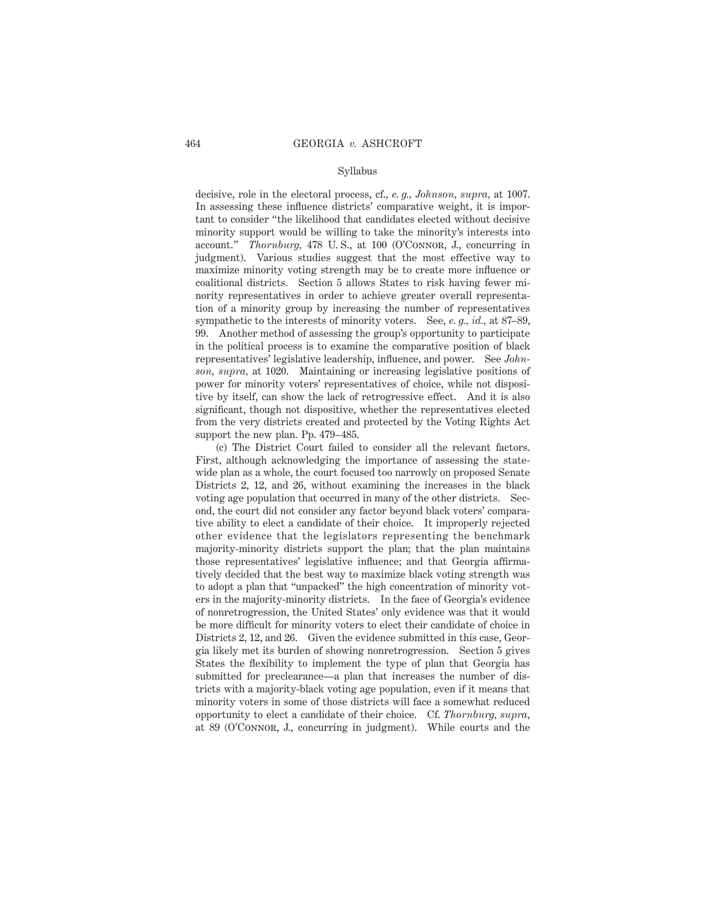decisive, role in the electoral process, cf., *e. g., Johnson, supra,* at 1007. In assessing these influence districts' comparative weight, it is important to consider "the likelihood that candidates elected without decisive minority support would be willing to take the minority's interests into account." *Thornburg,* 478 U. S., at 100 (O'Connor, J., concurring in judgment). Various studies suggest that the most effective way to maximize minority voting strength may be to create more influence or coalitional districts. Section 5 allows States to risk having fewer minority representatives in order to achieve greater overall representation of a minority group by increasing the number of representatives sympathetic to the interests of minority voters. See, *e. g., id.,* at 87–89, 99. Another method of assessing the group's opportunity to participate in the political process is to examine the comparative position of black representatives' legislative leadership, influence, and power. See *Johnson, supra,* at 1020. Maintaining or increasing legislative positions of power for minority voters' representatives of choice, while not dispositive by itself, can show the lack of retrogressive effect. And it is also significant, though not dispositive, whether the representatives elected from the very districts created and protected by the Voting Rights Act support the new plan. Pp. 479–485.

(c) The District Court failed to consider all the relevant factors. First, although acknowledging the importance of assessing the statewide plan as a whole, the court focused too narrowly on proposed Senate Districts 2, 12, and 26, without examining the increases in the black voting age population that occurred in many of the other districts. Second, the court did not consider any factor beyond black voters' comparative ability to elect a candidate of their choice. It improperly rejected other evidence that the legislators representing the benchmark majority-minority districts support the plan; that the plan maintains those representatives' legislative influence; and that Georgia affirmatively decided that the best way to maximize black voting strength was to adopt a plan that "unpacked" the high concentration of minority voters in the majority-minority districts. In the face of Georgia's evidence of nonretrogression, the United States' only evidence was that it would be more difficult for minority voters to elect their candidate of choice in Districts 2, 12, and 26. Given the evidence submitted in this case, Georgia likely met its burden of showing nonretrogression. Section 5 gives States the flexibility to implement the type of plan that Georgia has submitted for preclearance—a plan that increases the number of districts with a majority-black voting age population, even if it means that minority voters in some of those districts will face a somewhat reduced opportunity to elect a candidate of their choice. Cf. *Thornburg, supra,* at 89 (O'Connor, J., concurring in judgment). While courts and the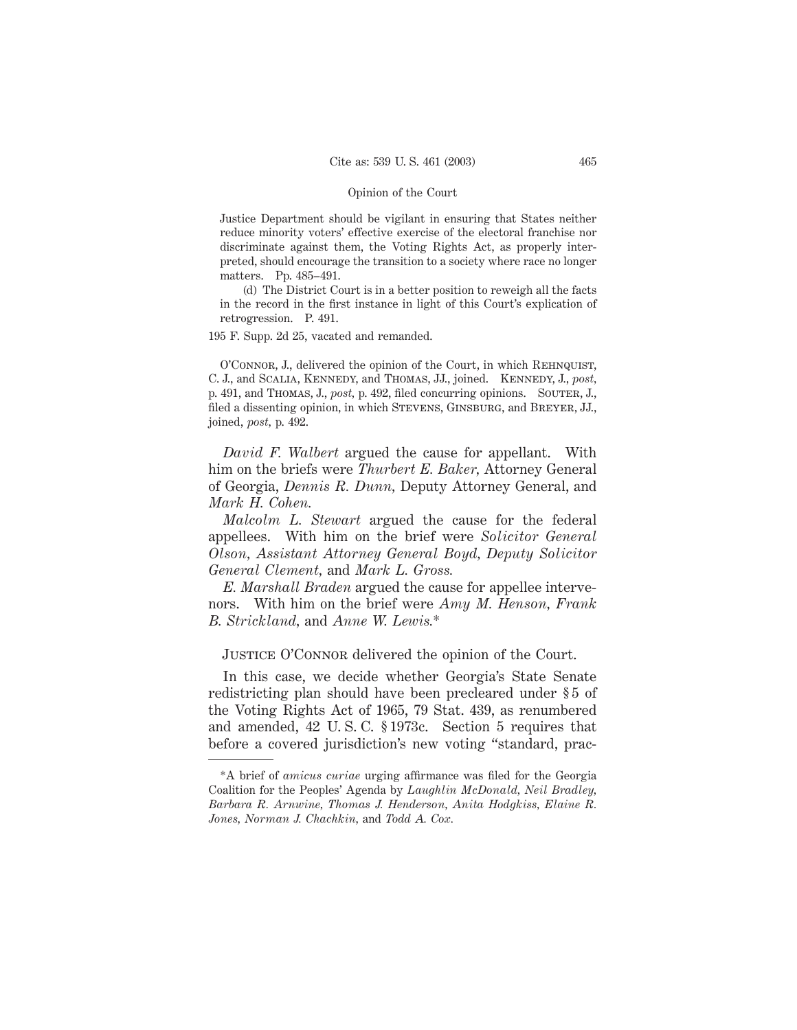Justice Department should be vigilant in ensuring that States neither reduce minority voters' effective exercise of the electoral franchise nor discriminate against them, the Voting Rights Act, as properly interpreted, should encourage the transition to a society where race no longer matters. Pp. 485–491.

(d) The District Court is in a better position to reweigh all the facts in the record in the first instance in light of this Court's explication of retrogression. P. 491.

195 F. Supp. 2d 25, vacated and remanded.

O'Connor, J., delivered the opinion of the Court, in which Rehnquist, C. J., and Scalia, Kennedy, and Thomas, JJ., joined. Kennedy, J., *post*, p. 491, and Thomas, J., *post*, p. 492, filed concurring opinions. Souter, J., filed a dissenting opinion, in which Stevens, Ginsburg, and Breyer, JJ., joined, *post*, p. 492.

*David F. Walbert* argued the cause for appellant. With him on the briefs were *Thurbert E. Baker*, Attorney General of Georgia, *Dennis R. Dunn*, Deputy Attorney General, and *Mark H. Cohen*.

*Malcolm L. Stewart* argued the cause for the federal appellees. With him on the brief were *Solicitor General Olson*, *Assistant Attorney General Boyd*, *Deputy Solicitor General Clement*, and *Mark L. Gross*.

*E. Marshall Braden* argued the cause for appellee intervenors. With him on the brief were *Amy M. Henson*, *Frank B. Strickland*, and *Anne W. Lewis*.*

Justice O'Connor delivered the opinion of the Court.

In this case, we decide whether Georgia's State Senate redistricting plan should have been precleared under § 5 of the Voting Rights Act of 1965, 79 Stat. 439, as renumbered and amended, 42 U. S. C. § 1973c. Section 5 requires that before a covered jurisdiction's new voting "standard, prac-

---

*A brief of *amicus curiae* urging affirmance was filed for the Georgia Coalition for the Peoples' Agenda by *Laughlin McDonald*, *Neil Bradley*, *Barbara R. Arnwine*, *Thomas J. Henderson*, *Anita Hodgkiss*, *Elaine R. Jones*, *Norman J. Chachkin*, and *Todd A. Cox*.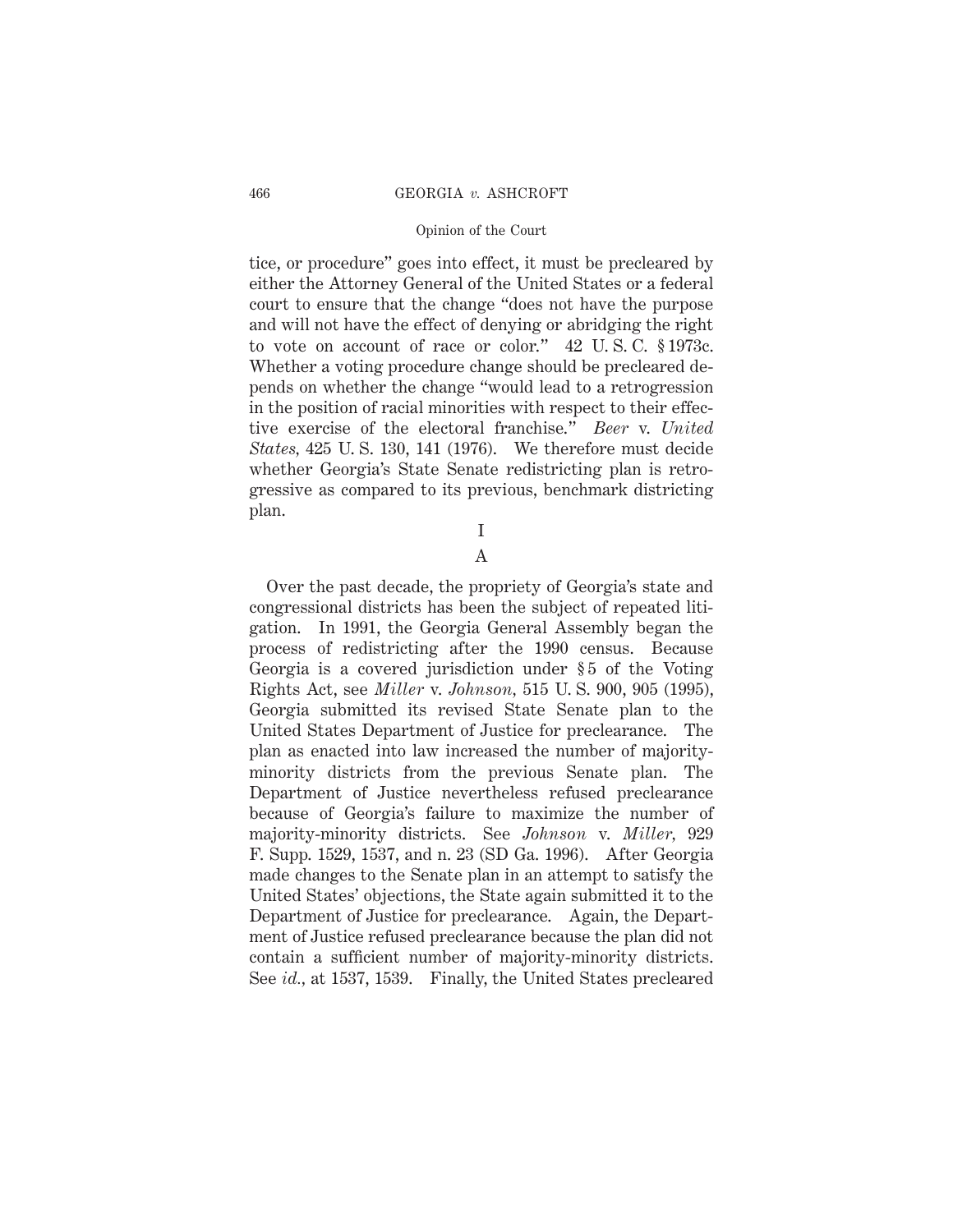tice, or procedure" goes into effect, it must be precleared by either the Attorney General of the United States or a federal court to ensure that the change "does not have the purpose and will not have the effect of denying or abridging the right to vote on account of race or color." 42 U. S. C. § 1973c. Whether a voting procedure change should be precleared depends on whether the change "would lead to a retrogression in the position of racial minorities with respect to their effective exercise of the electoral franchise." *Beer* v. *United States*, 425 U. S. 130, 141 (1976). We therefore must decide whether Georgia's State Senate redistricting plan is retrogressive as compared to its previous, benchmark districting plan.

# I

## A

Over the past decade, the propriety of Georgia's state and congressional districts has been the subject of repeated litigation. In 1991, the Georgia General Assembly began the process of redistricting after the 1990 census. Because Georgia is a covered jurisdiction under § 5 of the Voting Rights Act, see *Miller* v. *Johnson*, 515 U. S. 900, 905 (1995), Georgia submitted its revised State Senate plan to the United States Department of Justice for preclearance. The plan as enacted into law increased the number of majority-minority districts from the previous Senate plan. The Department of Justice nevertheless refused preclearance because of Georgia's failure to maximize the number of majority-minority districts. See *Johnson* v. *Miller*, 929 F. Supp. 1529, 1537, and n. 23 (SD Ga. 1996). After Georgia made changes to the Senate plan in an attempt to satisfy the United States' objections, the State again submitted it to the Department of Justice for preclearance. Again, the Department of Justice refused preclearance because the plan did not contain a sufficient number of majority-minority districts. See *id.*, at 1537, 1539. Finally, the United States precleared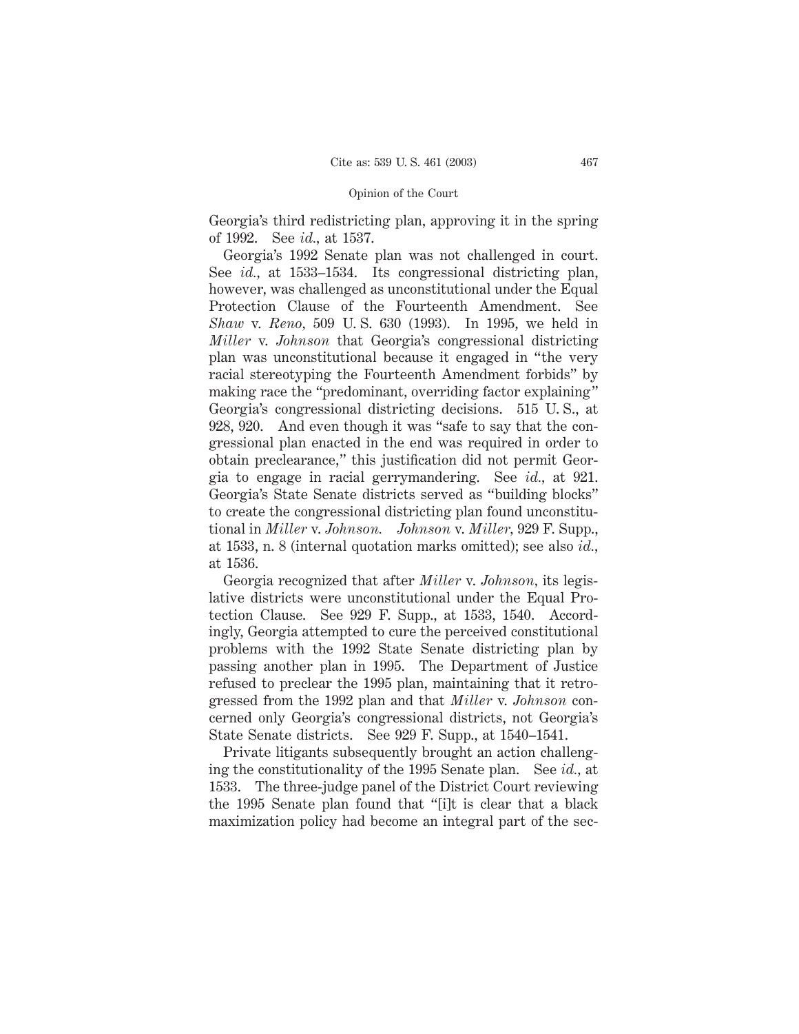Georgia's third redistricting plan, approving it in the spring of 1992. See *id.*, at 1537.

Georgia's 1992 Senate plan was not challenged in court. See *id.*, at 1533–1534. Its congressional districting plan, however, was challenged as unconstitutional under the Equal Protection Clause of the Fourteenth Amendment. See *Shaw* v. *Reno*, 509 U. S. 630 (1993). In 1995, we held in *Miller* v. *Johnson* that Georgia's congressional districting plan was unconstitutional because it engaged in "the very racial stereotyping the Fourteenth Amendment forbids" by making race the "predominant, overriding factor explaining" Georgia's congressional districting decisions. 515 U. S., at 928, 920. And even though it was "safe to say that the congressional plan enacted in the end was required in order to obtain preclearance," this justification did not permit Georgia to engage in racial gerrymandering. See *id.*, at 921. Georgia's State Senate districts served as "building blocks" to create the congressional districting plan found unconstitutional in *Miller* v. *Johnson*. *Johnson* v. *Miller*, 929 F. Supp., at 1533, n. 8 (internal quotation marks omitted); see also *id.*, at 1536.

Georgia recognized that after *Miller* v. *Johnson*, its legislative districts were unconstitutional under the Equal Protection Clause. See 929 F. Supp., at 1533, 1540. Accordingly, Georgia attempted to cure the perceived constitutional problems with the 1992 State Senate districting plan by passing another plan in 1995. The Department of Justice refused to preclear the 1995 plan, maintaining that it retrogressed from the 1992 plan and that *Miller* v. *Johnson* concerned only Georgia's congressional districts, not Georgia's State Senate districts. See 929 F. Supp., at 1540–1541.

Private litigants subsequently brought an action challenging the constitutionality of the 1995 Senate plan. See *id.*, at 1533. The three-judge panel of the District Court reviewing the 1995 Senate plan found that "[i]t is clear that a black maximization policy had become an integral part of the sec-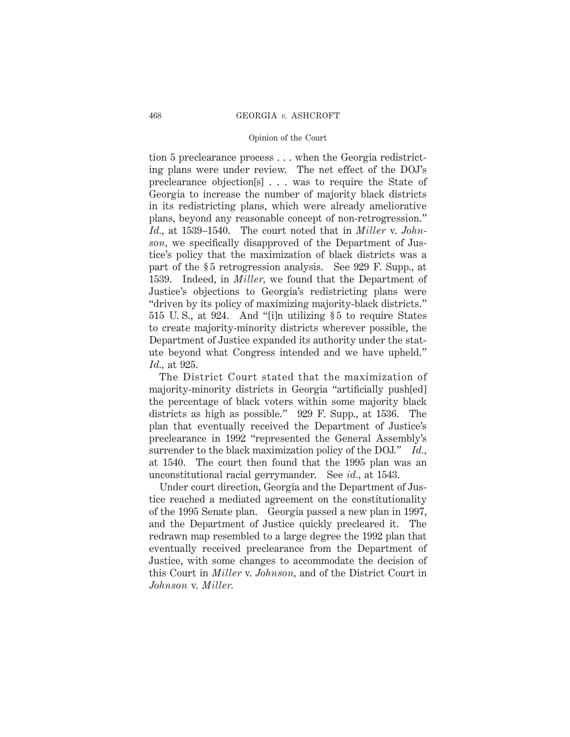tion 5 preclearance process . . . when the Georgia redistricting plans were under review. The net effect of the DOJ's preclearance objection[s] . . . was to require the State of Georgia to increase the number of majority black districts in its redistricting plans, which were already ameliorative plans, beyond any reasonable concept of non-retrogression." *Id.,* at 1539–1540. The court noted that in *Miller* v. *Johnson,* we specifically disapproved of the Department of Justice's policy that the maximization of black districts was a part of the § 5 retrogression analysis. See 929 F. Supp., at 1539. Indeed, in *Miller,* we found that the Department of Justice's objections to Georgia's redistricting plans were "driven by its policy of maximizing majority-black districts." 515 U. S., at 924. And "[i]n utilizing § 5 to require States to create majority-minority districts wherever possible, the Department of Justice expanded its authority under the statute beyond what Congress intended and we have upheld." *Id.,* at 925.

The District Court stated that the maximization of majority-minority districts in Georgia "artificially push[ed] the percentage of black voters within some majority black districts as high as possible." 929 F. Supp., at 1536. The plan that eventually received the Department of Justice's preclearance in 1992 "represented the General Assembly's surrender to the black maximization policy of the DOJ." *Id.,* at 1540. The court then found that the 1995 plan was an unconstitutional racial gerrymander. See *id.,* at 1543.

Under court direction, Georgia and the Department of Justice reached a mediated agreement on the constitutionality of the 1995 Senate plan. Georgia passed a new plan in 1997, and the Department of Justice quickly precleared it. The redrawn map resembled to a large degree the 1992 plan that eventually received preclearance from the Department of Justice, with some changes to accommodate the decision of this Court in *Miller* v. *Johnson,* and of the District Court in *Johnson* v. *Miller.*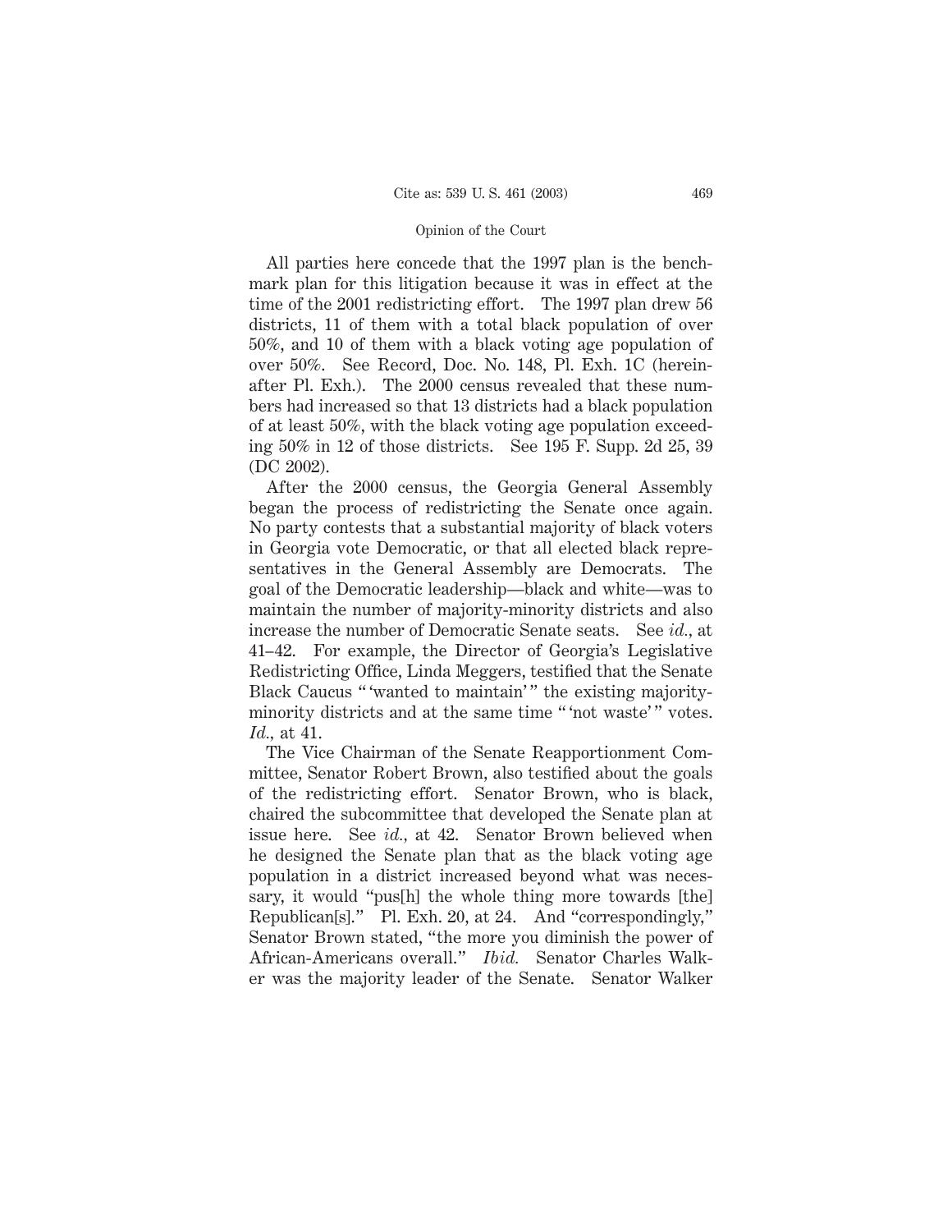All parties here concede that the 1997 plan is the benchmark plan for this litigation because it was in effect at the time of the 2001 redistricting effort. The 1997 plan drew 56 districts, 11 of them with a total black population of over 50%, and 10 of them with a black voting age population of over 50%. See Record, Doc. No. 148, Pl. Exh. 1C (hereinafter Pl. Exh.). The 2000 census revealed that these numbers had increased so that 13 districts had a black population of at least 50%, with the black voting age population exceeding 50% in 12 of those districts. See 195 F. Supp. 2d 25, 39 (DC 2002).

After the 2000 census, the Georgia General Assembly began the process of redistricting the Senate once again. No party contests that a substantial majority of black voters in Georgia vote Democratic, or that all elected black representatives in the General Assembly are Democrats. The goal of the Democratic leadership—black and white—was to maintain the number of majority-minority districts and also increase the number of Democratic Senate seats. See *id.*, at 41–42. For example, the Director of Georgia's Legislative Redistricting Office, Linda Meggers, testified that the Senate Black Caucus " 'wanted to maintain' " the existing majority-minority districts and at the same time " 'not waste' " votes. *Id.*, at 41.

The Vice Chairman of the Senate Reapportionment Committee, Senator Robert Brown, also testified about the goals of the redistricting effort. Senator Brown, who is black, chaired the subcommittee that developed the Senate plan at issue here. See *id.*, at 42. Senator Brown believed when he designed the Senate plan that as the black voting age population in a district increased beyond what was necessary, it would "pus[h] the whole thing more towards [the] Republican[s]." Pl. Exh. 20, at 24. And "correspondingly," Senator Brown stated, "the more you diminish the power of African-Americans overall." *Ibid.* Senator Charles Walker was the majority leader of the Senate. Senator Walker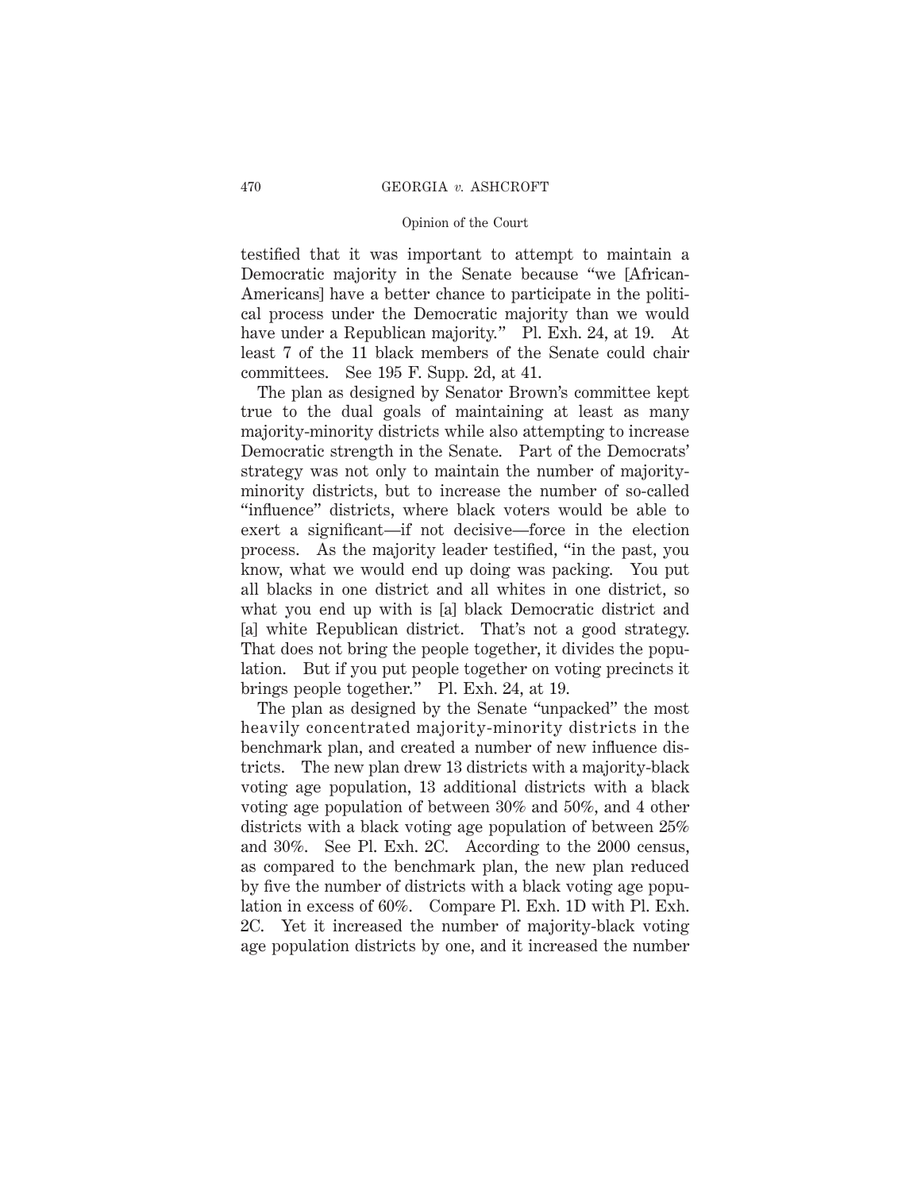testified that it was important to attempt to maintain a Democratic majority in the Senate because "we [African-Americans] have a better chance to participate in the political process under the Democratic majority than we would have under a Republican majority." Pl. Exh. 24, at 19. At least 7 of the 11 black members of the Senate could chair committees. See 195 F. Supp. 2d, at 41.

The plan as designed by Senator Brown's committee kept true to the dual goals of maintaining at least as many majority-minority districts while also attempting to increase Democratic strength in the Senate. Part of the Democrats' strategy was not only to maintain the number of majority-minority districts, but to increase the number of so-called "influence" districts, where black voters would be able to exert a significant—if not decisive—force in the election process. As the majority leader testified, "in the past, you know, what we would end up doing was packing. You put all blacks in one district and all whites in one district, so what you end up with is [a] black Democratic district and [a] white Republican district. That's not a good strategy. That does not bring the people together, it divides the population. But if you put people together on voting precincts it brings people together." Pl. Exh. 24, at 19.

The plan as designed by the Senate "unpacked" the most heavily concentrated majority-minority districts in the benchmark plan, and created a number of new influence districts. The new plan drew 13 districts with a majority-black voting age population, 13 additional districts with a black voting age population of between 30% and 50%, and 4 other districts with a black voting age population of between 25% and 30%. See Pl. Exh. 2C. According to the 2000 census, as compared to the benchmark plan, the new plan reduced by five the number of districts with a black voting age population in excess of 60%. Compare Pl. Exh. 1D with Pl. Exh. 2C. Yet it increased the number of majority-black voting age population districts by one, and it increased the number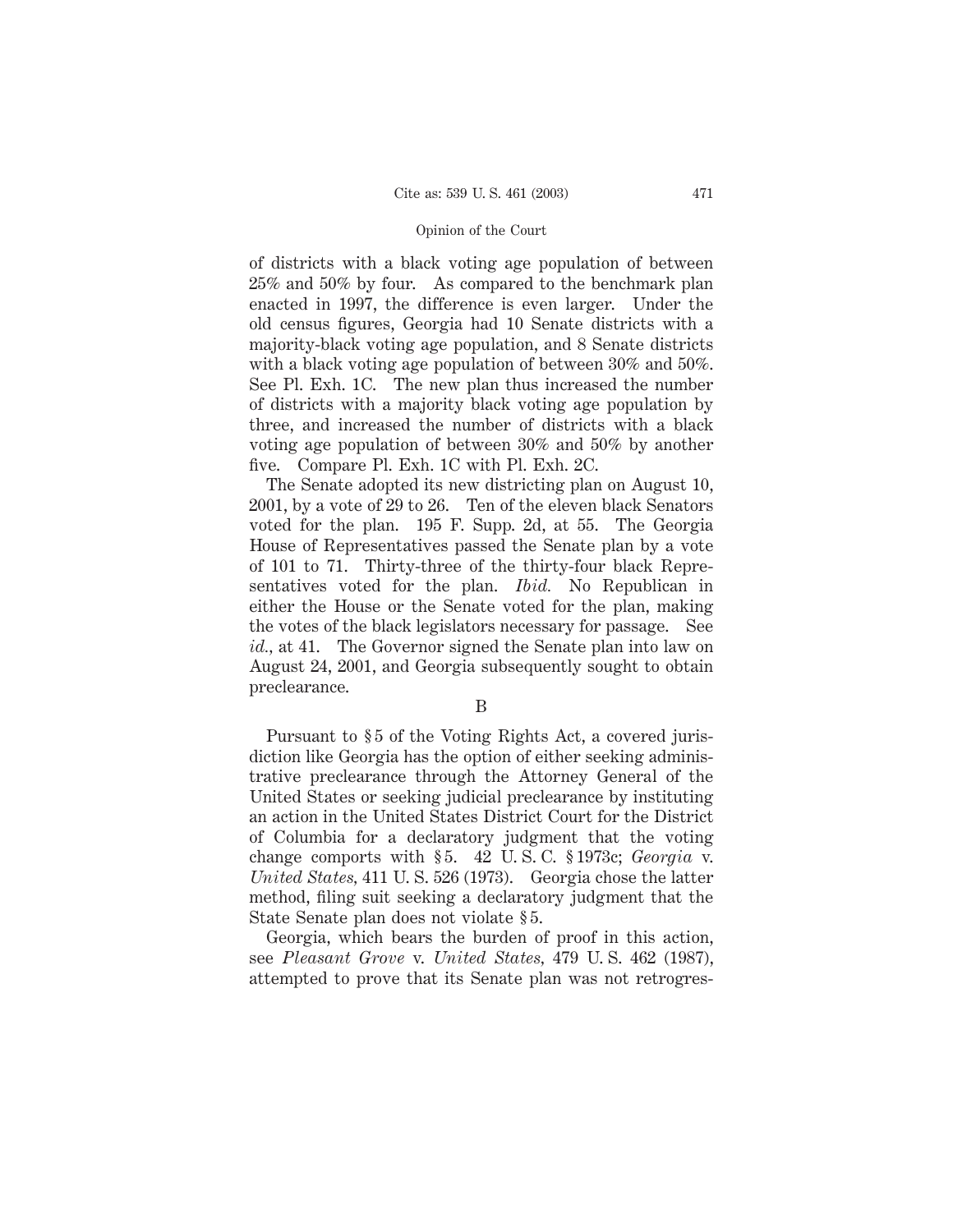of districts with a black voting age population of between 25% and 50% by four. As compared to the benchmark plan enacted in 1997, the difference is even larger. Under the old census figures, Georgia had 10 Senate districts with a majority-black voting age population, and 8 Senate districts with a black voting age population of between 30% and 50%. See Pl. Exh. 1C. The new plan thus increased the number of districts with a majority black voting age population by three, and increased the number of districts with a black voting age population of between 30% and 50% by another five. Compare Pl. Exh. 1C with Pl. Exh. 2C.

The Senate adopted its new districting plan on August 10, 2001, by a vote of 29 to 26. Ten of the eleven black Senators voted for the plan. 195 F. Supp. 2d, at 55. The Georgia House of Representatives passed the Senate plan by a vote of 101 to 71. Thirty-three of the thirty-four black Representatives voted for the plan. *Ibid.* No Republican in either the House or the Senate voted for the plan, making the votes of the black legislators necessary for passage. See *id.*, at 41. The Governor signed the Senate plan into law on August 24, 2001, and Georgia subsequently sought to obtain preclearance.

B

Pursuant to § 5 of the Voting Rights Act, a covered jurisdiction like Georgia has the option of either seeking administrative preclearance through the Attorney General of the United States or seeking judicial preclearance by instituting an action in the United States District Court for the District of Columbia for a declaratory judgment that the voting change comports with § 5. 42 U. S. C. § 1973c; *Georgia* v. *United States*, 411 U. S. 526 (1973). Georgia chose the latter method, filing suit seeking a declaratory judgment that the State Senate plan does not violate § 5.

Georgia, which bears the burden of proof in this action, see *Pleasant Grove* v. *United States*, 479 U. S. 462 (1987), attempted to prove that its Senate plan was not retrogres-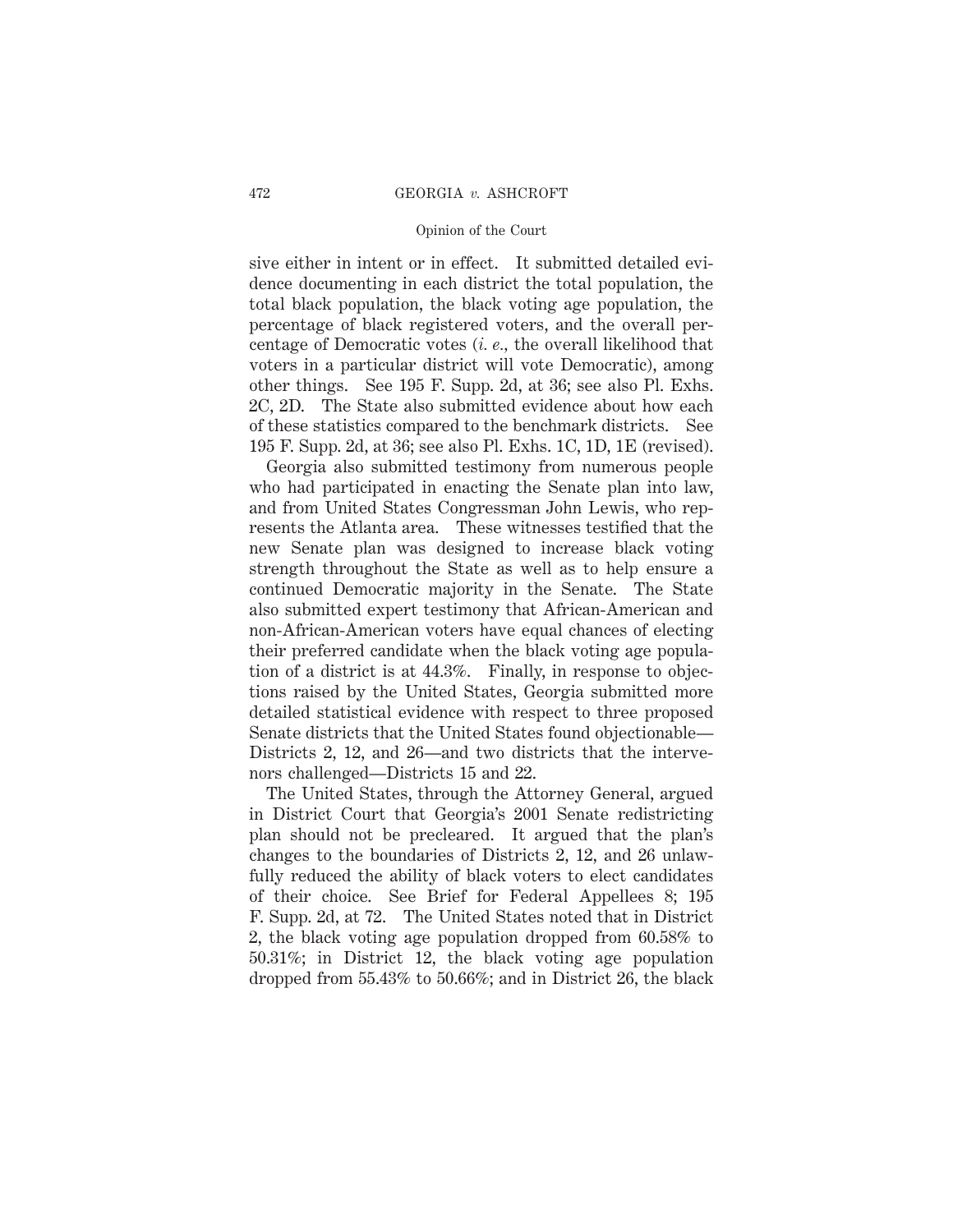sive either in intent or in effect. It submitted detailed evidence documenting in each district the total population, the total black population, the black voting age population, the percentage of black registered voters, and the overall percentage of Democratic votes (*i. e.,* the overall likelihood that voters in a particular district will vote Democratic), among other things. See 195 F. Supp. 2d, at 36; see also Pl. Exhs. 2C, 2D. The State also submitted evidence about how each of these statistics compared to the benchmark districts. See 195 F. Supp. 2d, at 36; see also Pl. Exhs. 1C, 1D, 1E (revised).

Georgia also submitted testimony from numerous people who had participated in enacting the Senate plan into law, and from United States Congressman John Lewis, who represents the Atlanta area. These witnesses testified that the new Senate plan was designed to increase black voting strength throughout the State as well as to help ensure a continued Democratic majority in the Senate. The State also submitted expert testimony that African-American and non-African-American voters have equal chances of electing their preferred candidate when the black voting age population of a district is at 44.3%. Finally, in response to objections raised by the United States, Georgia submitted more detailed statistical evidence with respect to three proposed Senate districts that the United States found objectionable—Districts 2, 12, and 26—and two districts that the intervenors challenged—Districts 15 and 22.

The United States, through the Attorney General, argued in District Court that Georgia's 2001 Senate redistricting plan should not be precleared. It argued that the plan's changes to the boundaries of Districts 2, 12, and 26 unlawfully reduced the ability of black voters to elect candidates of their choice. See Brief for Federal Appellees 8; 195 F. Supp. 2d, at 72. The United States noted that in District 2, the black voting age population dropped from 60.58% to 50.31%; in District 12, the black voting age population dropped from 55.43% to 50.66%; and in District 26, the black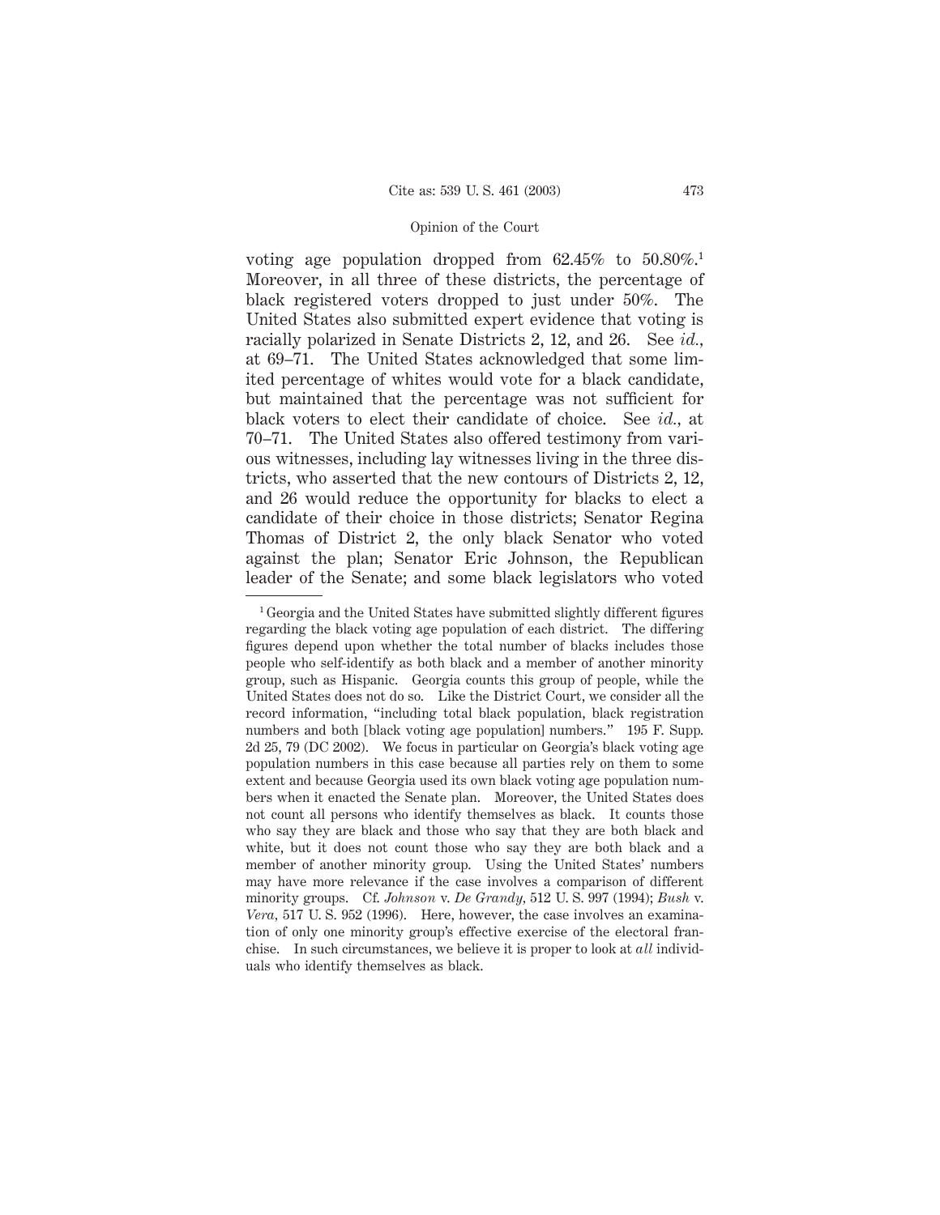voting age population dropped from 62.45% to 50.80%.[1] Moreover, in all three of these districts, the percentage of black registered voters dropped to just under 50%. The United States also submitted expert evidence that voting is racially polarized in Senate Districts 2, 12, and 26. See *id.*, at 69–71. The United States acknowledged that some limited percentage of whites would vote for a black candidate, but maintained that the percentage was not sufficient for black voters to elect their candidate of choice. See *id.*, at 70–71. The United States also offered testimony from various witnesses, including lay witnesses living in the three districts, who asserted that the new contours of Districts 2, 12, and 26 would reduce the opportunity for blacks to elect a candidate of their choice in those districts; Senator Regina Thomas of District 2, the only black Senator who voted against the plan; Senator Eric Johnson, the Republican leader of the Senate; and some black legislators who voted

---

[1] Georgia and the United States have submitted slightly different figures regarding the black voting age population of each district. The differing figures depend upon whether the total number of blacks includes those people who self-identify as both black and a member of another minority group, such as Hispanic. Georgia counts this group of people, while the United States does not do so. Like the District Court, we consider all the record information, "including total black population, black registration numbers and both [black voting age population] numbers." 195 F. Supp. 2d 25, 79 (DC 2002). We focus in particular on Georgia's black voting age population numbers in this case because all parties rely on them to some extent and because Georgia used its own black voting age population numbers when it enacted the Senate plan. Moreover, the United States does not count all persons who identify themselves as black. It counts those who say they are black and those who say that they are both black and white, but it does not count those who say they are both black and a member of another minority group. Using the United States' numbers may have more relevance if the case involves a comparison of different minority groups. Cf. *Johnson* v. *De Grandy*, 512 U. S. 997 (1994); *Bush* v. *Vera*, 517 U. S. 952 (1996). Here, however, the case involves an examination of only one minority group's effective exercise of the electoral franchise. In such circumstances, we believe it is proper to look at *all* individuals who identify themselves as black.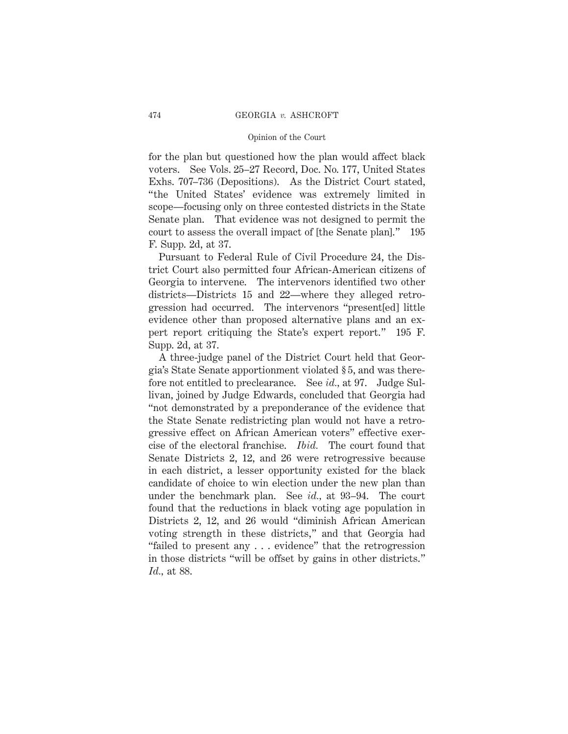for the plan but questioned how the plan would affect black voters. See Vols. 25–27 Record, Doc. No. 177, United States Exhs. 707–736 (Depositions). As the District Court stated, "the United States' evidence was extremely limited in scope—focusing only on three contested districts in the State Senate plan. That evidence was not designed to permit the court to assess the overall impact of [the Senate plan]." 195 F. Supp. 2d, at 37.

Pursuant to Federal Rule of Civil Procedure 24, the District Court also permitted four African-American citizens of Georgia to intervene. The intervenors identified two other districts—Districts 15 and 22—where they alleged retrogression had occurred. The intervenors "present[ed] little evidence other than proposed alternative plans and an expert report critiquing the State's expert report." 195 F. Supp. 2d, at 37.

A three-judge panel of the District Court held that Georgia's State Senate apportionment violated § 5, and was therefore not entitled to preclearance. See *id.*, at 97. Judge Sullivan, joined by Judge Edwards, concluded that Georgia had "not demonstrated by a preponderance of the evidence that the State Senate redistricting plan would not have a retrogressive effect on African American voters" effective exercise of the electoral franchise. *Ibid.* The court found that Senate Districts 2, 12, and 26 were retrogressive because in each district, a lesser opportunity existed for the black candidate of choice to win election under the new plan than under the benchmark plan. See *id.*, at 93–94. The court found that the reductions in black voting age population in Districts 2, 12, and 26 would "diminish African American voting strength in these districts," and that Georgia had "failed to present any . . . evidence" that the retrogression in those districts "will be offset by gains in other districts." *Id.*, at 88.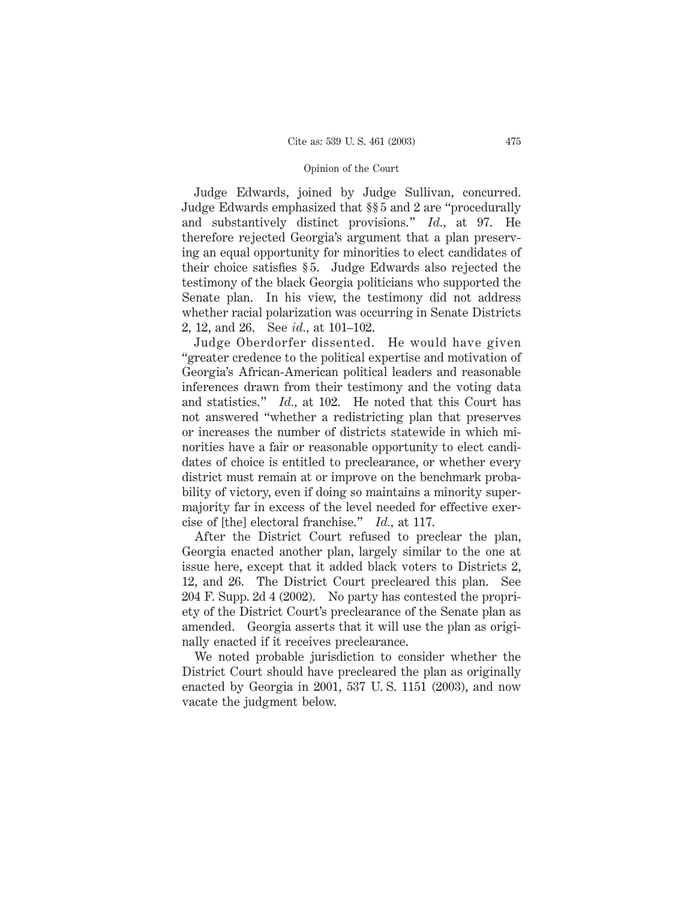Judge Edwards, joined by Judge Sullivan, concurred. Judge Edwards emphasized that §§ 5 and 2 are "procedurally and substantively distinct provisions." *Id.*, at 97. He therefore rejected Georgia's argument that a plan preserving an equal opportunity for minorities to elect candidates of their choice satisfies § 5. Judge Edwards also rejected the testimony of the black Georgia politicians who supported the Senate plan. In his view, the testimony did not address whether racial polarization was occurring in Senate Districts 2, 12, and 26. See *id.*, at 101–102.

Judge Oberdorfer dissented. He would have given "greater credence to the political expertise and motivation of Georgia's African-American political leaders and reasonable inferences drawn from their testimony and the voting data and statistics." *Id.*, at 102. He noted that this Court has not answered "whether a redistricting plan that preserves or increases the number of districts statewide in which minorities have a fair or reasonable opportunity to elect candidates of choice is entitled to preclearance, or whether every district must remain at or improve on the benchmark probability of victory, even if doing so maintains a minority supermajority far in excess of the level needed for effective exercise of [the] electoral franchise." *Id.*, at 117.

After the District Court refused to preclear the plan, Georgia enacted another plan, largely similar to the one at issue here, except that it added black voters to Districts 2, 12, and 26. The District Court precleared this plan. See 204 F. Supp. 2d 4 (2002). No party has contested the propriety of the District Court's preclearance of the Senate plan as amended. Georgia asserts that it will use the plan as originally enacted if it receives preclearance.

We noted probable jurisdiction to consider whether the District Court should have precleared the plan as originally enacted by Georgia in 2001, 537 U. S. 1151 (2003), and now vacate the judgment below.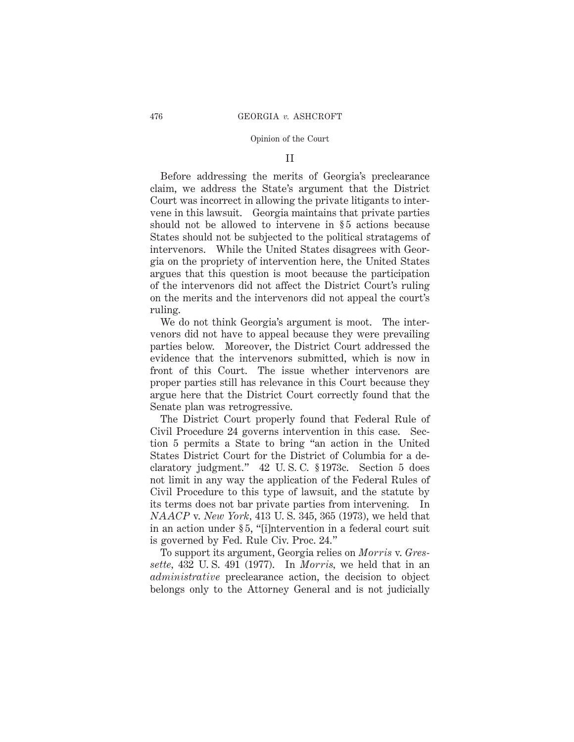## II

Before addressing the merits of Georgia's preclearance claim, we address the State's argument that the District Court was incorrect in allowing the private litigants to intervene in this lawsuit. Georgia maintains that private parties should not be allowed to intervene in §5 actions because States should not be subjected to the political stratagems of intervenors. While the United States disagrees with Georgia on the propriety of intervention here, the United States argues that this question is moot because the participation of the intervenors did not affect the District Court's ruling on the merits and the intervenors did not appeal the court's ruling.

We do not think Georgia's argument is moot. The intervenors did not have to appeal because they were prevailing parties below. Moreover, the District Court addressed the evidence that the intervenors submitted, which is now in front of this Court. The issue whether intervenors are proper parties still has relevance in this Court because they argue here that the District Court correctly found that the Senate plan was retrogressive.

The District Court properly found that Federal Rule of Civil Procedure 24 governs intervention in this case. Section 5 permits a State to bring "an action in the United States District Court for the District of Columbia for a declaratory judgment." 42 U. S. C. §1973c. Section 5 does not limit in any way the application of the Federal Rules of Civil Procedure to this type of lawsuit, and the statute by its terms does not bar private parties from intervening. In *NAACP* v. *New York*, 413 U. S. 345, 365 (1973), we held that in an action under §5, "[i]ntervention in a federal court suit is governed by Fed. Rule Civ. Proc. 24."

To support its argument, Georgia relies on *Morris* v. *Gressette*, 432 U. S. 491 (1977). In *Morris*, we held that in an *administrative* preclearance action, the decision to object belongs only to the Attorney General and is not judicially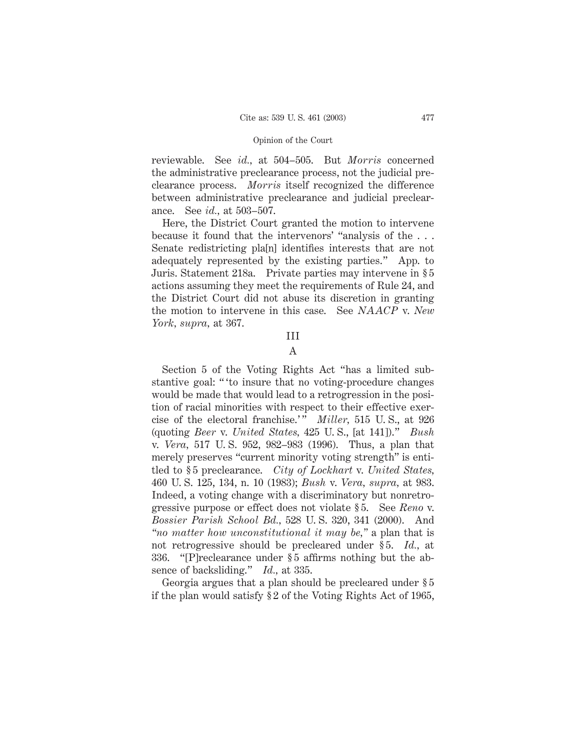reviewable. See *id.,* at 504–505. But *Morris* concerned the administrative preclearance process, not the judicial preclearance process. *Morris* itself recognized the difference between administrative preclearance and judicial preclearance. See *id.,* at 503–507.

Here, the District Court granted the motion to intervene because it found that the intervenors' "analysis of the . . . Senate redistricting pla[n] identifies interests that are not adequately represented by the existing parties." App. to Juris. Statement 218a. Private parties may intervene in § 5 actions assuming they meet the requirements of Rule 24, and the District Court did not abuse its discretion in granting the motion to intervene in this case. See *NAACP* v. *New York, supra,* at 367.

## III

### A

Section 5 of the Voting Rights Act "has a limited substantive goal: " 'to insure that no voting-procedure changes would be made that would lead to a retrogression in the position of racial minorities with respect to their effective exercise of the electoral franchise.' " *Miller,* 515 U. S., at 926 (quoting *Beer* v. *United States,* 425 U. S., [at 141])." *Bush* v. *Vera,* 517 U. S. 952, 982–983 (1996). Thus, a plan that merely preserves "current minority voting strength" is entitled to § 5 preclearance. *City of Lockhart* v. *United States,* 460 U. S. 125, 134, n. 10 (1983); *Bush* v. *Vera, supra,* at 983. Indeed, a voting change with a discriminatory but nonretrogressive purpose or effect does not violate § 5. See *Reno* v. *Bossier Parish School Bd.,* 528 U. S. 320, 341 (2000). And *"no matter how unconstitutional it may be,"* a plan that is not retrogressive should be precleared under § 5. *Id.,* at 336. "[P]reclearance under § 5 affirms nothing but the absence of backsliding." *Id.,* at 335.

Georgia argues that a plan should be precleared under § 5 if the plan would satisfy § 2 of the Voting Rights Act of 1965,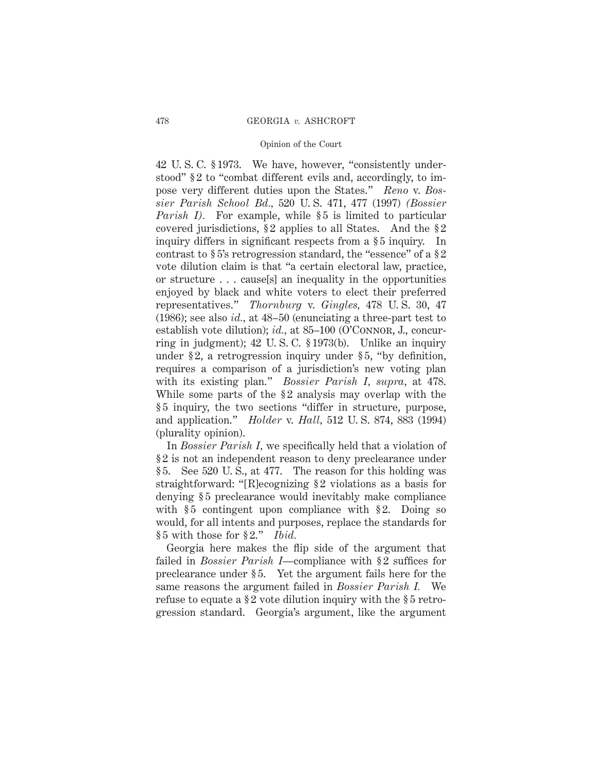42 U. S. C. § 1973. We have, however, "consistently understood" § 2 to "combat different evils and, accordingly, to impose very different duties upon the States." *Reno* v. *Bossier Parish School Bd.*, 520 U. S. 471, 477 (1997) *(Bossier Parish I)*. For example, while § 5 is limited to particular covered jurisdictions, § 2 applies to all States. And the § 2 inquiry differs in significant respects from a § 5 inquiry. In contrast to § 5's retrogression standard, the "essence" of a § 2 vote dilution claim is that "a certain electoral law, practice, or structure . . . cause[s] an inequality in the opportunities enjoyed by black and white voters to elect their preferred representatives." *Thornburg* v. *Gingles*, 478 U. S. 30, 47 (1986); see also *id.*, at 48–50 (enunciating a three-part test to establish vote dilution); *id.*, at 85–100 (O'Connor, J., concurring in judgment); 42 U. S. C. § 1973(b). Unlike an inquiry under § 2, a retrogression inquiry under § 5, "by definition, requires a comparison of a jurisdiction's new voting plan with its existing plan." *Bossier Parish I*, *supra*, at 478. While some parts of the § 2 analysis may overlap with the § 5 inquiry, the two sections "differ in structure, purpose, and application." *Holder* v. *Hall*, 512 U. S. 874, 883 (1994) (plurality opinion).

In *Bossier Parish I*, we specifically held that a violation of § 2 is not an independent reason to deny preclearance under § 5. See 520 U. S., at 477. The reason for this holding was straightforward: "[R]ecognizing § 2 violations as a basis for denying § 5 preclearance would inevitably make compliance with § 5 contingent upon compliance with § 2. Doing so would, for all intents and purposes, replace the standards for § 5 with those for § 2." *Ibid.*

Georgia here makes the flip side of the argument that failed in *Bossier Parish I*—compliance with § 2 suffices for preclearance under § 5. Yet the argument fails here for the same reasons the argument failed in *Bossier Parish I.* We refuse to equate a § 2 vote dilution inquiry with the § 5 retrogression standard. Georgia's argument, like the argument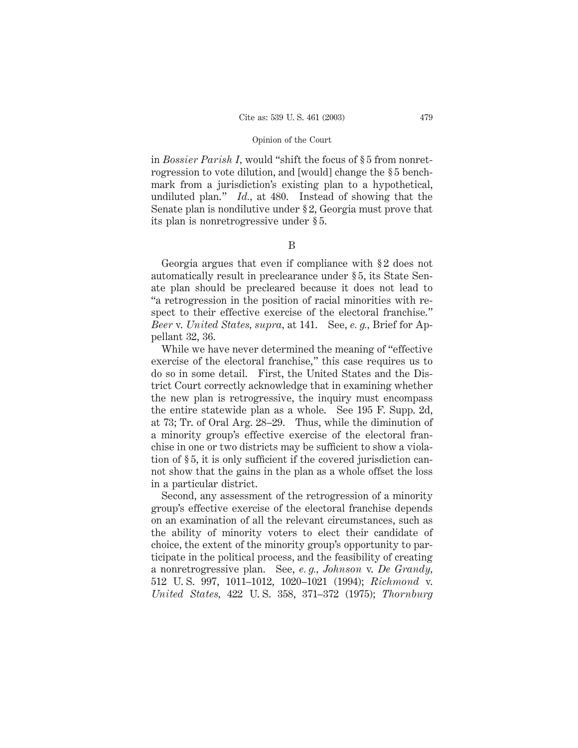in *Bossier Parish I*, would "shift the focus of § 5 from nonretrogression to vote dilution, and [would] change the § 5 benchmark from a jurisdiction's existing plan to a hypothetical, undiluted plan." *Id.*, at 480. Instead of showing that the Senate plan is nondilutive under § 2, Georgia must prove that its plan is nonretrogressive under § 5.

B

Georgia argues that even if compliance with § 2 does not automatically result in preclearance under § 5, its State Senate plan should be precleared because it does not lead to "a retrogression in the position of racial minorities with respect to their effective exercise of the electoral franchise." *Beer* v. *United States*, *supra*, at 141. See, *e. g.*, Brief for Appellant 32, 36.

While we have never determined the meaning of "effective exercise of the electoral franchise," this case requires us to do so in some detail. First, the United States and the District Court correctly acknowledge that in examining whether the new plan is retrogressive, the inquiry must encompass the entire statewide plan as a whole. See 195 F. Supp. 2d, at 73; Tr. of Oral Arg. 28–29. Thus, while the diminution of a minority group's effective exercise of the electoral franchise in one or two districts may be sufficient to show a violation of § 5, it is only sufficient if the covered jurisdiction cannot show that the gains in the plan as a whole offset the loss in a particular district.

Second, any assessment of the retrogression of a minority group's effective exercise of the electoral franchise depends on an examination of all the relevant circumstances, such as the ability of minority voters to elect their candidate of choice, the extent of the minority group's opportunity to participate in the political process, and the feasibility of creating a nonretrogressive plan. See, *e. g.*, *Johnson* v. *De Grandy*, 512 U. S. 997, 1011–1012, 1020–1021 (1994); *Richmond* v. *United States*, 422 U. S. 358, 371–372 (1975); *Thornburg*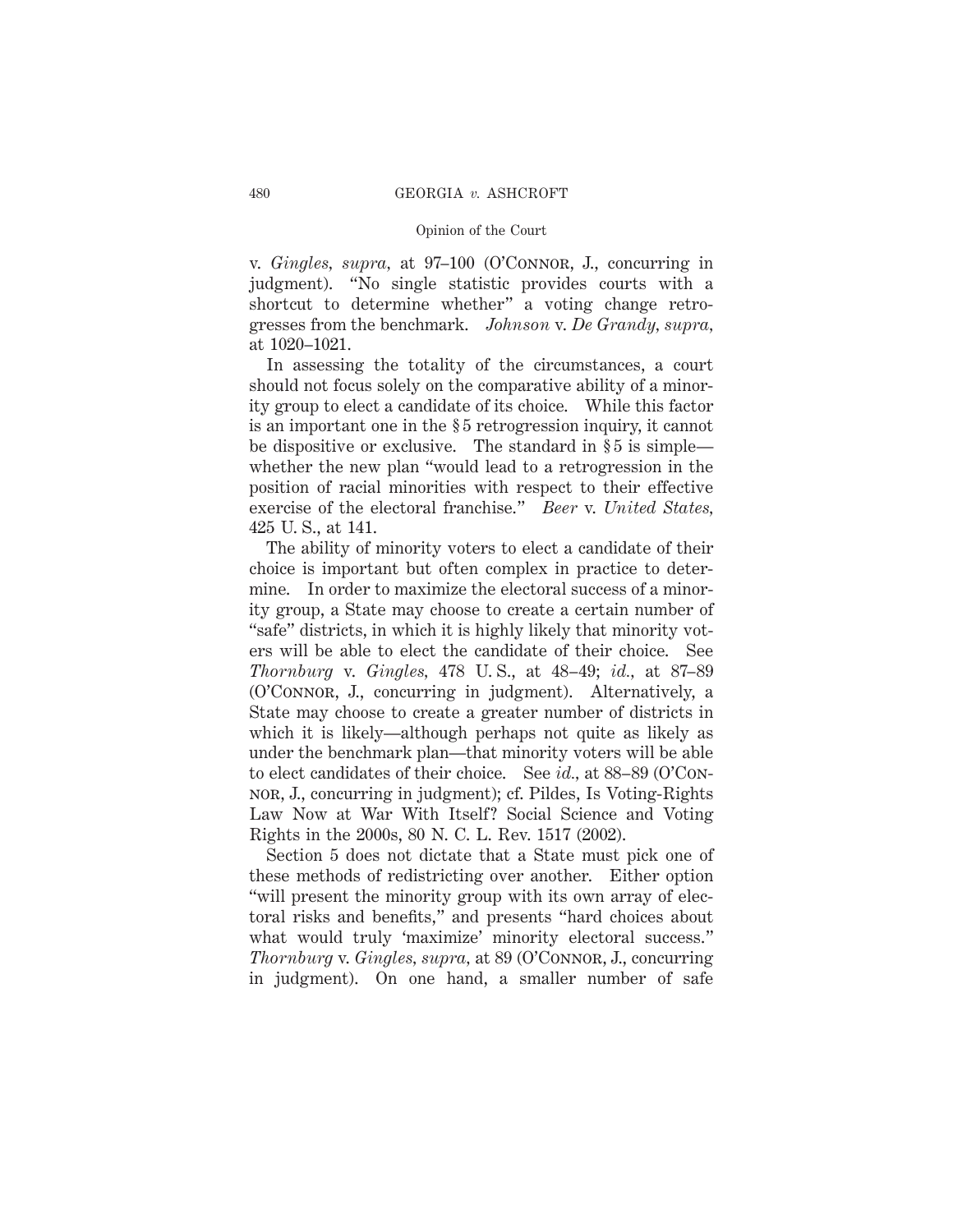v. *Gingles, supra,* at 97–100 (O'Connor, J., concurring in judgment). "No single statistic provides courts with a shortcut to determine whether" a voting change retrogresses from the benchmark. *Johnson* v. *De Grandy, supra,* at 1020–1021.

In assessing the totality of the circumstances, a court should not focus solely on the comparative ability of a minority group to elect a candidate of its choice. While this factor is an important one in the § 5 retrogression inquiry, it cannot be dispositive or exclusive. The standard in § 5 is simple—whether the new plan "would lead to a retrogression in the position of racial minorities with respect to their effective exercise of the electoral franchise." *Beer* v. *United States,* 425 U. S., at 141.

The ability of minority voters to elect a candidate of their choice is important but often complex in practice to determine. In order to maximize the electoral success of a minority group, a State may choose to create a certain number of "safe" districts, in which it is highly likely that minority voters will be able to elect the candidate of their choice. See *Thornburg* v. *Gingles,* 478 U. S., at 48–49; *id.,* at 87–89 (O'Connor, J., concurring in judgment). Alternatively, a State may choose to create a greater number of districts in which it is likely—although perhaps not quite as likely as under the benchmark plan—that minority voters will be able to elect candidates of their choice. See *id.,* at 88–89 (O'Connor, J., concurring in judgment); cf. Pildes, Is Voting-Rights Law Now at War With Itself? Social Science and Voting Rights in the 2000s, 80 N. C. L. Rev. 1517 (2002).

Section 5 does not dictate that a State must pick one of these methods of redistricting over another. Either option "will present the minority group with its own array of electoral risks and benefits," and presents "hard choices about what would truly 'maximize' minority electoral success." *Thornburg* v. *Gingles, supra,* at 89 (O'Connor, J., concurring in judgment). On one hand, a smaller number of safe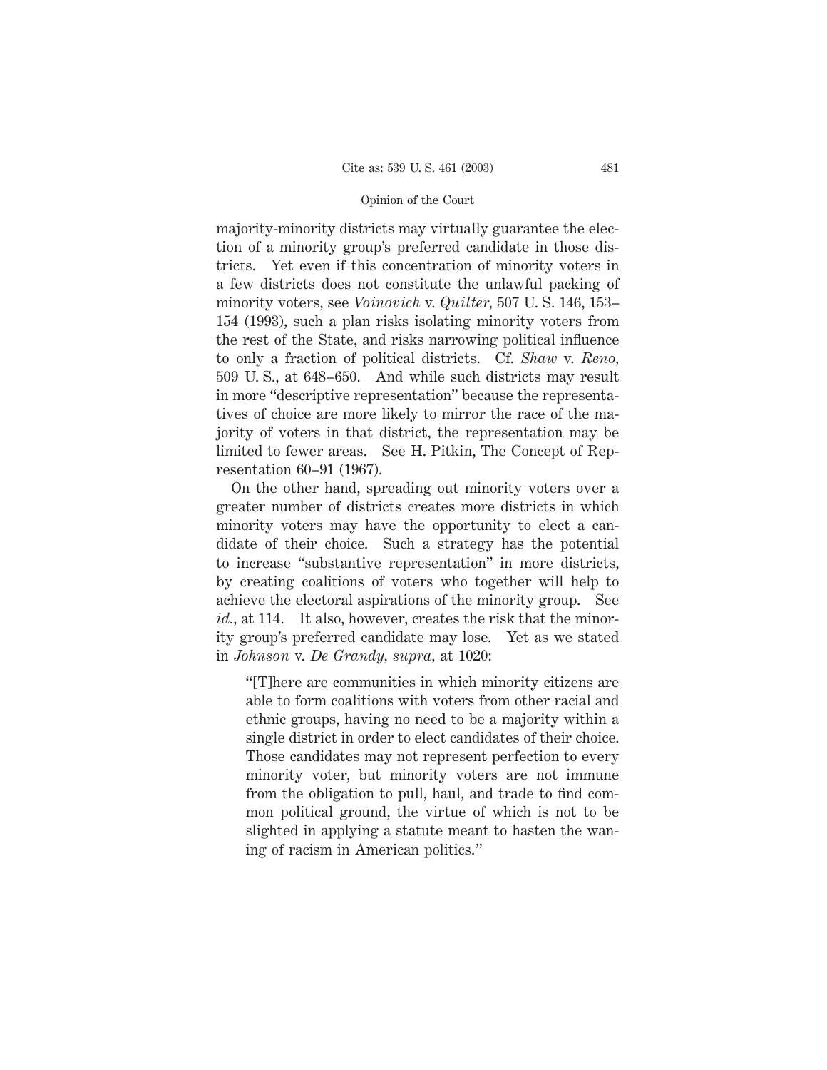majority-minority districts may virtually guarantee the election of a minority group's preferred candidate in those districts. Yet even if this concentration of minority voters in a few districts does not constitute the unlawful packing of minority voters, see *Voinovich* v. *Quilter,* 507 U. S. 146, 153–154 (1993), such a plan risks isolating minority voters from the rest of the State, and risks narrowing political influence to only a fraction of political districts. Cf. *Shaw* v. *Reno,* 509 U. S., at 648–650. And while such districts may result in more "descriptive representation" because the representatives of choice are more likely to mirror the race of the majority of voters in that district, the representation may be limited to fewer areas. See H. Pitkin, The Concept of Representation 60–91 (1967).

On the other hand, spreading out minority voters over a greater number of districts creates more districts in which minority voters may have the opportunity to elect a candidate of their choice. Such a strategy has the potential to increase "substantive representation" in more districts, by creating coalitions of voters who together will help to achieve the electoral aspirations of the minority group. See *id.,* at 114. It also, however, creates the risk that the minority group's preferred candidate may lose. Yet as we stated in *Johnson* v. *De Grandy, supra,* at 1020:

> "[T]here are communities in which minority citizens are able to form coalitions with voters from other racial and ethnic groups, having no need to be a majority within a single district in order to elect candidates of their choice. Those candidates may not represent perfection to every minority voter, but minority voters are not immune from the obligation to pull, haul, and trade to find common political ground, the virtue of which is not to be slighted in applying a statute meant to hasten the waning of racism in American politics."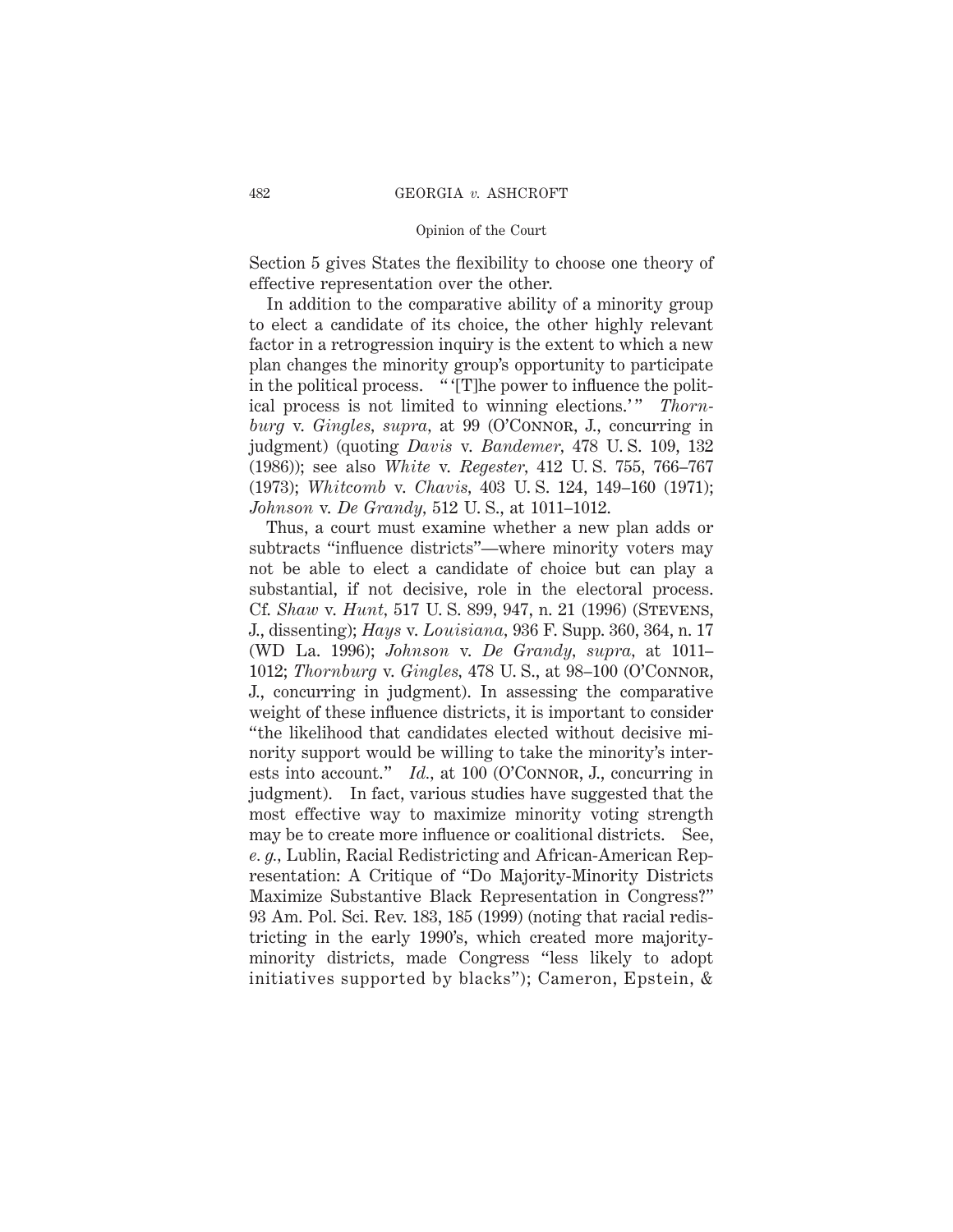Section 5 gives States the flexibility to choose one theory of effective representation over the other.

In addition to the comparative ability of a minority group to elect a candidate of its choice, the other highly relevant factor in a retrogression inquiry is the extent to which a new plan changes the minority group's opportunity to participate in the political process. " '[T]he power to influence the political process is not limited to winning elections.' " *Thornburg* v. *Gingles*, *supra*, at 99 (O'Connor, J., concurring in judgment) (quoting *Davis* v. *Bandemer*, 478 U. S. 109, 132 (1986)); see also *White* v. *Regester*, 412 U. S. 755, 766–767 (1973); *Whitcomb* v. *Chavis*, 403 U. S. 124, 149–160 (1971); *Johnson* v. *De Grandy*, 512 U. S., at 1011–1012.

Thus, a court must examine whether a new plan adds or subtracts "influence districts"—where minority voters may not be able to elect a candidate of choice but can play a substantial, if not decisive, role in the electoral process. Cf. *Shaw* v. *Hunt*, 517 U. S. 899, 947, n. 21 (1996) (Stevens, J., dissenting); *Hays* v. *Louisiana*, 936 F. Supp. 360, 364, n. 17 (WD La. 1996); *Johnson* v. *De Grandy*, *supra*, at 1011–1012; *Thornburg* v. *Gingles*, 478 U. S., at 98–100 (O'Connor, J., concurring in judgment). In assessing the comparative weight of these influence districts, it is important to consider "the likelihood that candidates elected without decisive minority support would be willing to take the minority's interests into account." *Id.*, at 100 (O'Connor, J., concurring in judgment). In fact, various studies have suggested that the most effective way to maximize minority voting strength may be to create more influence or coalitional districts. See, *e. g.*, Lublin, Racial Redistricting and African-American Representation: A Critique of "Do Majority-Minority Districts Maximize Substantive Black Representation in Congress?" 93 Am. Pol. Sci. Rev. 183, 185 (1999) (noting that racial redistricting in the early 1990's, which created more majority-minority districts, made Congress "less likely to adopt initiatives supported by blacks"); Cameron, Epstein, &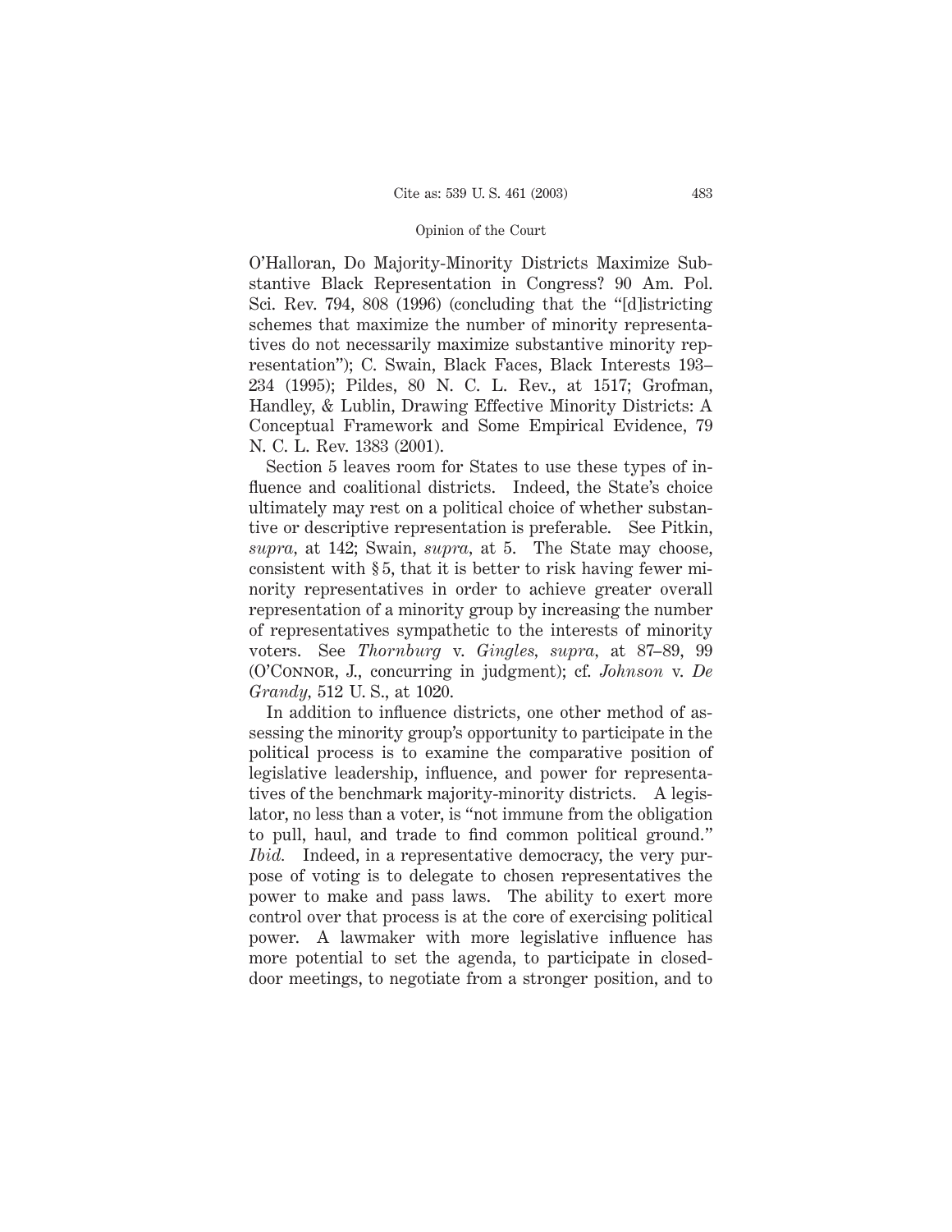O'Halloran, Do Majority-Minority Districts Maximize Substantive Black Representation in Congress? 90 Am. Pol. Sci. Rev. 794, 808 (1996) (concluding that the "[d]istricting schemes that maximize the number of minority representatives do not necessarily maximize substantive minority representation"); C. Swain, Black Faces, Black Interests 193–234 (1995); Pildes, 80 N. C. L. Rev., at 1517; Grofman, Handley, & Lublin, Drawing Effective Minority Districts: A Conceptual Framework and Some Empirical Evidence, 79 N. C. L. Rev. 1383 (2001).

Section 5 leaves room for States to use these types of influence and coalitional districts. Indeed, the State's choice ultimately may rest on a political choice of whether substantive or descriptive representation is preferable. See Pitkin, *supra*, at 142; Swain, *supra*, at 5. The State may choose, consistent with § 5, that it is better to risk having fewer minority representatives in order to achieve greater overall representation of a minority group by increasing the number of representatives sympathetic to the interests of minority voters. See *Thornburg* v. *Gingles*, *supra*, at 87–89, 99 (O'Connor, J., concurring in judgment); cf. *Johnson* v. *De Grandy*, 512 U. S., at 1020.

In addition to influence districts, one other method of assessing the minority group's opportunity to participate in the political process is to examine the comparative position of legislative leadership, influence, and power for representatives of the benchmark majority-minority districts. A legislator, no less than a voter, is "not immune from the obligation to pull, haul, and trade to find common political ground." *Ibid.* Indeed, in a representative democracy, the very purpose of voting is to delegate to chosen representatives the power to make and pass laws. The ability to exert more control over that process is at the core of exercising political power. A lawmaker with more legislative influence has more potential to set the agenda, to participate in closed-door meetings, to negotiate from a stronger position, and to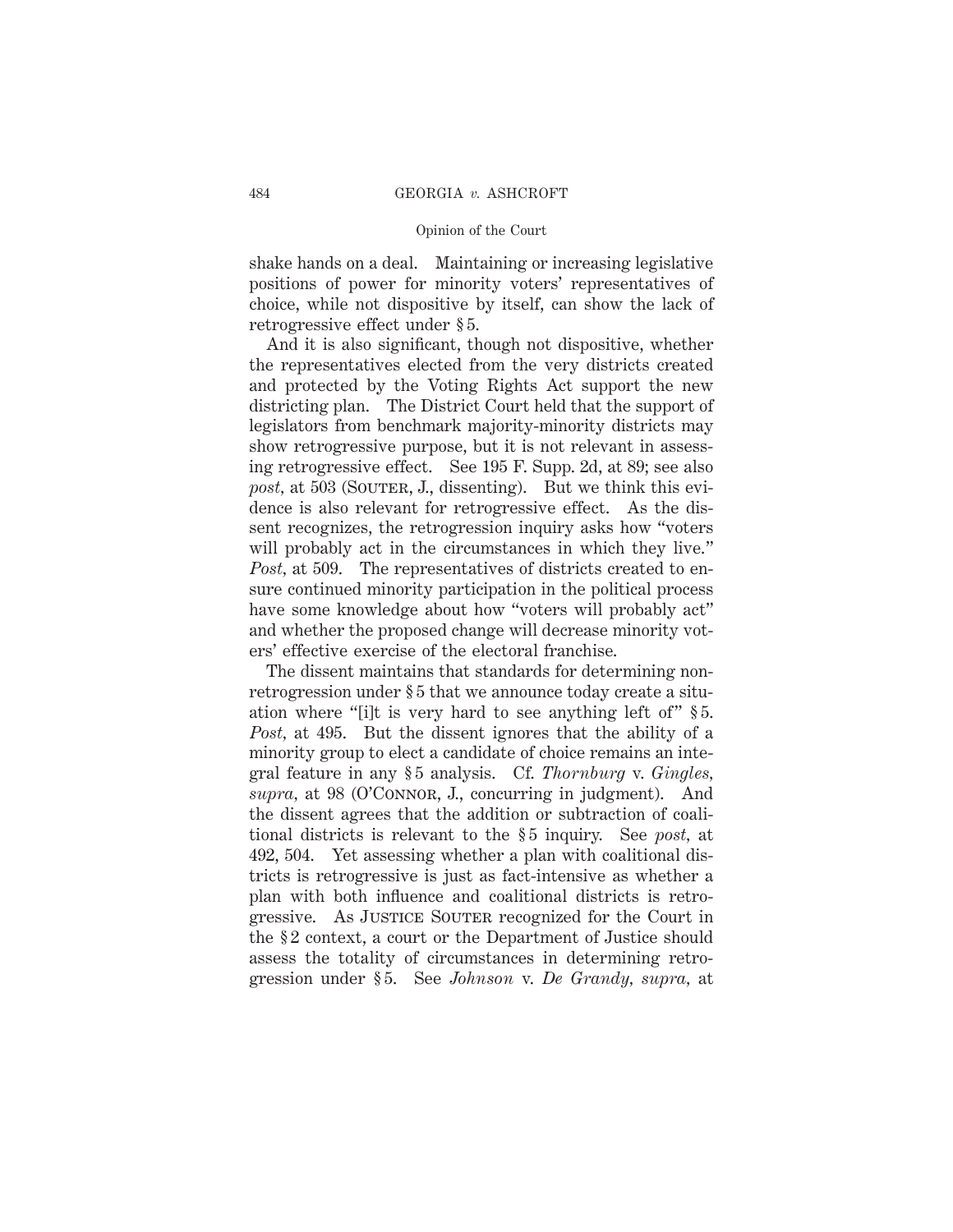shake hands on a deal. Maintaining or increasing legislative positions of power for minority voters' representatives of choice, while not dispositive by itself, can show the lack of retrogressive effect under § 5.

And it is also significant, though not dispositive, whether the representatives elected from the very districts created and protected by the Voting Rights Act support the new districting plan. The District Court held that the support of legislators from benchmark majority-minority districts may show retrogressive purpose, but it is not relevant in assessing retrogressive effect. See 195 F. Supp. 2d, at 89; see also *post*, at 503 (SOUTER, J., dissenting). But we think this evidence is also relevant for retrogressive effect. As the dissent recognizes, the retrogression inquiry asks how "voters will probably act in the circumstances in which they live." *Post*, at 509. The representatives of districts created to ensure continued minority participation in the political process have some knowledge about how "voters will probably act" and whether the proposed change will decrease minority voters' effective exercise of the electoral franchise.

The dissent maintains that standards for determining nonretrogression under § 5 that we announce today create a situation where "[i]t is very hard to see anything left of" § 5. *Post*, at 495. But the dissent ignores that the ability of a minority group to elect a candidate of choice remains an integral feature in any § 5 analysis. Cf. *Thornburg* v. *Gingles*, *supra*, at 98 (O'CONNOR, J., concurring in judgment). And the dissent agrees that the addition or subtraction of coalitional districts is relevant to the § 5 inquiry. See *post*, at 492, 504. Yet assessing whether a plan with coalitional districts is retrogressive is just as fact-intensive as whether a plan with both influence and coalitional districts is retrogressive. As JUSTICE SOUTER recognized for the Court in the § 2 context, a court or the Department of Justice should assess the totality of circumstances in determining retrogression under § 5. See *Johnson* v. *De Grandy*, *supra*, at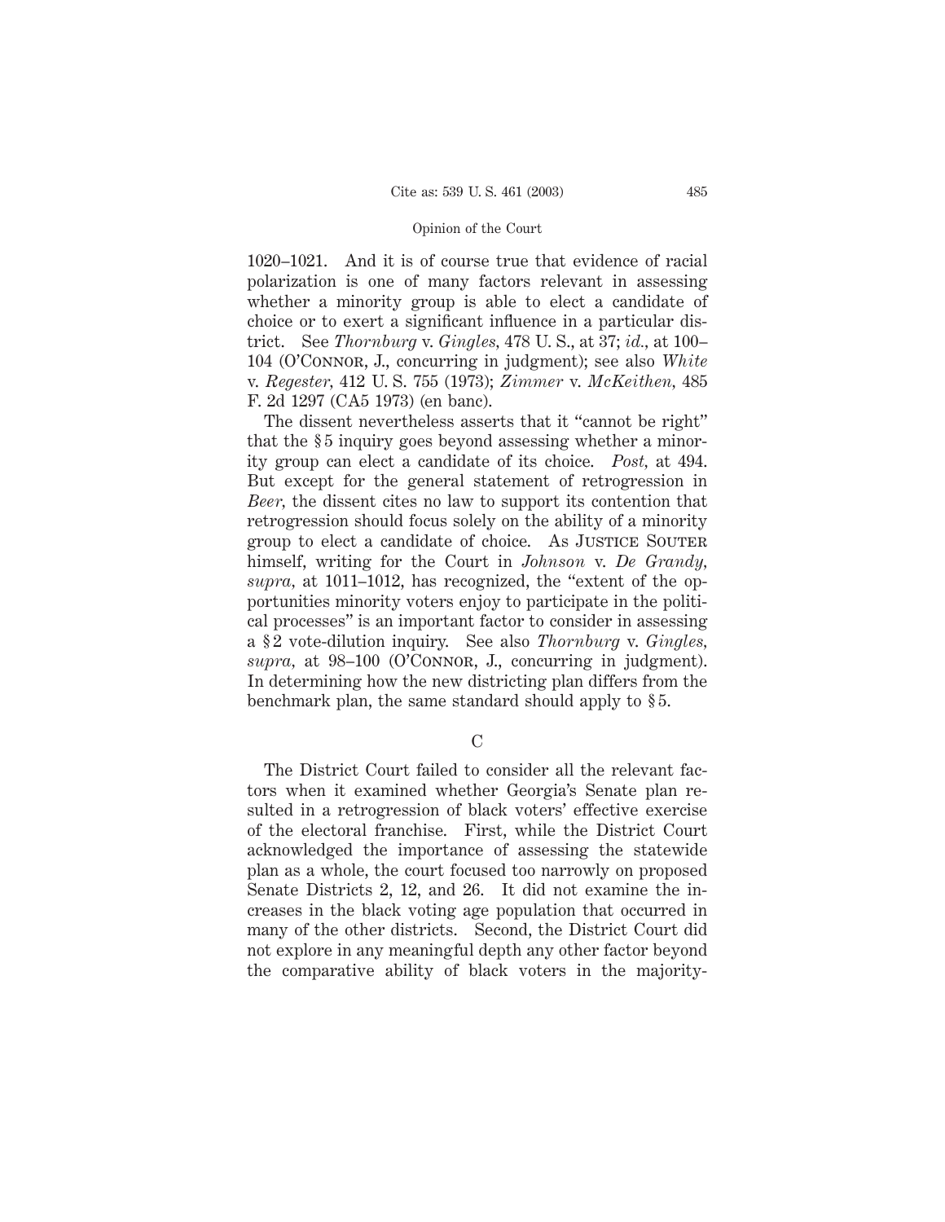1020–1021. And it is of course true that evidence of racial polarization is one of many factors relevant in assessing whether a minority group is able to elect a candidate of choice or to exert a significant influence in a particular district. See *Thornburg* v. *Gingles,* 478 U. S., at 37; *id.,* at 100–104 (O'Connor, J., concurring in judgment); see also *White* v. *Regester,* 412 U. S. 755 (1973); *Zimmer* v. *McKeithen,* 485 F. 2d 1297 (CA5 1973) (en banc).

The dissent nevertheless asserts that it "cannot be right" that the § 5 inquiry goes beyond assessing whether a minority group can elect a candidate of its choice. *Post,* at 494. But except for the general statement of retrogression in *Beer,* the dissent cites no law to support its contention that retrogression should focus solely on the ability of a minority group to elect a candidate of choice. As Justice Souter himself, writing for the Court in *Johnson* v. *De Grandy, supra,* at 1011–1012, has recognized, the "extent of the opportunities minority voters enjoy to participate in the political processes" is an important factor to consider in assessing a § 2 vote-dilution inquiry. See also *Thornburg* v. *Gingles, supra,* at 98–100 (O'Connor, J., concurring in judgment). In determining how the new districting plan differs from the benchmark plan, the same standard should apply to § 5.

C

The District Court failed to consider all the relevant factors when it examined whether Georgia's Senate plan resulted in a retrogression of black voters' effective exercise of the electoral franchise. First, while the District Court acknowledged the importance of assessing the statewide plan as a whole, the court focused too narrowly on proposed Senate Districts 2, 12, and 26. It did not examine the increases in the black voting age population that occurred in many of the other districts. Second, the District Court did not explore in any meaningful depth any other factor beyond the comparative ability of black voters in the majority-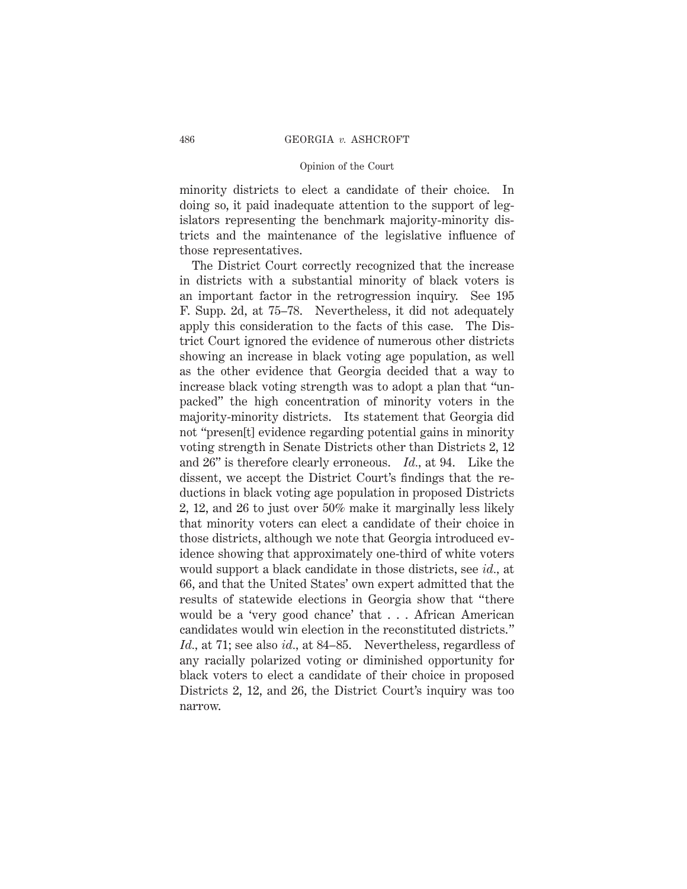minority districts to elect a candidate of their choice. In doing so, it paid inadequate attention to the support of legislators representing the benchmark majority-minority districts and the maintenance of the legislative influence of those representatives.

The District Court correctly recognized that the increase in districts with a substantial minority of black voters is an important factor in the retrogression inquiry. See 195 F. Supp. 2d, at 75–78. Nevertheless, it did not adequately apply this consideration to the facts of this case. The District Court ignored the evidence of numerous other districts showing an increase in black voting age population, as well as the other evidence that Georgia decided that a way to increase black voting strength was to adopt a plan that "unpacked" the high concentration of minority voters in the majority-minority districts. Its statement that Georgia did not "presen[t] evidence regarding potential gains in minority voting strength in Senate Districts other than Districts 2, 12 and 26" is therefore clearly erroneous. *Id.*, at 94. Like the dissent, we accept the District Court's findings that the reductions in black voting age population in proposed Districts 2, 12, and 26 to just over 50% make it marginally less likely that minority voters can elect a candidate of their choice in those districts, although we note that Georgia introduced evidence showing that approximately one-third of white voters would support a black candidate in those districts, see *id.*, at 66, and that the United States' own expert admitted that the results of statewide elections in Georgia show that "there would be a 'very good chance' that . . . African American candidates would win election in the reconstituted districts." *Id.*, at 71; see also *id.*, at 84–85. Nevertheless, regardless of any racially polarized voting or diminished opportunity for black voters to elect a candidate of their choice in proposed Districts 2, 12, and 26, the District Court's inquiry was too narrow.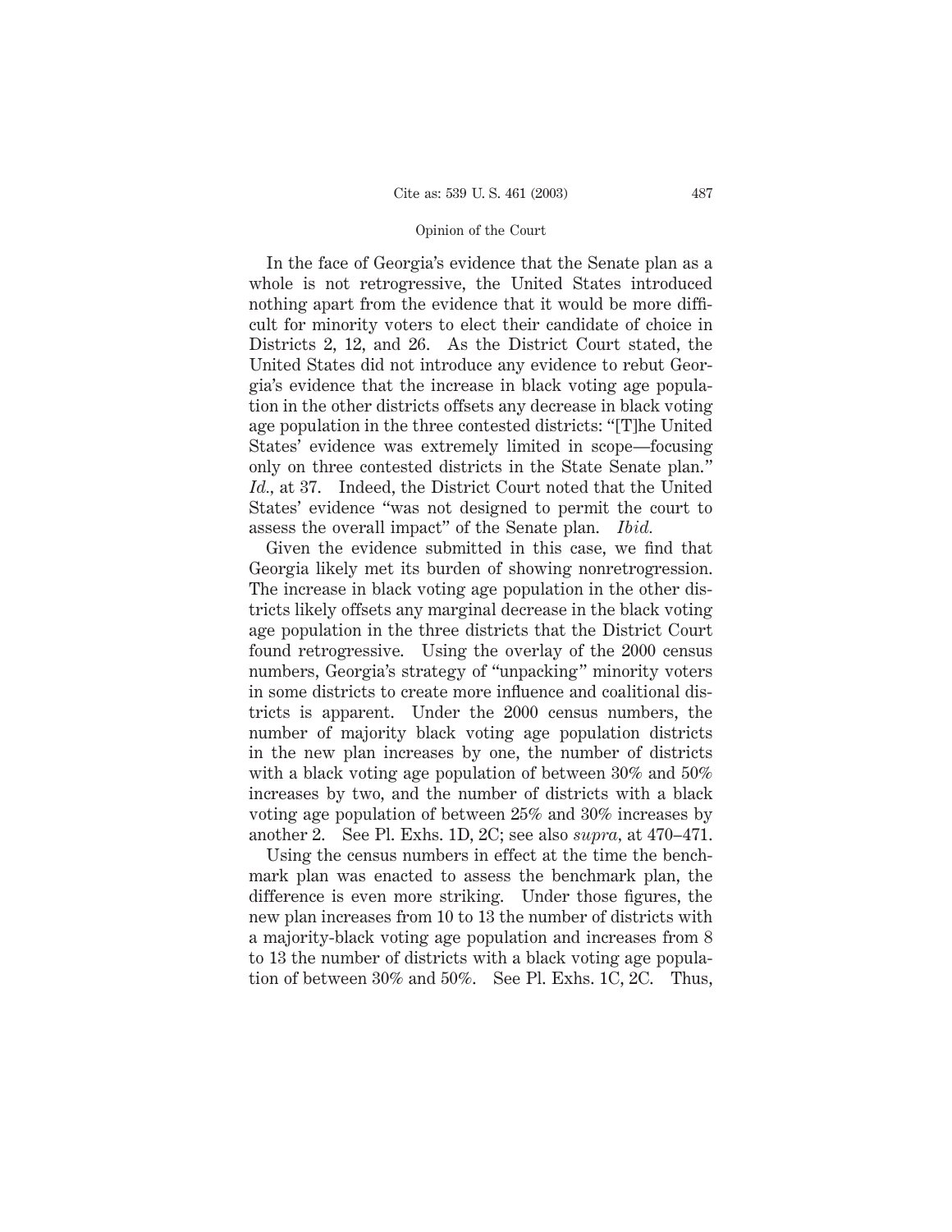In the face of Georgia's evidence that the Senate plan as a whole is not retrogressive, the United States introduced nothing apart from the evidence that it would be more difficult for minority voters to elect their candidate of choice in Districts 2, 12, and 26. As the District Court stated, the United States did not introduce any evidence to rebut Georgia's evidence that the increase in black voting age population in the other districts offsets any decrease in black voting age population in the three contested districts: "[T]he United States' evidence was extremely limited in scope—focusing only on three contested districts in the State Senate plan." *Id.,* at 37. Indeed, the District Court noted that the United States' evidence "was not designed to permit the court to assess the overall impact" of the Senate plan. *Ibid.*

Given the evidence submitted in this case, we find that Georgia likely met its burden of showing nonretrogression. The increase in black voting age population in the other districts likely offsets any marginal decrease in the black voting age population in the three districts that the District Court found retrogressive. Using the overlay of the 2000 census numbers, Georgia's strategy of "unpacking" minority voters in some districts to create more influence and coalitional districts is apparent. Under the 2000 census numbers, the number of majority black voting age population districts in the new plan increases by one, the number of districts with a black voting age population of between 30% and 50% increases by two, and the number of districts with a black voting age population of between 25% and 30% increases by another 2. See Pl. Exhs. 1D, 2C; see also *supra,* at 470–471.

Using the census numbers in effect at the time the benchmark plan was enacted to assess the benchmark plan, the difference is even more striking. Under those figures, the new plan increases from 10 to 13 the number of districts with a majority-black voting age population and increases from 8 to 13 the number of districts with a black voting age population of between 30% and 50%. See Pl. Exhs. 1C, 2C. Thus,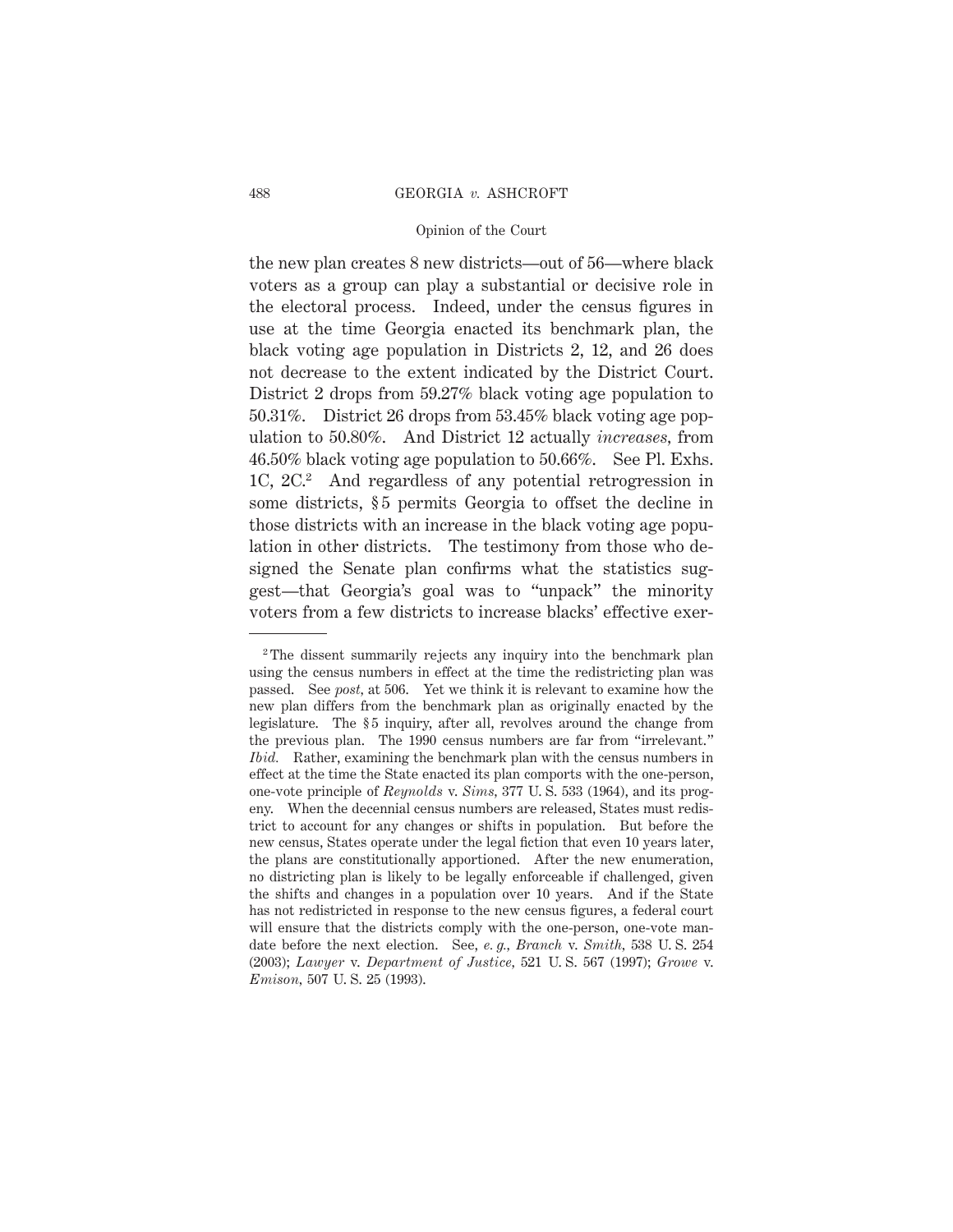the new plan creates 8 new districts—out of 56—where black voters as a group can play a substantial or decisive role in the electoral process. Indeed, under the census figures in use at the time Georgia enacted its benchmark plan, the black voting age population in Districts 2, 12, and 26 does not decrease to the extent indicated by the District Court. District 2 drops from 59.27% black voting age population to 50.31%. District 26 drops from 53.45% black voting age population to 50.80%. And District 12 actually *increases*, from 46.50% black voting age population to 50.66%. See Pl. Exhs. 1C, 2C.[2] And regardless of any potential retrogression in some districts, § 5 permits Georgia to offset the decline in those districts with an increase in the black voting age population in other districts. The testimony from those who designed the Senate plan confirms what the statistics suggest—that Georgia's goal was to "unpack" the minority voters from a few districts to increase blacks' effective exer-

---

[2] The dissent summarily rejects any inquiry into the benchmark plan using the census numbers in effect at the time the redistricting plan was passed. See *post*, at 506. Yet we think it is relevant to examine how the new plan differs from the benchmark plan as originally enacted by the legislature. The § 5 inquiry, after all, revolves around the change from the previous plan. The 1990 census numbers are far from "irrelevant." *Ibid.* Rather, examining the benchmark plan with the census numbers in effect at the time the State enacted its plan comports with the one-person, one-vote principle of *Reynolds* v. *Sims*, 377 U. S. 533 (1964), and its progeny. When the decennial census numbers are released, States must redistrict to account for any changes or shifts in population. But before the new census, States operate under the legal fiction that even 10 years later, the plans are constitutionally apportioned. After the new enumeration, no districting plan is likely to be legally enforceable if challenged, given the shifts and changes in a population over 10 years. And if the State has not redistricted in response to the new census figures, a federal court will ensure that the districts comply with the one-person, one-vote mandate before the next election. See, *e. g., Branch* v. *Smith*, 538 U. S. 254 (2003); *Lawyer* v. *Department of Justice*, 521 U. S. 567 (1997); *Growe* v. *Emison*, 507 U. S. 25 (1993).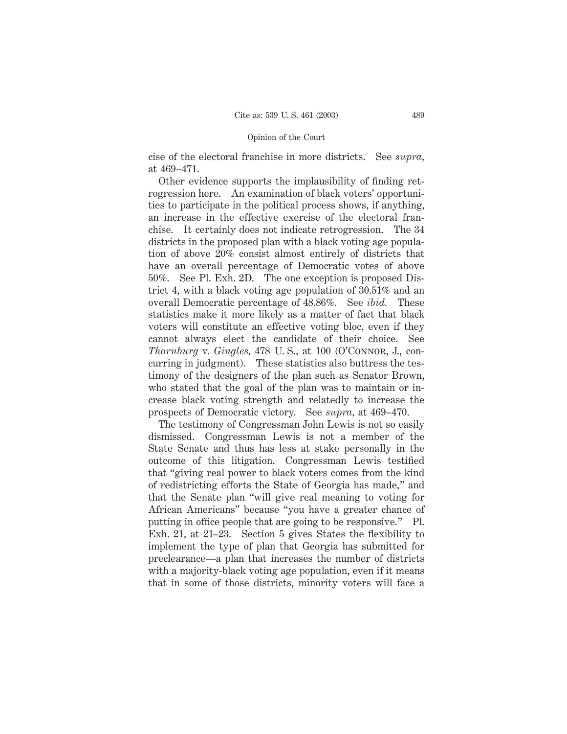cise of the electoral franchise in more districts. See *supra,* at 469–471.

Other evidence supports the implausibility of finding retrogression here. An examination of black voters' opportunities to participate in the political process shows, if anything, an increase in the effective exercise of the electoral franchise. It certainly does not indicate retrogression. The 34 districts in the proposed plan with a black voting age population of above 20% consist almost entirely of districts that have an overall percentage of Democratic votes of above 50%. See Pl. Exh. 2D. The one exception is proposed District 4, with a black voting age population of 30.51% and an overall Democratic percentage of 48.86%. See *ibid.* These statistics make it more likely as a matter of fact that black voters will constitute an effective voting bloc, even if they cannot always elect the candidate of their choice. See *Thornburg* v. *Gingles,* 478 U. S., at 100 (O'Connor, J., concurring in judgment). These statistics also buttress the testimony of the designers of the plan such as Senator Brown, who stated that the goal of the plan was to maintain or increase black voting strength and relatedly to increase the prospects of Democratic victory. See *supra,* at 469–470.

The testimony of Congressman John Lewis is not so easily dismissed. Congressman Lewis is not a member of the State Senate and thus has less at stake personally in the outcome of this litigation. Congressman Lewis testified that "giving real power to black voters comes from the kind of redistricting efforts the State of Georgia has made," and that the Senate plan "will give real meaning to voting for African Americans" because "you have a greater chance of putting in office people that are going to be responsive." Pl. Exh. 21, at 21–23. Section 5 gives States the flexibility to implement the type of plan that Georgia has submitted for preclearance—a plan that increases the number of districts with a majority-black voting age population, even if it means that in some of those districts, minority voters will face a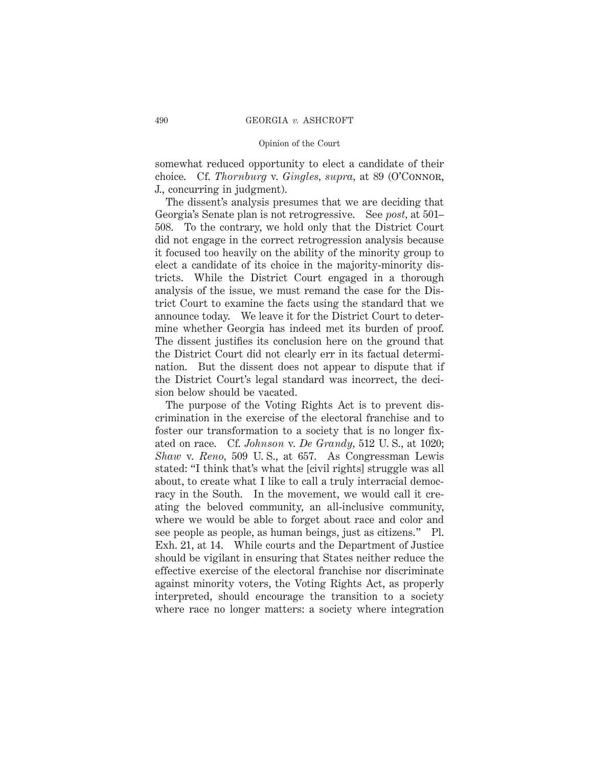somewhat reduced opportunity to elect a candidate of their choice. Cf. *Thornburg* v. *Gingles*, *supra*, at 89 (O'Connor, J., concurring in judgment).

The dissent's analysis presumes that we are deciding that Georgia's Senate plan is not retrogressive. See *post*, at 501–508. To the contrary, we hold only that the District Court did not engage in the correct retrogression analysis because it focused too heavily on the ability of the minority group to elect a candidate of its choice in the majority-minority districts. While the District Court engaged in a thorough analysis of the issue, we must remand the case for the District Court to examine the facts using the standard that we announce today. We leave it for the District Court to determine whether Georgia has indeed met its burden of proof. The dissent justifies its conclusion here on the ground that the District Court did not clearly err in its factual determination. But the dissent does not appear to dispute that if the District Court's legal standard was incorrect, the decision below should be vacated.

The purpose of the Voting Rights Act is to prevent discrimination in the exercise of the electoral franchise and to foster our transformation to a society that is no longer fixated on race. Cf. *Johnson* v. *De Grandy*, 512 U. S., at 1020; *Shaw* v. *Reno*, 509 U. S., at 657. As Congressman Lewis stated: "I think that's what the [civil rights] struggle was all about, to create what I like to call a truly interracial democracy in the South. In the movement, we would call it creating the beloved community, an all-inclusive community, where we would be able to forget about race and color and see people as people, as human beings, just as citizens." Pl. Exh. 21, at 14. While courts and the Department of Justice should be vigilant in ensuring that States neither reduce the effective exercise of the electoral franchise nor discriminate against minority voters, the Voting Rights Act, as properly interpreted, should encourage the transition to a society where race no longer matters: a society where integration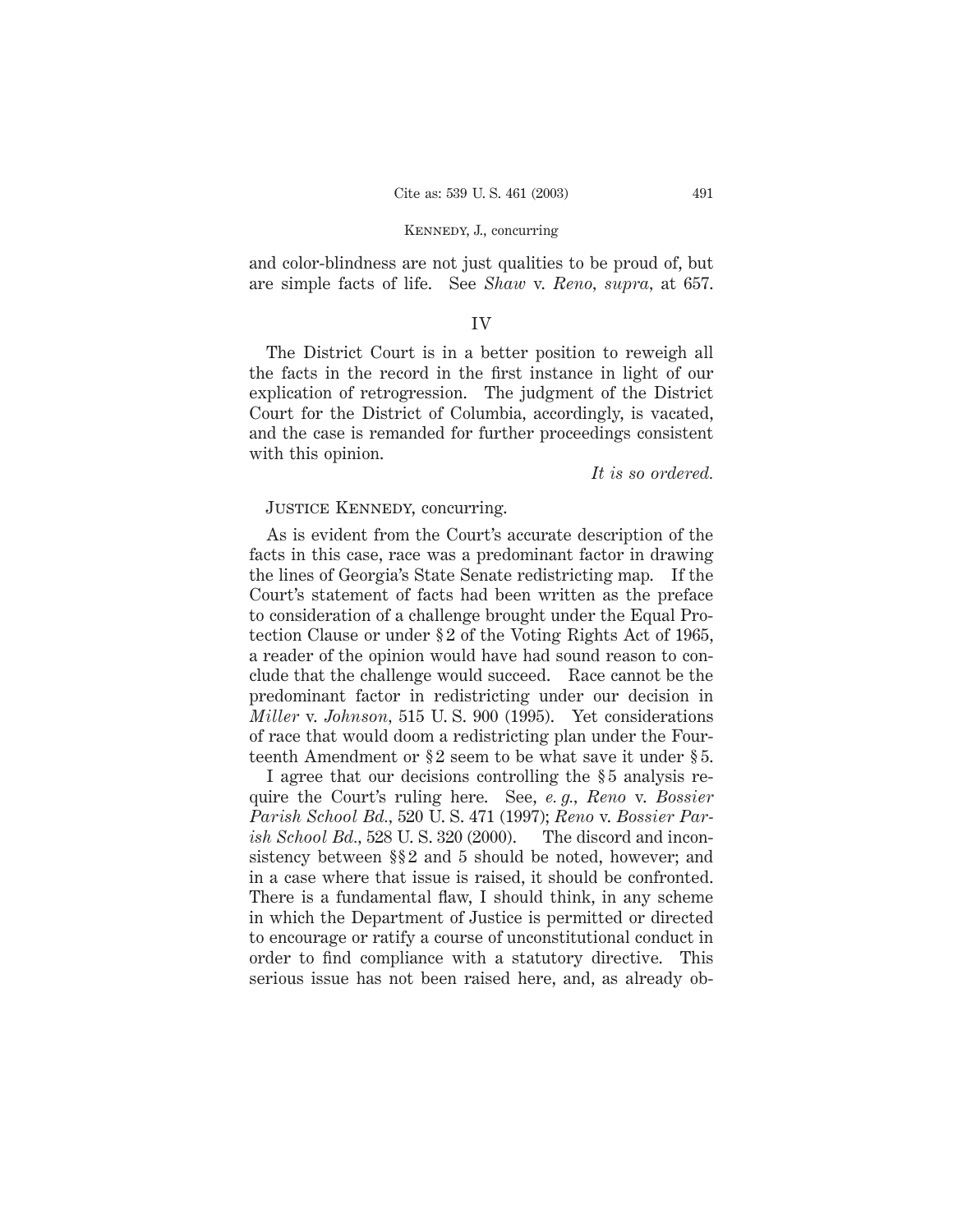and color-blindness are not just qualities to be proud of, but are simple facts of life. See *Shaw* v. *Reno*, *supra*, at 657.

## IV

The District Court is in a better position to reweigh all the facts in the record in the first instance in light of our explication of retrogression. The judgment of the District Court for the District of Columbia, accordingly, is vacated, and the case is remanded for further proceedings consistent with this opinion.

*It is so ordered.*

Justice Kennedy, concurring.

As is evident from the Court's accurate description of the facts in this case, race was a predominant factor in drawing the lines of Georgia's State Senate redistricting map. If the Court's statement of facts had been written as the preface to consideration of a challenge brought under the Equal Protection Clause or under §2 of the Voting Rights Act of 1965, a reader of the opinion would have had sound reason to conclude that the challenge would succeed. Race cannot be the predominant factor in redistricting under our decision in *Miller* v. *Johnson*, 515 U. S. 900 (1995). Yet considerations of race that would doom a redistricting plan under the Fourteenth Amendment or §2 seem to be what save it under §5.

I agree that our decisions controlling the §5 analysis require the Court's ruling here. See, *e. g.*, *Reno* v. *Bossier Parish School Bd.*, 520 U. S. 471 (1997); *Reno* v. *Bossier Parish School Bd.*, 528 U. S. 320 (2000). The discord and inconsistency between §§2 and 5 should be noted, however; and in a case where that issue is raised, it should be confronted. There is a fundamental flaw, I should think, in any scheme in which the Department of Justice is permitted or directed to encourage or ratify a course of unconstitutional conduct in order to find compliance with a statutory directive. This serious issue has not been raised here, and, as already ob-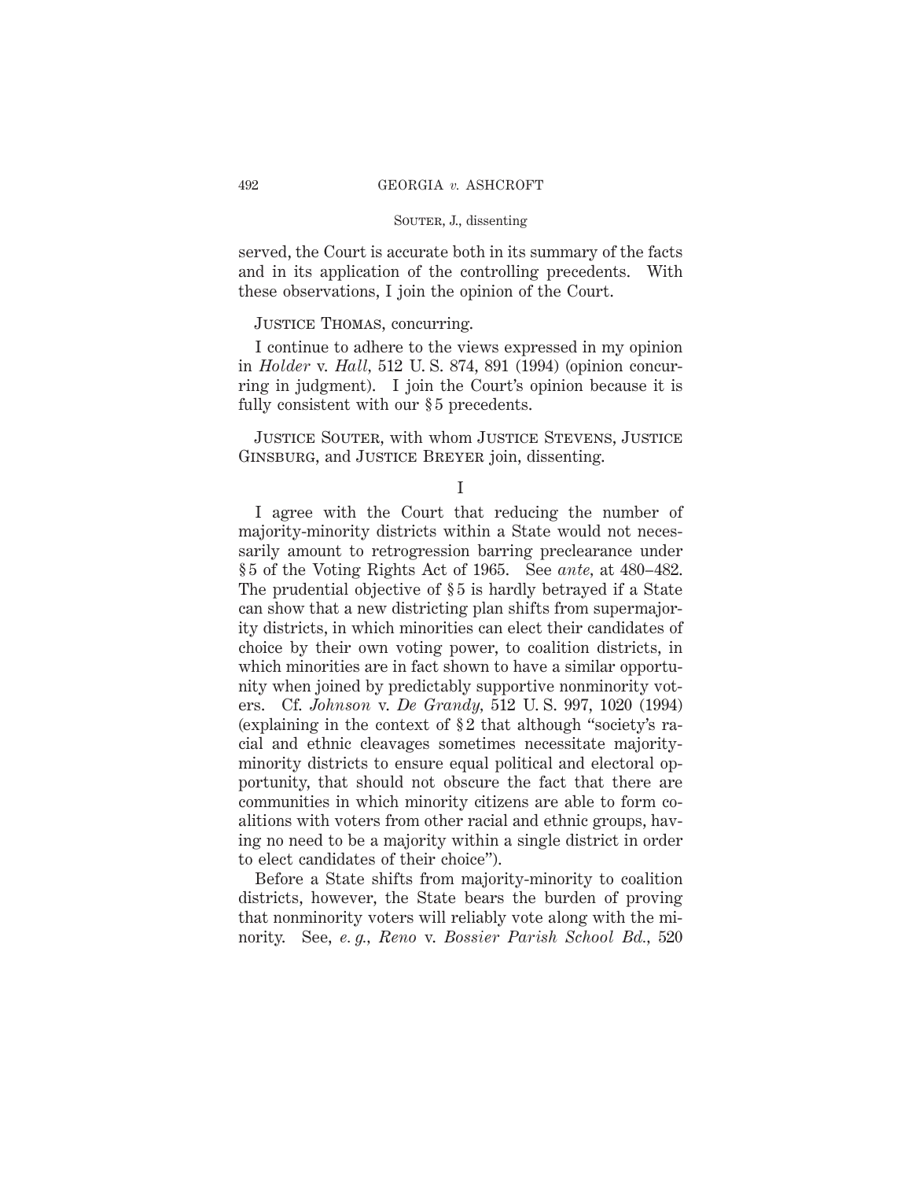served, the Court is accurate both in its summary of the facts and in its application of the controlling precedents. With these observations, I join the opinion of the Court.

Justice Thomas, concurring.

I continue to adhere to the views expressed in my opinion in *Holder* v. *Hall,* 512 U. S. 874, 891 (1994) (opinion concurring in judgment). I join the Court's opinion because it is fully consistent with our § 5 precedents.

Justice Souter, with whom Justice Stevens, Justice Ginsburg, and Justice Breyer join, dissenting.

I

I agree with the Court that reducing the number of majority-minority districts within a State would not necessarily amount to retrogression barring preclearance under § 5 of the Voting Rights Act of 1965. See *ante,* at 480–482. The prudential objective of § 5 is hardly betrayed if a State can show that a new districting plan shifts from supermajority districts, in which minorities can elect their candidates of choice by their own voting power, to coalition districts, in which minorities are in fact shown to have a similar opportunity when joined by predictably supportive nonminority voters. Cf. *Johnson* v. *De Grandy,* 512 U. S. 997, 1020 (1994) (explaining in the context of § 2 that although "society's racial and ethnic cleavages sometimes necessitate majority-minority districts to ensure equal political and electoral opportunity, that should not obscure the fact that there are communities in which minority citizens are able to form coalitions with voters from other racial and ethnic groups, having no need to be a majority within a single district in order to elect candidates of their choice").

Before a State shifts from majority-minority to coalition districts, however, the State bears the burden of proving that nonminority voters will reliably vote along with the minority. See, *e. g., Reno* v. *Bossier Parish School Bd.,* 520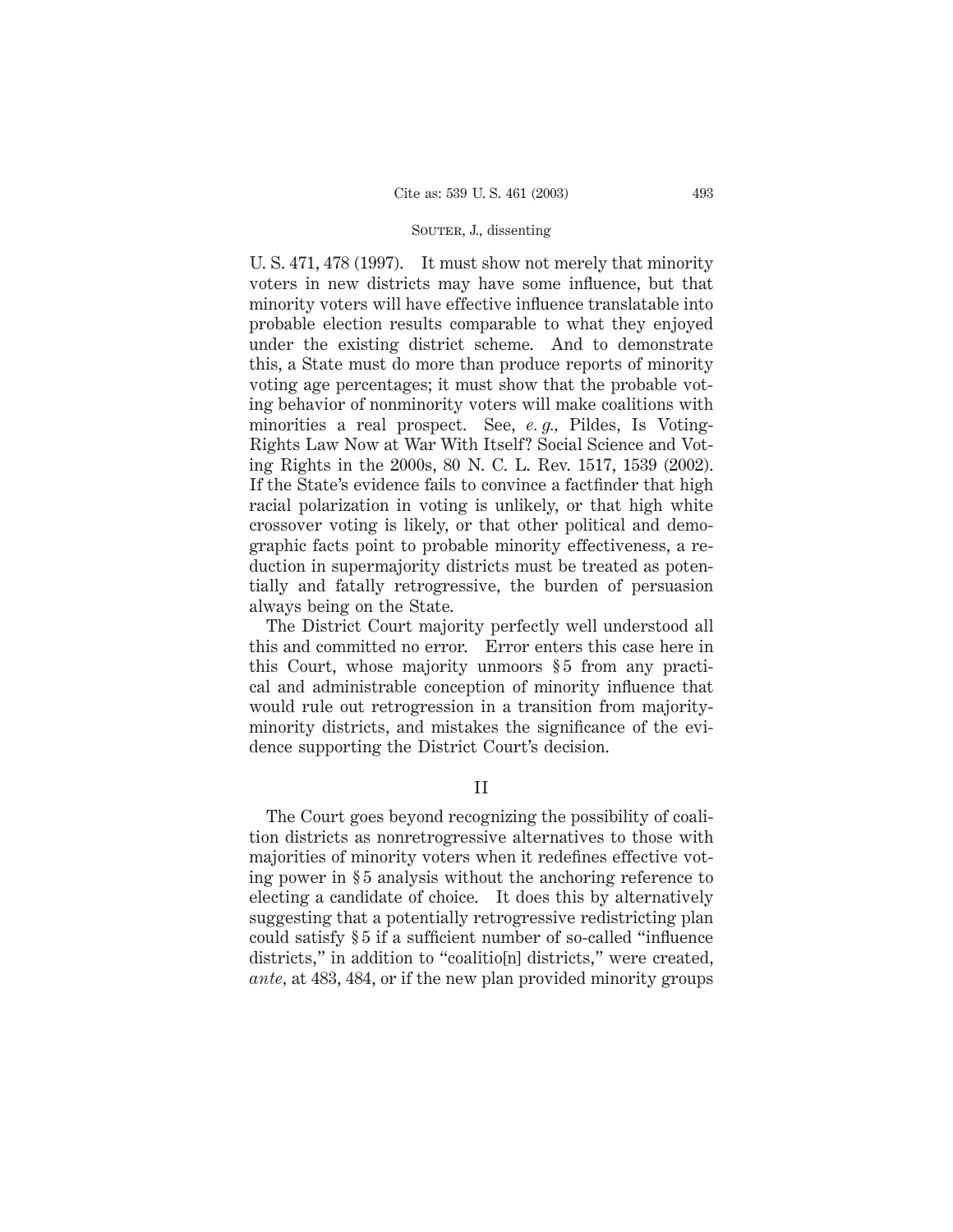U. S. 471, 478 (1997). It must show not merely that minority voters in new districts may have some influence, but that minority voters will have effective influence translatable into probable election results comparable to what they enjoyed under the existing district scheme. And to demonstrate this, a State must do more than produce reports of minority voting age percentages; it must show that the probable voting behavior of nonminority voters will make coalitions with minorities a real prospect. See, *e. g.,* Pildes, Is Voting-Rights Law Now at War With Itself? Social Science and Voting Rights in the 2000s, 80 N. C. L. Rev. 1517, 1539 (2002). If the State's evidence fails to convince a factfinder that high racial polarization in voting is unlikely, or that high white crossover voting is likely, or that other political and demographic facts point to probable minority effectiveness, a reduction in supermajority districts must be treated as potentially and fatally retrogressive, the burden of persuasion always being on the State.

The District Court majority perfectly well understood all this and committed no error. Error enters this case here in this Court, whose majority unmoors § 5 from any practical and administrable conception of minority influence that would rule out retrogression in a transition from majority-minority districts, and mistakes the significance of the evidence supporting the District Court's decision.

## II

The Court goes beyond recognizing the possibility of coalition districts as nonretrogressive alternatives to those with majorities of minority voters when it redefines effective voting power in § 5 analysis without the anchoring reference to electing a candidate of choice. It does this by alternatively suggesting that a potentially retrogressive redistricting plan could satisfy § 5 if a sufficient number of so-called "influence districts," in addition to "coalitio[n] districts," were created, *ante,* at 483, 484, or if the new plan provided minority groups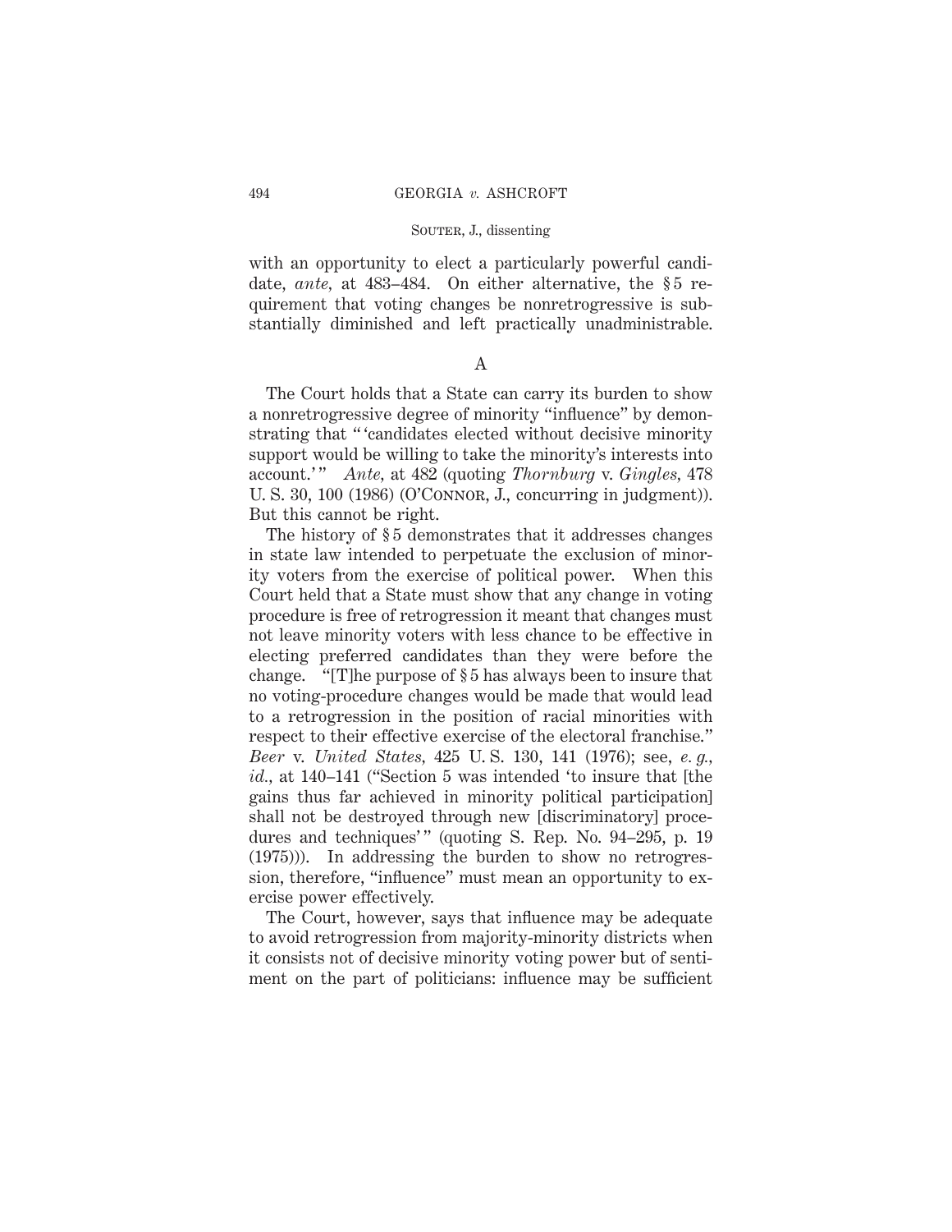with an opportunity to elect a particularly powerful candidate, *ante,* at 483–484. On either alternative, the § 5 requirement that voting changes be nonretrogressive is substantially diminished and left practically unadministrable.

## A

The Court holds that a State can carry its burden to show a nonretrogressive degree of minority "influence" by demonstrating that " 'candidates elected without decisive minority support would be willing to take the minority's interests into account.' " *Ante,* at 482 (quoting *Thornburg* v. *Gingles,* 478 U. S. 30, 100 (1986) (O'Connor, J., concurring in judgment)). But this cannot be right.

The history of § 5 demonstrates that it addresses changes in state law intended to perpetuate the exclusion of minority voters from the exercise of political power. When this Court held that a State must show that any change in voting procedure is free of retrogression it meant that changes must not leave minority voters with less chance to be effective in electing preferred candidates than they were before the change. "[T]he purpose of § 5 has always been to insure that no voting-procedure changes would be made that would lead to a retrogression in the position of racial minorities with respect to their effective exercise of the electoral franchise." *Beer* v. *United States,* 425 U. S. 130, 141 (1976); see, *e. g., id.,* at 140–141 ("Section 5 was intended 'to insure that [the gains thus far achieved in minority political participation] shall not be destroyed through new [discriminatory] procedures and techniques' " (quoting S. Rep. No. 94–295, p. 19 (1975))). In addressing the burden to show no retrogression, therefore, "influence" must mean an opportunity to exercise power effectively.

The Court, however, says that influence may be adequate to avoid retrogression from majority-minority districts when it consists not of decisive minority voting power but of sentiment on the part of politicians: influence may be sufficient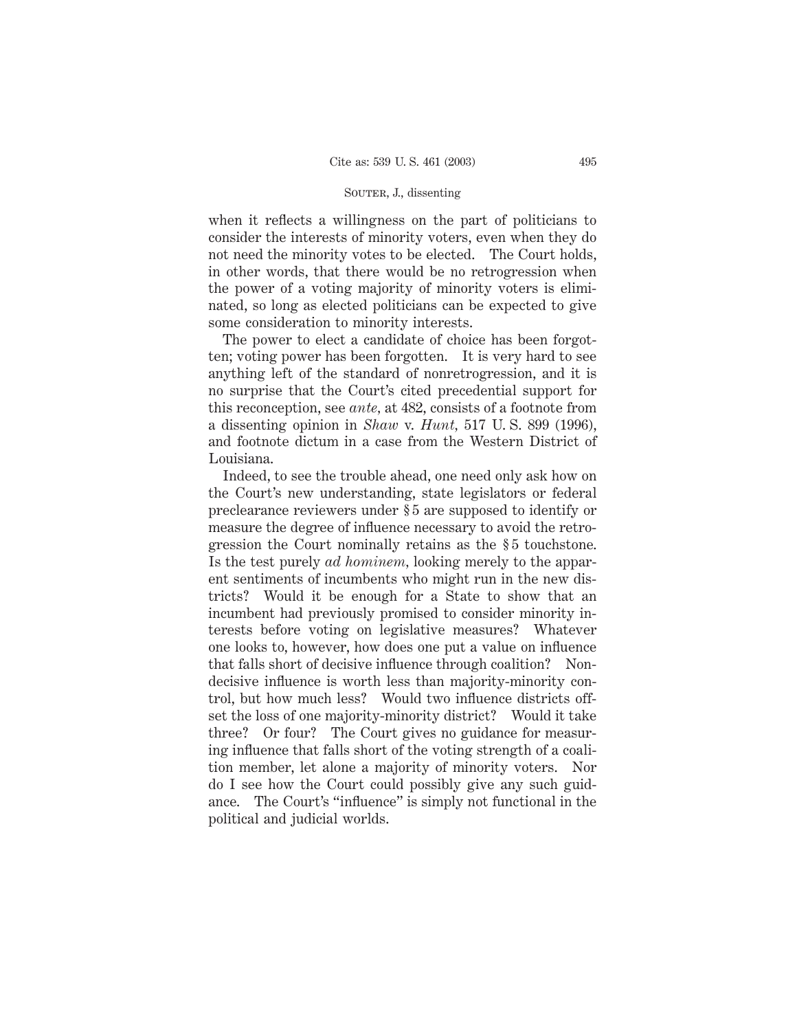when it reflects a willingness on the part of politicians to consider the interests of minority voters, even when they do not need the minority votes to be elected. The Court holds, in other words, that there would be no retrogression when the power of a voting majority of minority voters is eliminated, so long as elected politicians can be expected to give some consideration to minority interests.

The power to elect a candidate of choice has been forgotten; voting power has been forgotten. It is very hard to see anything left of the standard of nonretrogression, and it is no surprise that the Court's cited precedential support for this reconception, see *ante,* at 482, consists of a footnote from a dissenting opinion in *Shaw* v. *Hunt,* 517 U. S. 899 (1996), and footnote dictum in a case from the Western District of Louisiana.

Indeed, to see the trouble ahead, one need only ask how on the Court's new understanding, state legislators or federal preclearance reviewers under § 5 are supposed to identify or measure the degree of influence necessary to avoid the retrogression the Court nominally retains as the § 5 touchstone. Is the test purely *ad hominem,* looking merely to the apparent sentiments of incumbents who might run in the new districts? Would it be enough for a State to show that an incumbent had previously promised to consider minority interests before voting on legislative measures? Whatever one looks to, however, how does one put a value on influence that falls short of decisive influence through coalition? Nondecisive influence is worth less than majority-minority control, but how much less? Would two influence districts offset the loss of one majority-minority district? Would it take three? Or four? The Court gives no guidance for measuring influence that falls short of the voting strength of a coalition member, let alone a majority of minority voters. Nor do I see how the Court could possibly give any such guidance. The Court's "influence" is simply not functional in the political and judicial worlds.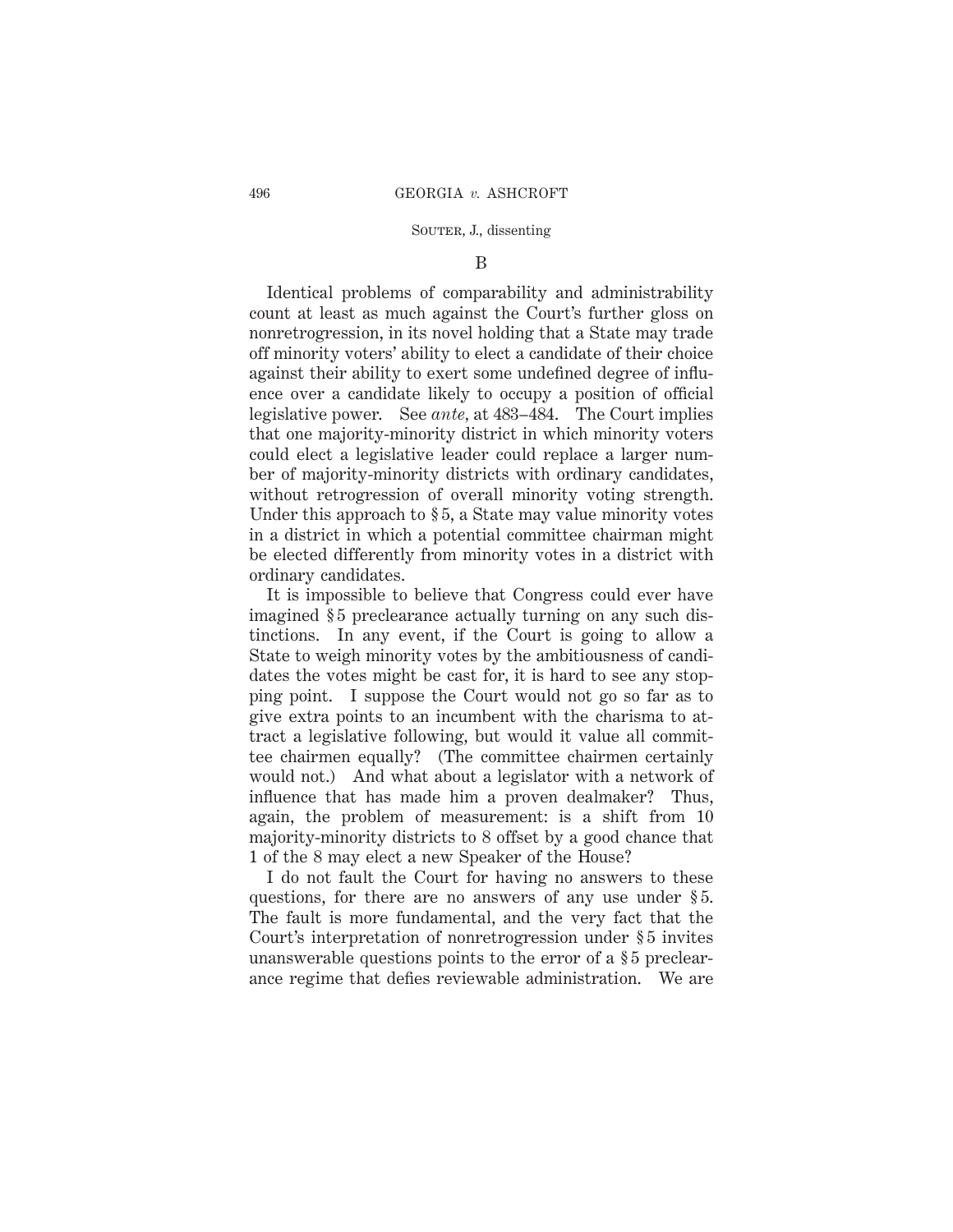### B

Identical problems of comparability and administrability count at least as much against the Court's further gloss on nonretrogression, in its novel holding that a State may trade off minority voters' ability to elect a candidate of their choice against their ability to exert some undefined degree of influence over a candidate likely to occupy a position of official legislative power. See *ante*, at 483–484. The Court implies that one majority-minority district in which minority voters could elect a legislative leader could replace a larger number of majority-minority districts with ordinary candidates, without retrogression of overall minority voting strength. Under this approach to § 5, a State may value minority votes in a district in which a potential committee chairman might be elected differently from minority votes in a district with ordinary candidates.

It is impossible to believe that Congress could ever have imagined § 5 preclearance actually turning on any such distinctions. In any event, if the Court is going to allow a State to weigh minority votes by the ambitiousness of candidates the votes might be cast for, it is hard to see any stopping point. I suppose the Court would not go so far as to give extra points to an incumbent with the charisma to attract a legislative following, but would it value all committee chairmen equally? (The committee chairmen certainly would not.) And what about a legislator with a network of influence that has made him a proven dealmaker? Thus, again, the problem of measurement: is a shift from 10 majority-minority districts to 8 offset by a good chance that 1 of the 8 may elect a new Speaker of the House?

I do not fault the Court for having no answers to these questions, for there are no answers of any use under § 5. The fault is more fundamental, and the very fact that the Court's interpretation of nonretrogression under § 5 invites unanswerable questions points to the error of a § 5 preclearance regime that defies reviewable administration. We are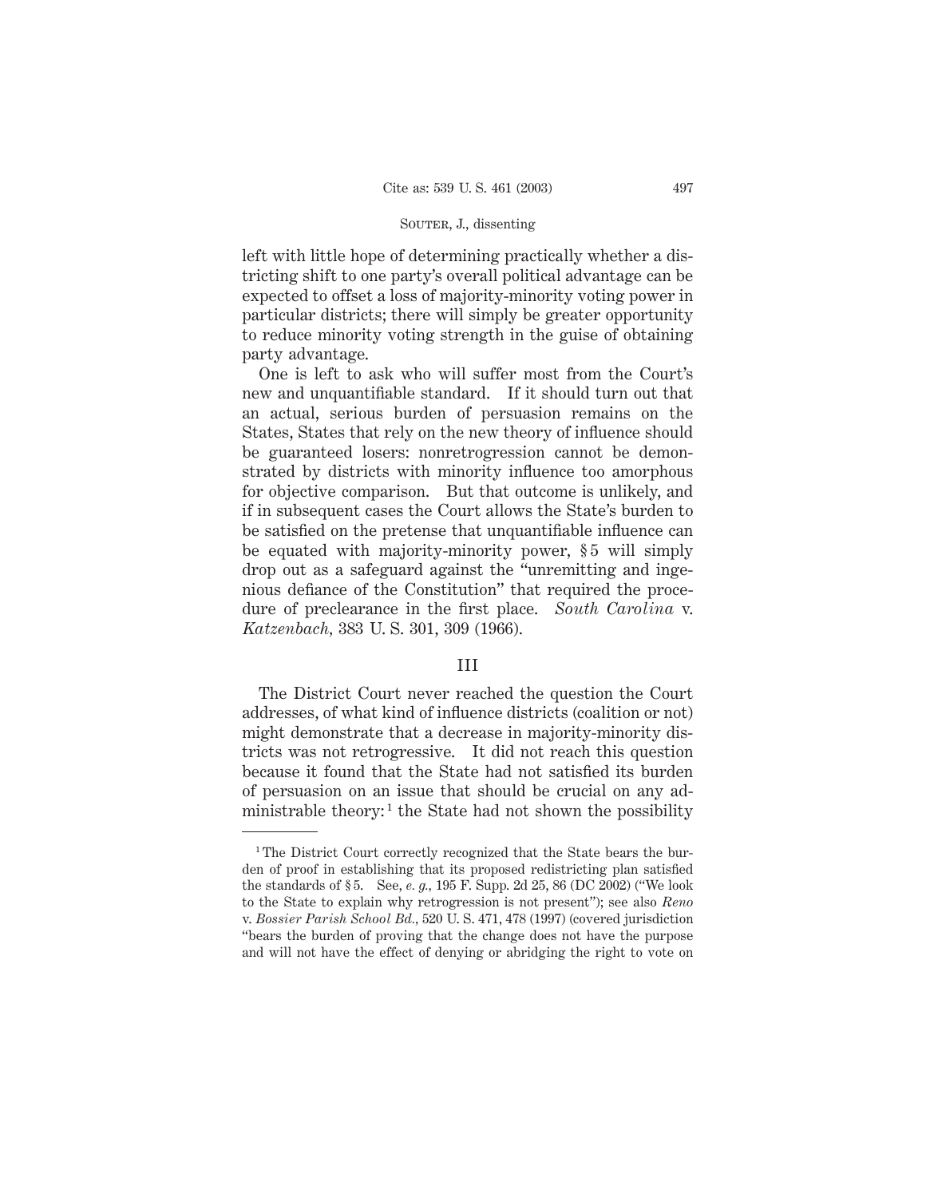left with little hope of determining practically whether a districting shift to one party's overall political advantage can be expected to offset a loss of majority-minority voting power in particular districts; there will simply be greater opportunity to reduce minority voting strength in the guise of obtaining party advantage.

One is left to ask who will suffer most from the Court's new and unquantifiable standard. If it should turn out that an actual, serious burden of persuasion remains on the States, States that rely on the new theory of influence should be guaranteed losers: nonretrogression cannot be demonstrated by districts with minority influence too amorphous for objective comparison. But that outcome is unlikely, and if in subsequent cases the Court allows the State's burden to be satisfied on the pretense that unquantifiable influence can be equated with majority-minority power, § 5 will simply drop out as a safeguard against the "unremitting and ingenious defiance of the Constitution" that required the procedure of preclearance in the first place. *South Carolina* v. *Katzenbach*, 383 U. S. 301, 309 (1966).

## III

The District Court never reached the question the Court addresses, of what kind of influence districts (coalition or not) might demonstrate that a decrease in majority-minority districts was not retrogressive. It did not reach this question because it found that the State had not satisfied its burden of persuasion on an issue that should be crucial on any administrable theory:[1] the State had not shown the possibility

---

[1] The District Court correctly recognized that the State bears the burden of proof in establishing that its proposed redistricting plan satisfied the standards of § 5. See, *e. g.,* 195 F. Supp. 2d 25, 86 (DC 2002) ("We look to the State to explain why retrogression is not present"); see also *Reno* v. *Bossier Parish School Bd.*, 520 U. S. 471, 478 (1997) (covered jurisdiction "bears the burden of proving that the change does not have the purpose and will not have the effect of denying or abridging the right to vote on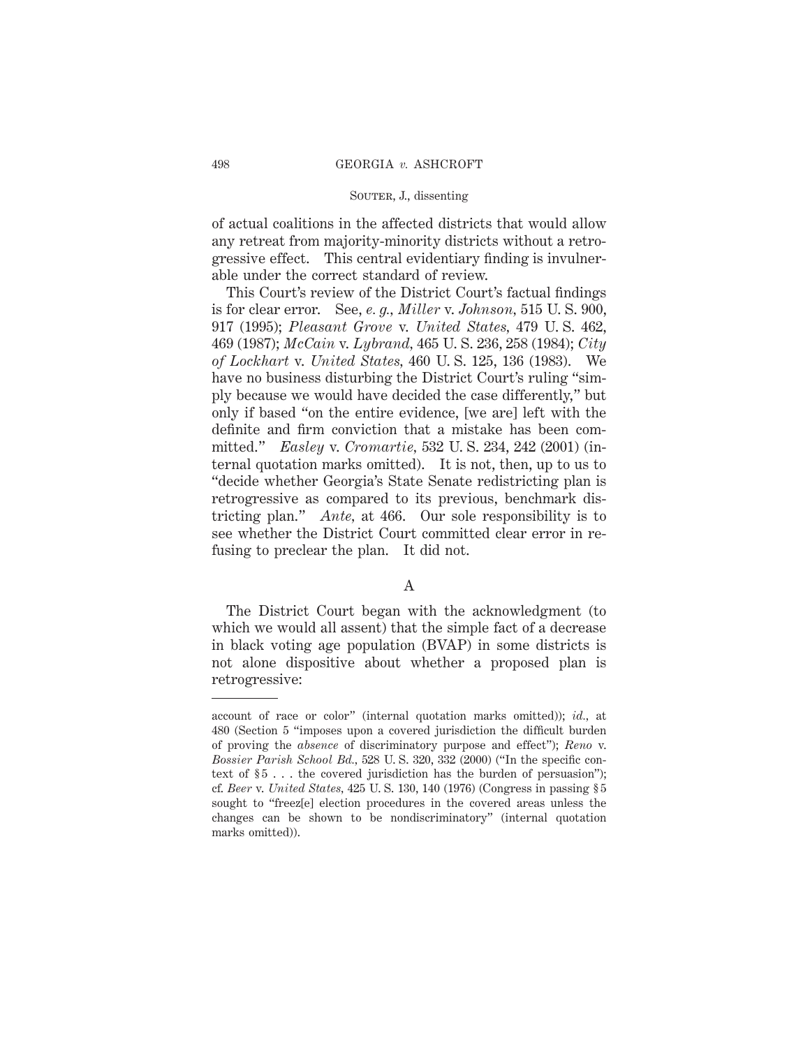of actual coalitions in the affected districts that would allow any retreat from majority-minority districts without a retrogressive effect. This central evidentiary finding is invulnerable under the correct standard of review.

This Court's review of the District Court's factual findings is for clear error. See, *e. g., Miller* v. *Johnson,* 515 U. S. 900, 917 (1995); *Pleasant Grove* v. *United States,* 479 U. S. 462, 469 (1987); *McCain* v. *Lybrand,* 465 U. S. 236, 258 (1984); *City of Lockhart* v. *United States,* 460 U. S. 125, 136 (1983). We have no business disturbing the District Court's ruling "simply because we would have decided the case differently," but only if based "on the entire evidence, [we are] left with the definite and firm conviction that a mistake has been committed." *Easley* v. *Cromartie,* 532 U. S. 234, 242 (2001) (internal quotation marks omitted). It is not, then, up to us to "decide whether Georgia's State Senate redistricting plan is retrogressive as compared to its previous, benchmark districting plan." *Ante,* at 466. Our sole responsibility is to see whether the District Court committed clear error in refusing to preclear the plan. It did not.

## A

The District Court began with the acknowledgment (to which we would all assent) that the simple fact of a decrease in black voting age population (BVAP) in some districts is not alone dispositive about whether a proposed plan is retrogressive:

---

account of race or color" (internal quotation marks omitted)); *id.,* at 480 (Section 5 "imposes upon a covered jurisdiction the difficult burden of proving the *absence* of discriminatory purpose and effect"); *Reno* v. *Bossier Parish School Bd.,* 528 U. S. 320, 332 (2000) ("In the specific context of § 5 . . . the covered jurisdiction has the burden of persuasion"); cf. *Beer* v. *United States,* 425 U. S. 130, 140 (1976) (Congress in passing § 5 sought to "freez[e] election procedures in the covered areas unless the changes can be shown to be nondiscriminatory" (internal quotation marks omitted)).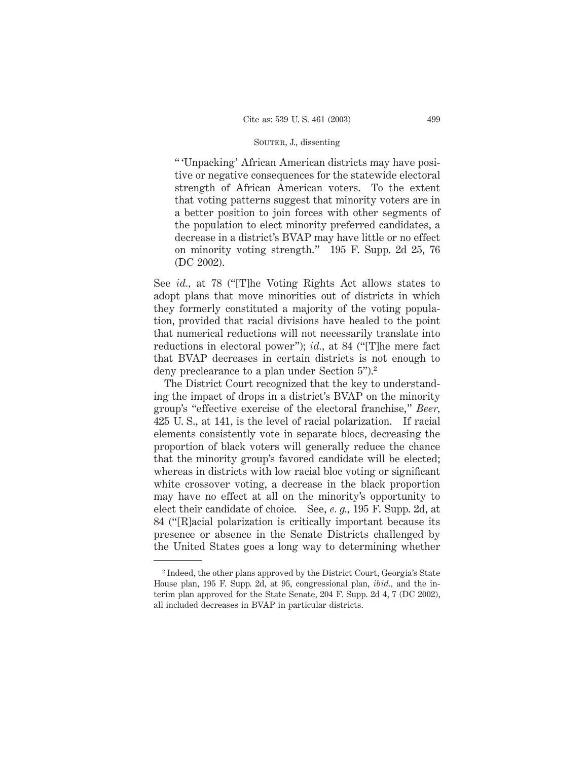> "'Unpacking' African American districts may have positive or negative consequences for the statewide electoral strength of African American voters. To the extent that voting patterns suggest that minority voters are in a better position to join forces with other segments of the population to elect minority preferred candidates, a decrease in a district's BVAP may have little or no effect on minority voting strength." 195 F. Supp. 2d 25, 76 (DC 2002).

See *id.*, at 78 ("[T]he Voting Rights Act allows states to adopt plans that move minorities out of districts in which they formerly constituted a majority of the voting population, provided that racial divisions have healed to the point that numerical reductions will not necessarily translate into reductions in electoral power"); *id.*, at 84 ("[T]he mere fact that BVAP decreases in certain districts is not enough to deny preclearance to a plan under Section 5").[2]

The District Court recognized that the key to understanding the impact of drops in a district's BVAP on the minority group's "effective exercise of the electoral franchise," *Beer*, 425 U. S., at 141, is the level of racial polarization. If racial elements consistently vote in separate blocs, decreasing the proportion of black voters will generally reduce the chance that the minority group's favored candidate will be elected; whereas in districts with low racial bloc voting or significant white crossover voting, a decrease in the black proportion may have no effect at all on the minority's opportunity to elect their candidate of choice. See, *e. g.*, 195 F. Supp. 2d, at 84 ("[R]acial polarization is critically important because its presence or absence in the Senate Districts challenged by the United States goes a long way to determining whether

---

[2] Indeed, the other plans approved by the District Court, Georgia's State House plan, 195 F. Supp. 2d, at 95, congressional plan, *ibid.*, and the interim plan approved for the State Senate, 204 F. Supp. 2d 4, 7 (DC 2002), all included decreases in BVAP in particular districts.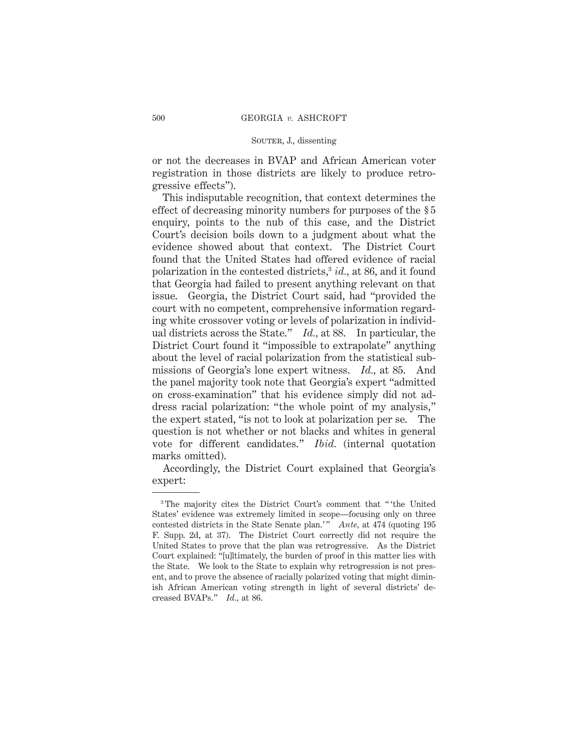or not the decreases in BVAP and African American voter registration in those districts are likely to produce retrogressive effects").

This indisputable recognition, that context determines the effect of decreasing minority numbers for purposes of the § 5 enquiry, points to the nub of this case, and the District Court's decision boils down to a judgment about what the evidence showed about that context. The District Court found that the United States had offered evidence of racial polarization in the contested districts,[3] *id.*, at 86, and it found that Georgia had failed to present anything relevant on that issue. Georgia, the District Court said, had "provided the court with no competent, comprehensive information regarding white crossover voting or levels of polarization in individual districts across the State." *Id.*, at 88. In particular, the District Court found it "impossible to extrapolate" anything about the level of racial polarization from the statistical submissions of Georgia's lone expert witness. *Id.*, at 85. And the panel majority took note that Georgia's expert "admitted on cross-examination" that his evidence simply did not address racial polarization: "the whole point of my analysis," the expert stated, "is not to look at polarization per se. The question is not whether or not blacks and whites in general vote for different candidates." *Ibid.* (internal quotation marks omitted).

Accordingly, the District Court explained that Georgia's expert:

---

[3] The majority cites the District Court's comment that "'the United States' evidence was extremely limited in scope—focusing only on three contested districts in the State Senate plan.'" *Ante*, at 474 (quoting 195 F. Supp. 2d, at 37). The District Court correctly did not require the United States to prove that the plan was retrogressive. As the District Court explained: "[u]ltimately, the burden of proof in this matter lies with the State. We look to the State to explain why retrogression is not present, and to prove the absence of racially polarized voting that might diminish African American voting strength in light of several districts' decreased BVAPs." *Id.*, at 86.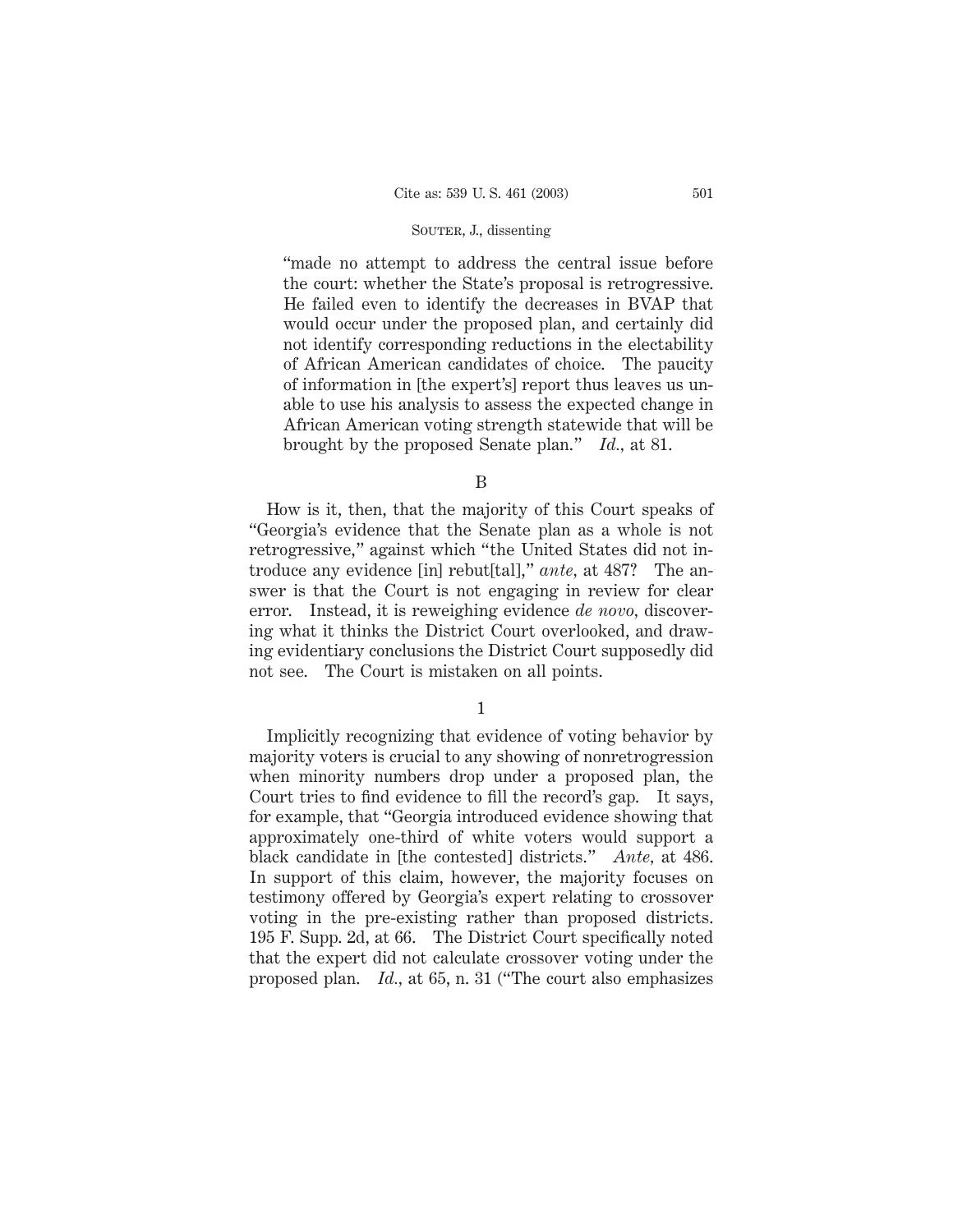> "made no attempt to address the central issue before the court: whether the State's proposal is retrogressive. He failed even to identify the decreases in BVAP that would occur under the proposed plan, and certainly did not identify corresponding reductions in the electability of African American candidates of choice. The paucity of information in [the expert's] report thus leaves us unable to use his analysis to assess the expected change in African American voting strength statewide that will be brought by the proposed Senate plan." *Id.,* at 81.

B

How is it, then, that the majority of this Court speaks of "Georgia's evidence that the Senate plan as a whole is not retrogressive," against which "the United States did not introduce any evidence [in] rebut[tal]," *ante,* at 487? The answer is that the Court is not engaging in review for clear error. Instead, it is reweighing evidence *de novo,* discovering what it thinks the District Court overlooked, and drawing evidentiary conclusions the District Court supposedly did not see. The Court is mistaken on all points.

1

Implicitly recognizing that evidence of voting behavior by majority voters is crucial to any showing of nonretrogression when minority numbers drop under a proposed plan, the Court tries to find evidence to fill the record's gap. It says, for example, that "Georgia introduced evidence showing that approximately one-third of white voters would support a black candidate in [the contested] districts." *Ante,* at 486. In support of this claim, however, the majority focuses on testimony offered by Georgia's expert relating to crossover voting in the pre-existing rather than proposed districts. 195 F. Supp. 2d, at 66. The District Court specifically noted that the expert did not calculate crossover voting under the proposed plan. *Id.,* at 65, n. 31 ("The court also emphasizes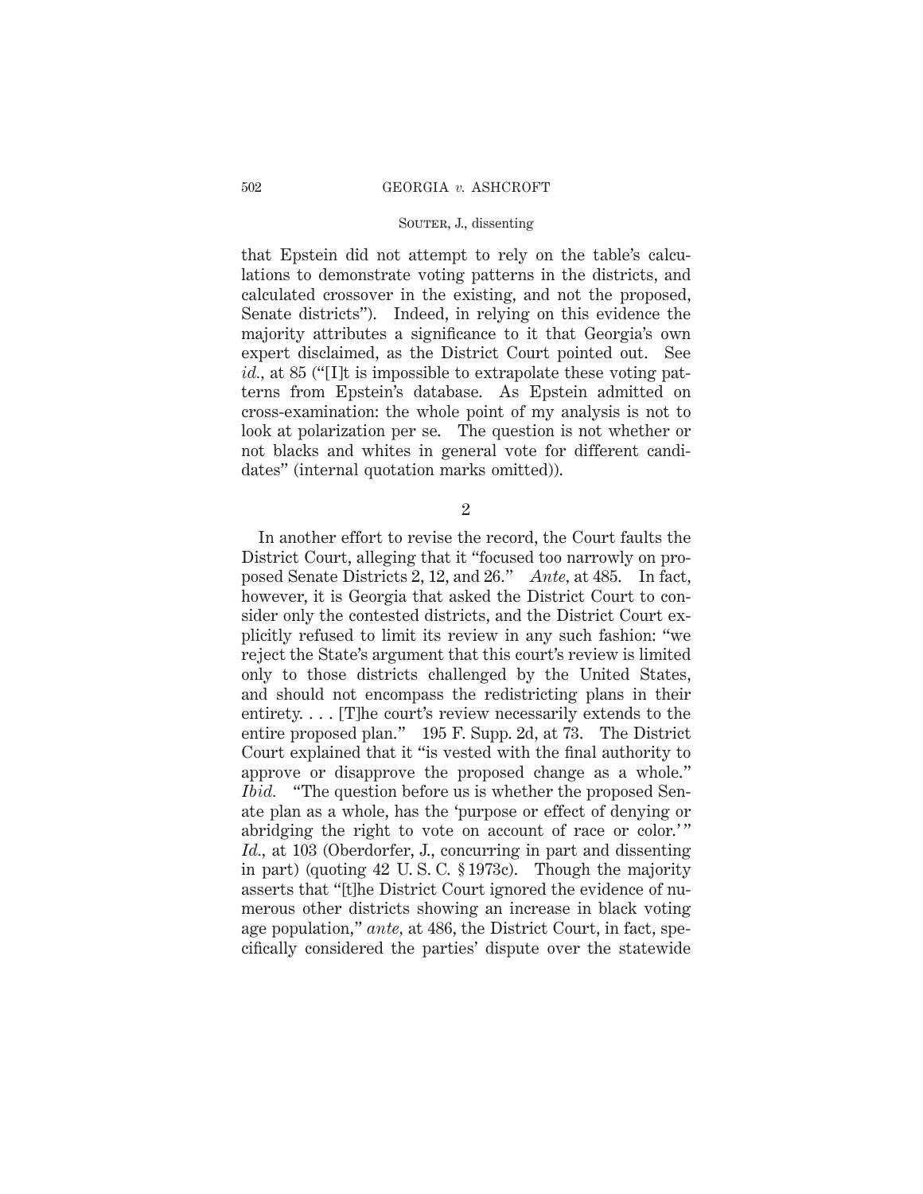that Epstein did not attempt to rely on the table's calculations to demonstrate voting patterns in the districts, and calculated crossover in the existing, and not the proposed, Senate districts"). Indeed, in relying on this evidence the majority attributes a significance to it that Georgia's own expert disclaimed, as the District Court pointed out. See *id.*, at 85 ("[I]t is impossible to extrapolate these voting patterns from Epstein's database. As Epstein admitted on cross-examination: the whole point of my analysis is not to look at polarization per se. The question is not whether or not blacks and whites in general vote for different candidates" (internal quotation marks omitted)).

2

In another effort to revise the record, the Court faults the District Court, alleging that it "focused too narrowly on proposed Senate Districts 2, 12, and 26." *Ante*, at 485. In fact, however, it is Georgia that asked the District Court to consider only the contested districts, and the District Court explicitly refused to limit its review in any such fashion: "we reject the State's argument that this court's review is limited only to those districts challenged by the United States, and should not encompass the redistricting plans in their entirety. . . . [T]he court's review necessarily extends to the entire proposed plan." 195 F. Supp. 2d, at 73. The District Court explained that it "is vested with the final authority to approve or disapprove the proposed change as a whole." *Ibid.* "The question before us is whether the proposed Senate plan as a whole, has the 'purpose or effect of denying or abridging the right to vote on account of race or color.'" *Id.*, at 103 (Oberdorfer, J., concurring in part and dissenting in part) (quoting 42 U. S. C. § 1973c). Though the majority asserts that "[t]he District Court ignored the evidence of numerous other districts showing an increase in black voting age population," *ante*, at 486, the District Court, in fact, specifically considered the parties' dispute over the statewide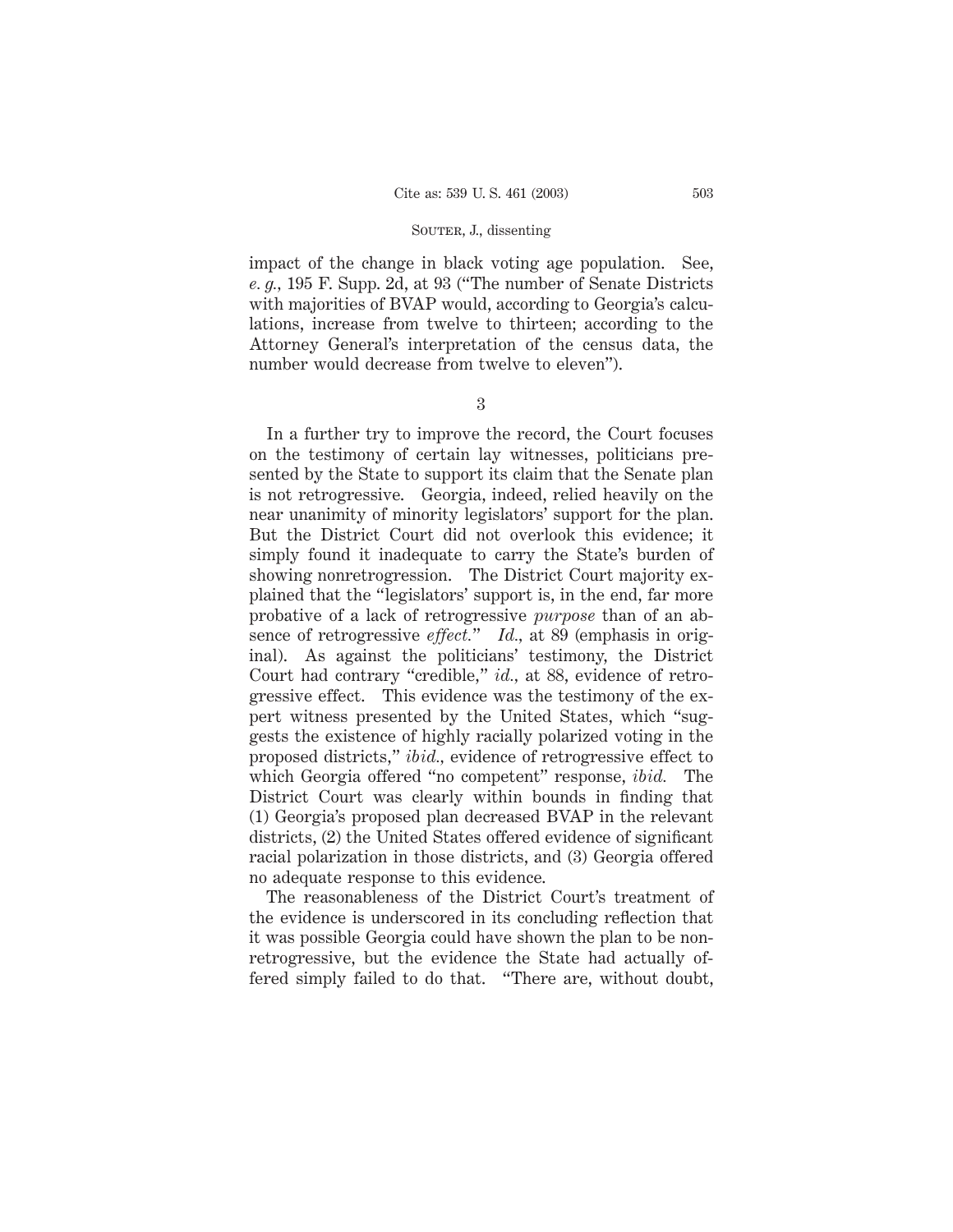impact of the change in black voting age population. See, *e. g.*, 195 F. Supp. 2d, at 93 ("The number of Senate Districts with majorities of BVAP would, according to Georgia's calculations, increase from twelve to thirteen; according to the Attorney General's interpretation of the census data, the number would decrease from twelve to eleven").

3

In a further try to improve the record, the Court focuses on the testimony of certain lay witnesses, politicians presented by the State to support its claim that the Senate plan is not retrogressive. Georgia, indeed, relied heavily on the near unanimity of minority legislators' support for the plan. But the District Court did not overlook this evidence; it simply found it inadequate to carry the State's burden of showing nonretrogression. The District Court majority explained that the "legislators' support is, in the end, far more probative of a lack of retrogressive *purpose* than of an absence of retrogressive *effect.*" *Id.*, at 89 (emphasis in original). As against the politicians' testimony, the District Court had contrary "credible," *id.*, at 88, evidence of retrogressive effect. This evidence was the testimony of the expert witness presented by the United States, which "suggests the existence of highly racially polarized voting in the proposed districts," *ibid.*, evidence of retrogressive effect to which Georgia offered "no competent" response, *ibid.* The District Court was clearly within bounds in finding that (1) Georgia's proposed plan decreased BVAP in the relevant districts, (2) the United States offered evidence of significant racial polarization in those districts, and (3) Georgia offered no adequate response to this evidence.

The reasonableness of the District Court's treatment of the evidence is underscored in its concluding reflection that it was possible Georgia could have shown the plan to be nonretrogressive, but the evidence the State had actually offered simply failed to do that. "There are, without doubt,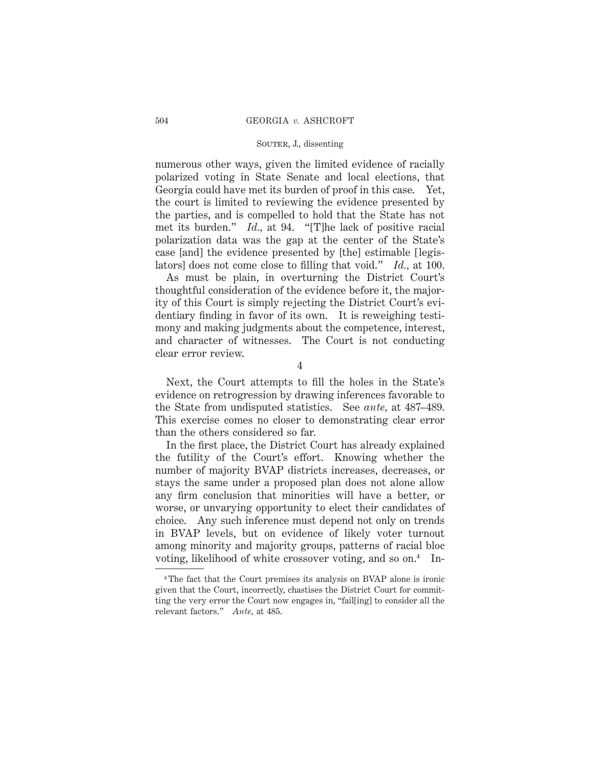numerous other ways, given the limited evidence of racially polarized voting in State Senate and local elections, that Georgia could have met its burden of proof in this case. Yet, the court is limited to reviewing the evidence presented by the parties, and is compelled to hold that the State has not met its burden." *Id.*, at 94. "[T]he lack of positive racial polarization data was the gap at the center of the State's case [and] the evidence presented by [the] estimable [legislators] does not come close to filling that void." *Id.*, at 100.

As must be plain, in overturning the District Court's thoughtful consideration of the evidence before it, the majority of this Court is simply rejecting the District Court's evidentiary finding in favor of its own. It is reweighing testimony and making judgments about the competence, interest, and character of witnesses. The Court is not conducting clear error review.

4

Next, the Court attempts to fill the holes in the State's evidence on retrogression by drawing inferences favorable to the State from undisputed statistics. See *ante*, at 487–489. This exercise comes no closer to demonstrating clear error than the others considered so far.

In the first place, the District Court has already explained the futility of the Court's effort. Knowing whether the number of majority BVAP districts increases, decreases, or stays the same under a proposed plan does not alone allow any firm conclusion that minorities will have a better, or worse, or unvarying opportunity to elect their candidates of choice. Any such inference must depend not only on trends in BVAP levels, but on evidence of likely voter turnout among minority and majority groups, patterns of racial bloc voting, likelihood of white crossover voting, and so on.[4] In-

[4] The fact that the Court premises its analysis on BVAP alone is ironic given that the Court, incorrectly, chastises the District Court for committing the very error the Court now engages in, "fail[ing] to consider all the relevant factors." *Ante*, at 485.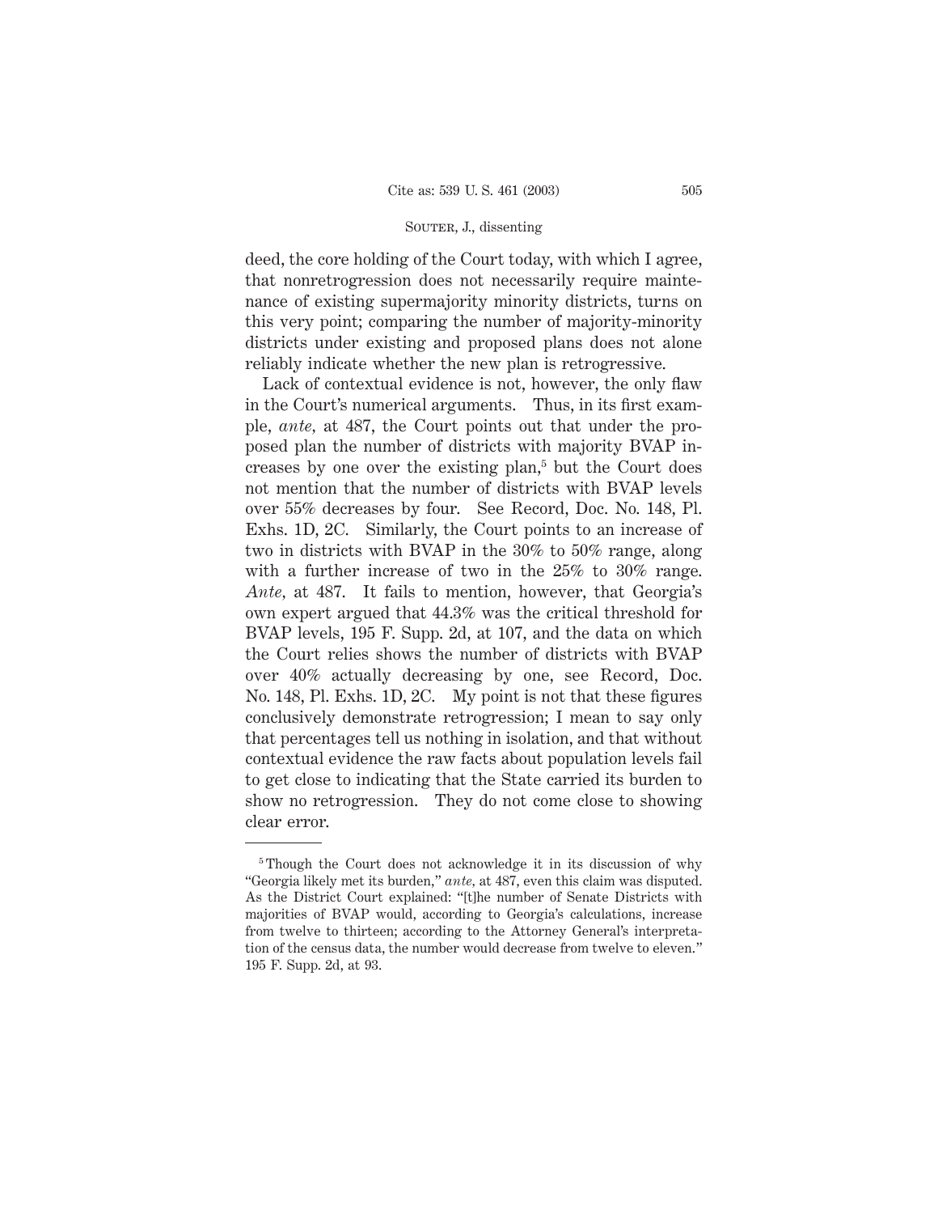deed, the core holding of the Court today, with which I agree, that nonretrogression does not necessarily require maintenance of existing supermajority minority districts, turns on this very point; comparing the number of majority-minority districts under existing and proposed plans does not alone reliably indicate whether the new plan is retrogressive.

Lack of contextual evidence is not, however, the only flaw in the Court's numerical arguments. Thus, in its first example, *ante*, at 487, the Court points out that under the proposed plan the number of districts with majority BVAP increases by one over the existing plan,[5] but the Court does not mention that the number of districts with BVAP levels over 55% decreases by four. See Record, Doc. No. 148, Pl. Exhs. 1D, 2C. Similarly, the Court points to an increase of two in districts with BVAP in the 30% to 50% range, along with a further increase of two in the 25% to 30% range. *Ante*, at 487. It fails to mention, however, that Georgia's own expert argued that 44.3% was the critical threshold for BVAP levels, 195 F. Supp. 2d, at 107, and the data on which the Court relies shows the number of districts with BVAP over 40% actually decreasing by one, see Record, Doc. No. 148, Pl. Exhs. 1D, 2C. My point is not that these figures conclusively demonstrate retrogression; I mean to say only that percentages tell us nothing in isolation, and that without contextual evidence the raw facts about population levels fail to get close to indicating that the State carried its burden to show no retrogression. They do not come close to showing clear error.

---

[5] Though the Court does not acknowledge it in its discussion of why "Georgia likely met its burden," *ante*, at 487, even this claim was disputed. As the District Court explained: "[t]he number of Senate Districts with majorities of BVAP would, according to Georgia's calculations, increase from twelve to thirteen; according to the Attorney General's interpretation of the census data, the number would decrease from twelve to eleven." 195 F. Supp. 2d, at 93.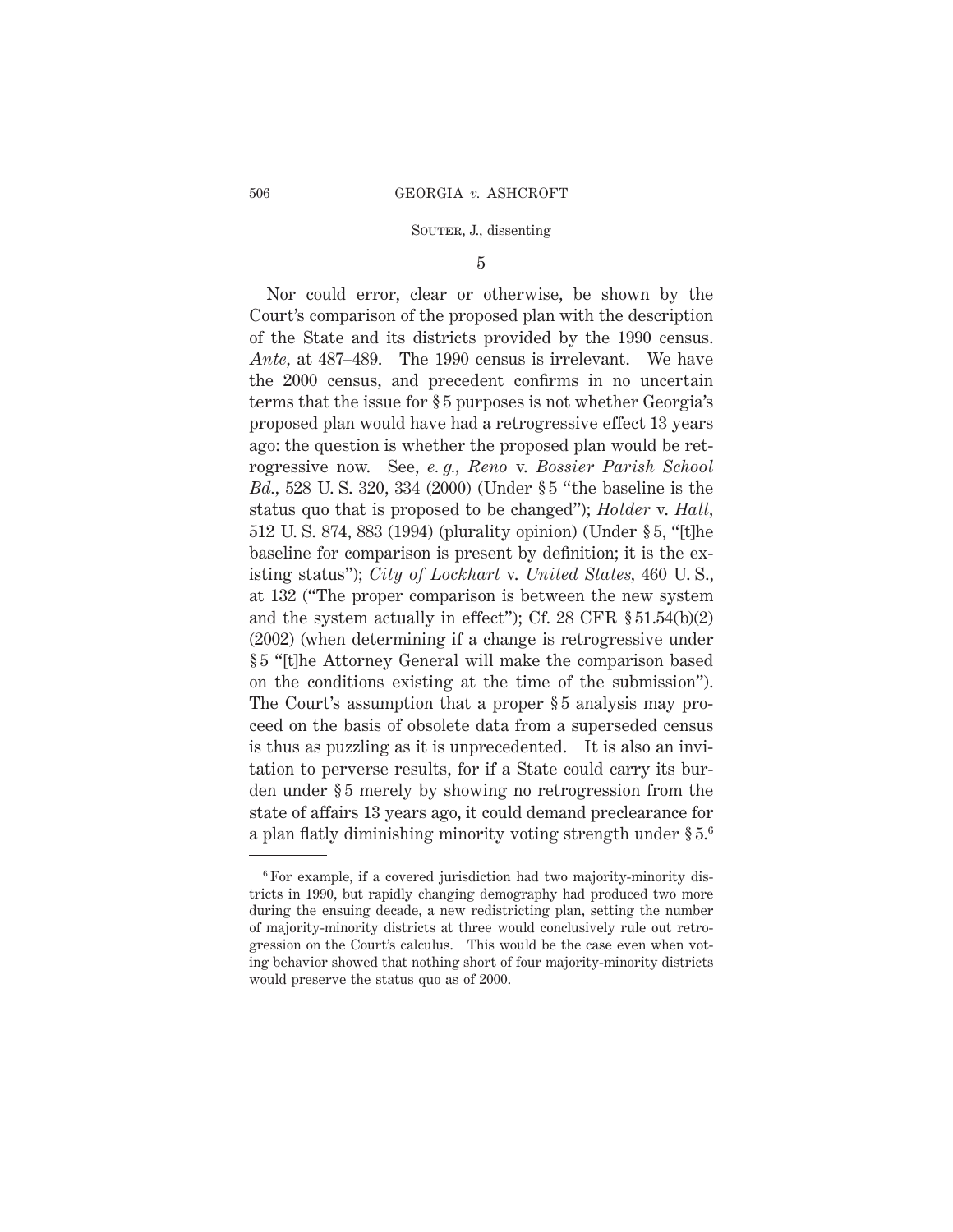5

Nor could error, clear or otherwise, be shown by the Court's comparison of the proposed plan with the description of the State and its districts provided by the 1990 census. *Ante,* at 487–489. The 1990 census is irrelevant. We have the 2000 census, and precedent confirms in no uncertain terms that the issue for § 5 purposes is not whether Georgia's proposed plan would have had a retrogressive effect 13 years ago: the question is whether the proposed plan would be retrogressive now. See, *e. g., Reno* v. *Bossier Parish School Bd.,* 528 U. S. 320, 334 (2000) (Under § 5 "the baseline is the status quo that is proposed to be changed"); *Holder* v. *Hall,* 512 U. S. 874, 883 (1994) (plurality opinion) (Under § 5, "[t]he baseline for comparison is present by definition; it is the existing status"); *City of Lockhart* v. *United States,* 460 U. S., at 132 ("The proper comparison is between the new system and the system actually in effect"); Cf. 28 CFR § 51.54(b)(2) (2002) (when determining if a change is retrogressive under § 5 "[t]he Attorney General will make the comparison based on the conditions existing at the time of the submission"). The Court's assumption that a proper § 5 analysis may proceed on the basis of obsolete data from a superseded census is thus as puzzling as it is unprecedented. It is also an invitation to perverse results, for if a State could carry its burden under § 5 merely by showing no retrogression from the state of affairs 13 years ago, it could demand preclearance for a plan flatly diminishing minority voting strength under § 5.[6]

---

[6] For example, if a covered jurisdiction had two majority-minority districts in 1990, but rapidly changing demography had produced two more during the ensuing decade, a new redistricting plan, setting the number of majority-minority districts at three would conclusively rule out retrogression on the Court's calculus. This would be the case even when voting behavior showed that nothing short of four majority-minority districts would preserve the status quo as of 2000.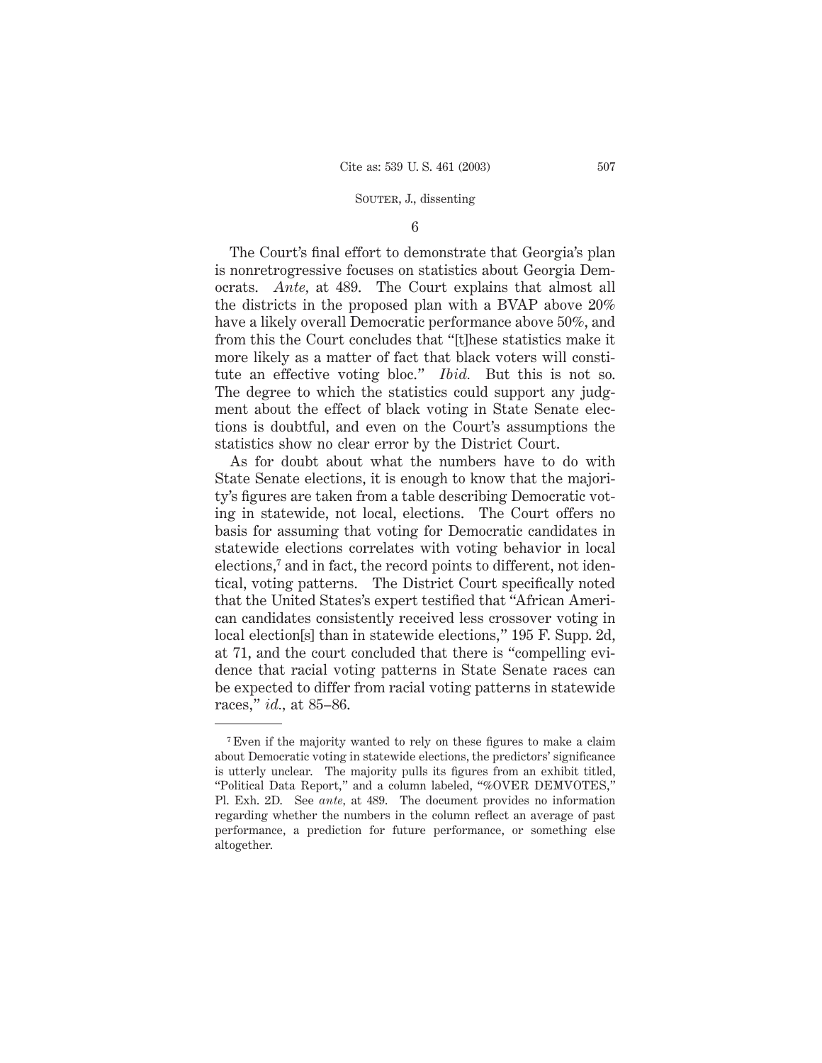6

The Court's final effort to demonstrate that Georgia's plan is nonretrogressive focuses on statistics about Georgia Democrats. *Ante*, at 489. The Court explains that almost all the districts in the proposed plan with a BVAP above 20% have a likely overall Democratic performance above 50%, and from this the Court concludes that "[t]hese statistics make it more likely as a matter of fact that black voters will constitute an effective voting bloc." *Ibid.* But this is not so. The degree to which the statistics could support any judgment about the effect of black voting in State Senate elections is doubtful, and even on the Court's assumptions the statistics show no clear error by the District Court.

As for doubt about what the numbers have to do with State Senate elections, it is enough to know that the majority's figures are taken from a table describing Democratic voting in statewide, not local, elections. The Court offers no basis for assuming that voting for Democratic candidates in statewide elections correlates with voting behavior in local elections,[7] and in fact, the record points to different, not identical, voting patterns. The District Court specifically noted that the United States's expert testified that "African American candidates consistently received less crossover voting in local election[s] than in statewide elections," 195 F. Supp. 2d, at 71, and the court concluded that there is "compelling evidence that racial voting patterns in State Senate races can be expected to differ from racial voting patterns in statewide races," *id.*, at 85–86.

---

[7] Even if the majority wanted to rely on these figures to make a claim about Democratic voting in statewide elections, the predictors' significance is utterly unclear. The majority pulls its figures from an exhibit titled, "Political Data Report," and a column labeled, "%OVER DEMVOTES," Pl. Exh. 2D. See *ante*, at 489. The document provides no information regarding whether the numbers in the column reflect an average of past performance, a prediction for future performance, or something else altogether.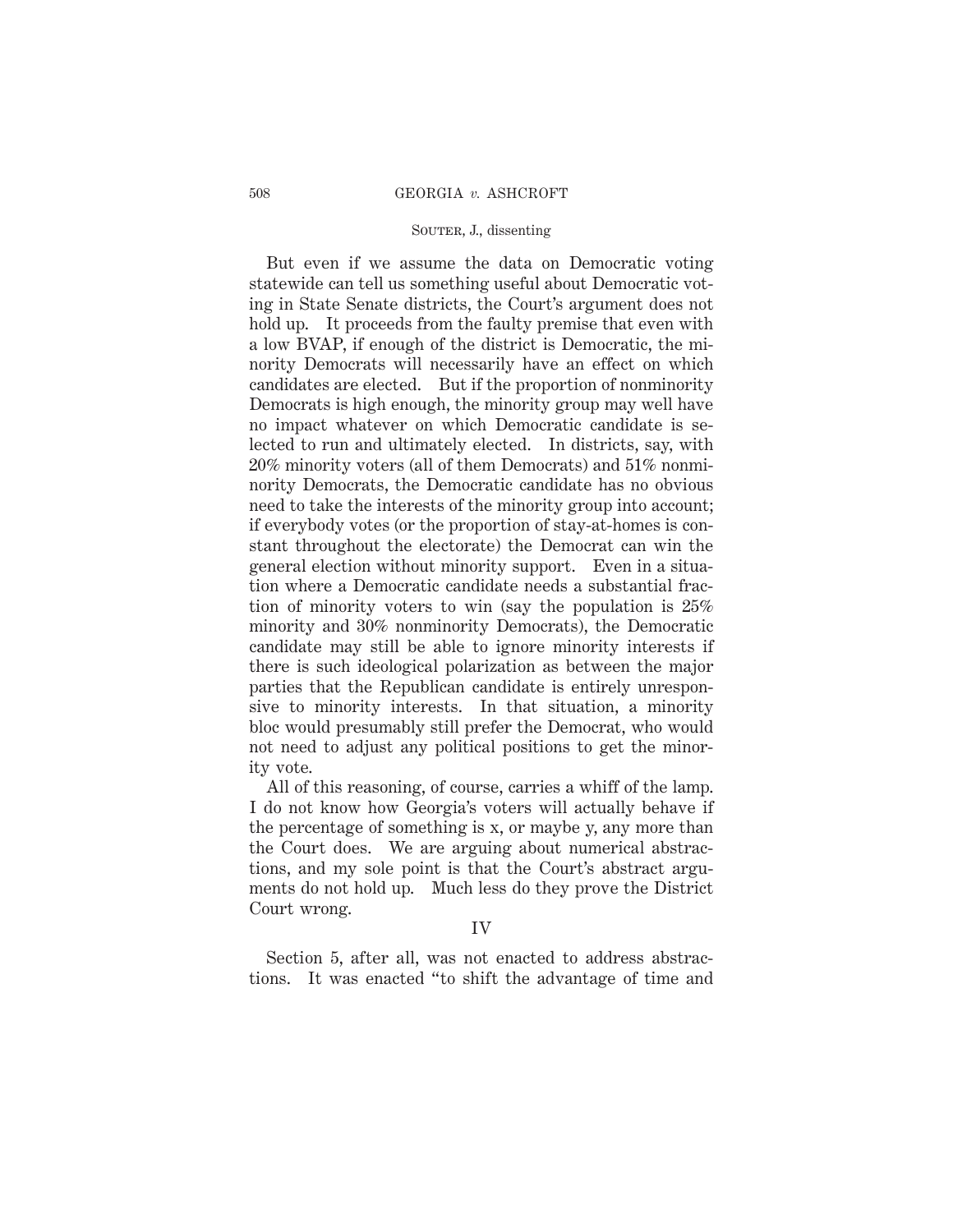But even if we assume the data on Democratic voting statewide can tell us something useful about Democratic voting in State Senate districts, the Court's argument does not hold up. It proceeds from the faulty premise that even with a low BVAP, if enough of the district is Democratic, the minority Democrats will necessarily have an effect on which candidates are elected. But if the proportion of nonminority Democrats is high enough, the minority group may well have no impact whatever on which Democratic candidate is selected to run and ultimately elected. In districts, say, with 20% minority voters (all of them Democrats) and 51% nonminority Democrats, the Democratic candidate has no obvious need to take the interests of the minority group into account; if everybody votes (or the proportion of stay-at-homes is constant throughout the electorate) the Democrat can win the general election without minority support. Even in a situation where a Democratic candidate needs a substantial fraction of minority voters to win (say the population is 25% minority and 30% nonminority Democrats), the Democratic candidate may still be able to ignore minority interests if there is such ideological polarization as between the major parties that the Republican candidate is entirely unresponsive to minority interests. In that situation, a minority bloc would presumably still prefer the Democrat, who would not need to adjust any political positions to get the minority vote.

All of this reasoning, of course, carries a whiff of the lamp. I do not know how Georgia's voters will actually behave if the percentage of something is x, or maybe y, any more than the Court does. We are arguing about numerical abstractions, and my sole point is that the Court's abstract arguments do not hold up. Much less do they prove the District Court wrong.

## IV

Section 5, after all, was not enacted to address abstractions. It was enacted "to shift the advantage of time and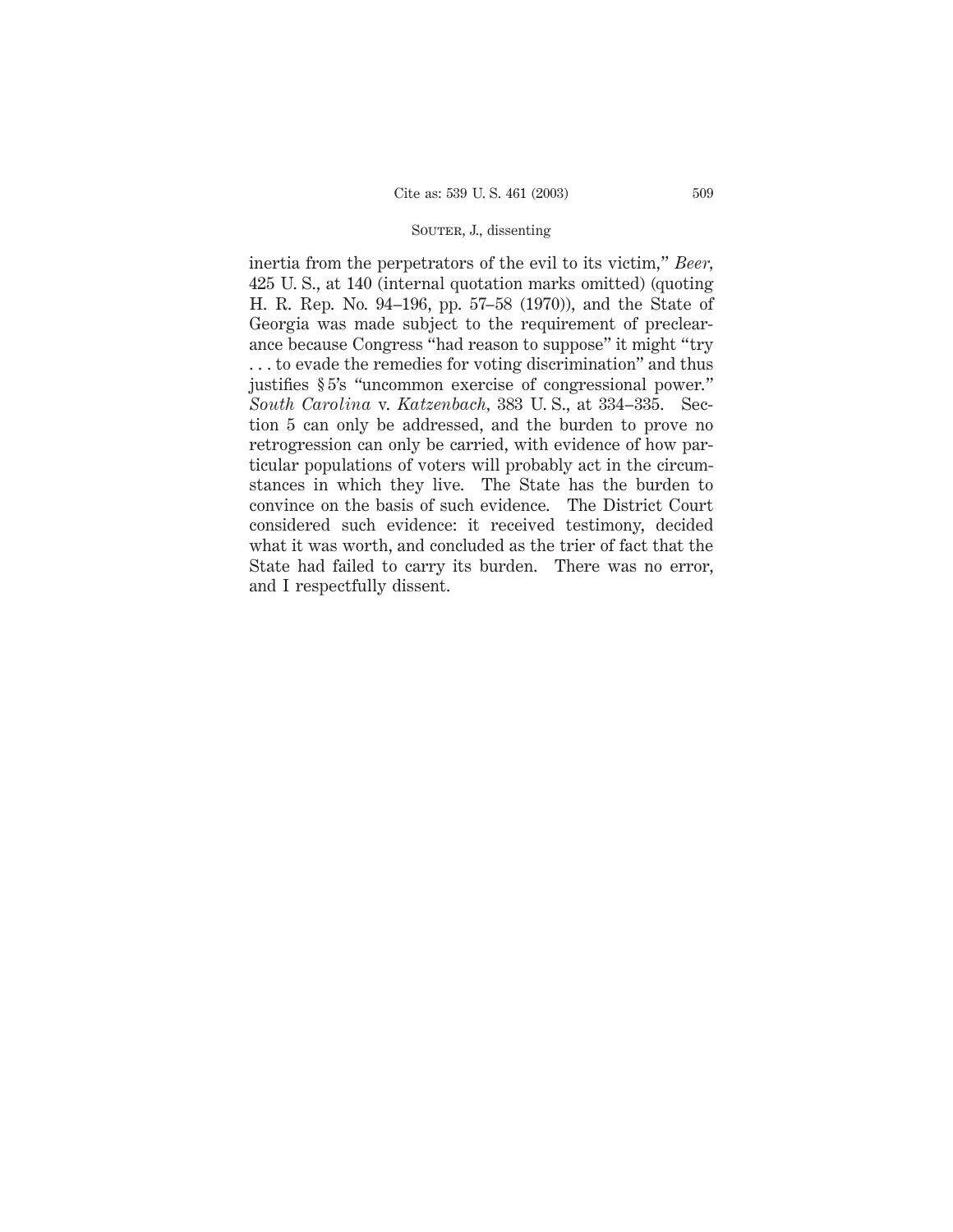inertia from the perpetrators of the evil to its victim," *Beer*, 425 U. S., at 140 (internal quotation marks omitted) (quoting H. R. Rep. No. 94–196, pp. 57–58 (1970)), and the State of Georgia was made subject to the requirement of preclearance because Congress "had reason to suppose" it might "try . . . to evade the remedies for voting discrimination" and thus justifies § 5's "uncommon exercise of congressional power." *South Carolina* v. *Katzenbach*, 383 U. S., at 334–335. Section 5 can only be addressed, and the burden to prove no retrogression can only be carried, with evidence of how particular populations of voters will probably act in the circumstances in which they live. The State has the burden to convince on the basis of such evidence. The District Court considered such evidence: it received testimony, decided what it was worth, and concluded as the trier of fact that the State had failed to carry its burden. There was no error, and I respectfully dissent.